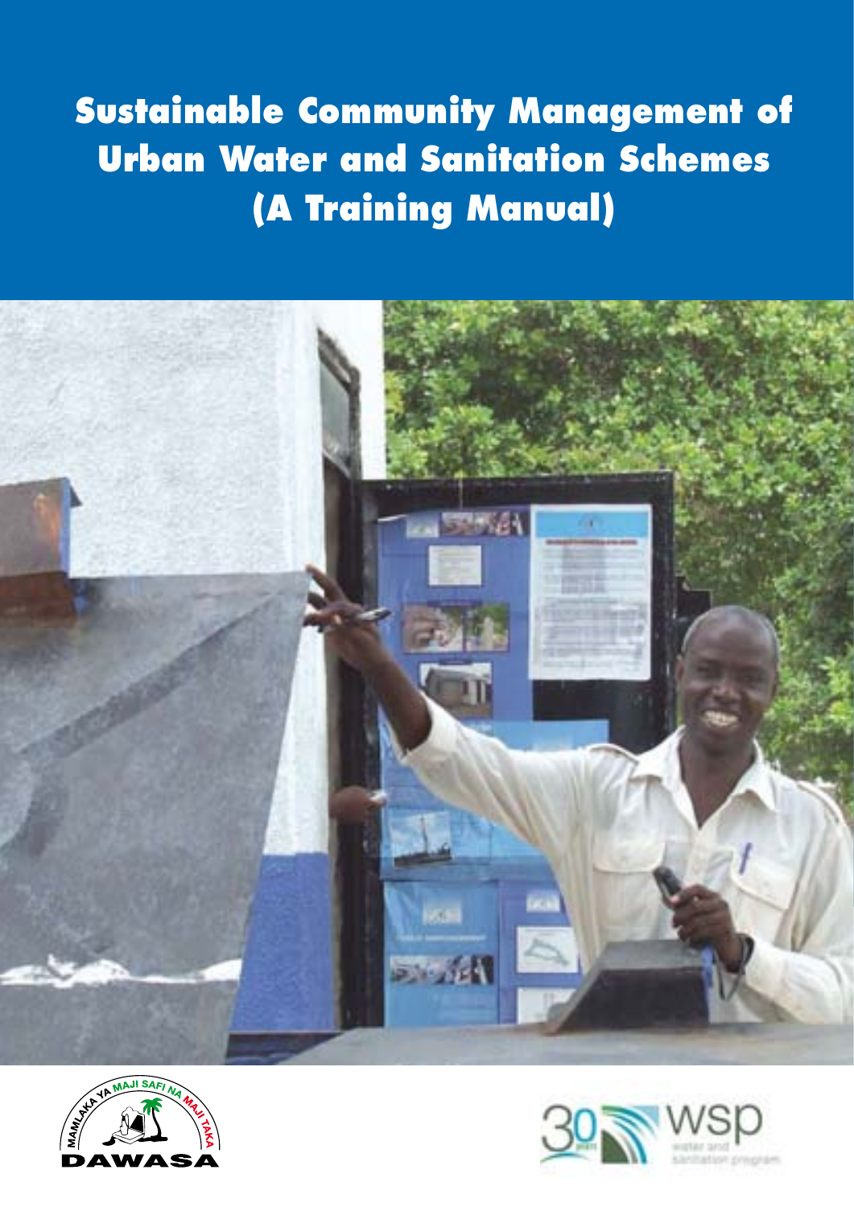# Sustainable Community Management of Urban Water and Sanitation Schemes (A Training Manual)

MAMLAKA YA MAJI SAFI NA MAJI TAKA

DAWASA

30 years wsp water and sanitation program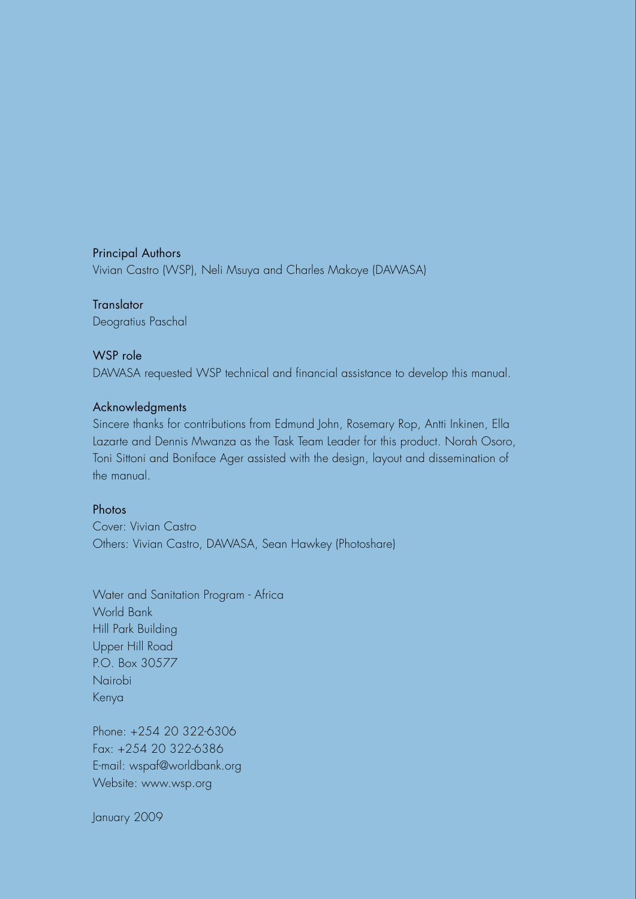### Principal Authors

Vivian Castro (WSP), Neli Msuya and Charles Makoye (DAWASA)

### Translator

Deogratius Paschal

### WSP role

DAWASA requested WSP technical and financial assistance to develop this manual.

### Acknowledgments

Sincere thanks for contributions from Edmund John, Rosemary Rop, Antti Inkinen, Ella Lazarte and Dennis Mwanza as the Task Team Leader for this product. Norah Osoro, Toni Sittoni and Boniface Ager assisted with the design, layout and dissemination of the manual.

### Photos

Cover: Vivian Castro
Others: Vivian Castro, DAWASA, Sean Hawkey (Photoshare)

Water and Sanitation Program - Africa
World Bank
Hill Park Building
Upper Hill Road
P.O. Box 30577
Nairobi
Kenya

Phone: +254 20 322-6306
Fax: +254 20 322-6386
E-mail: wspaf@worldbank.org
Website: www.wsp.org

January 2009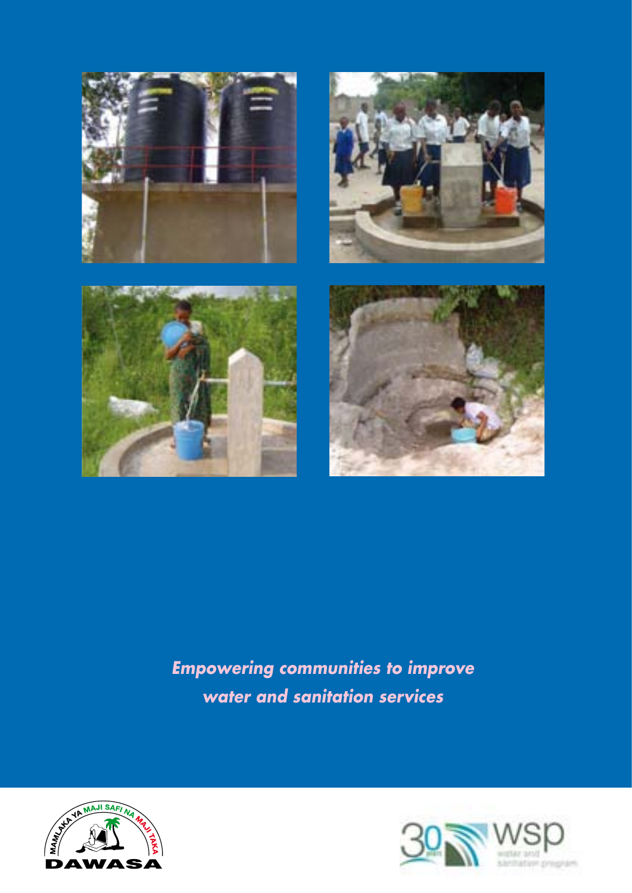*Empowering communities to improve water and sanitation services*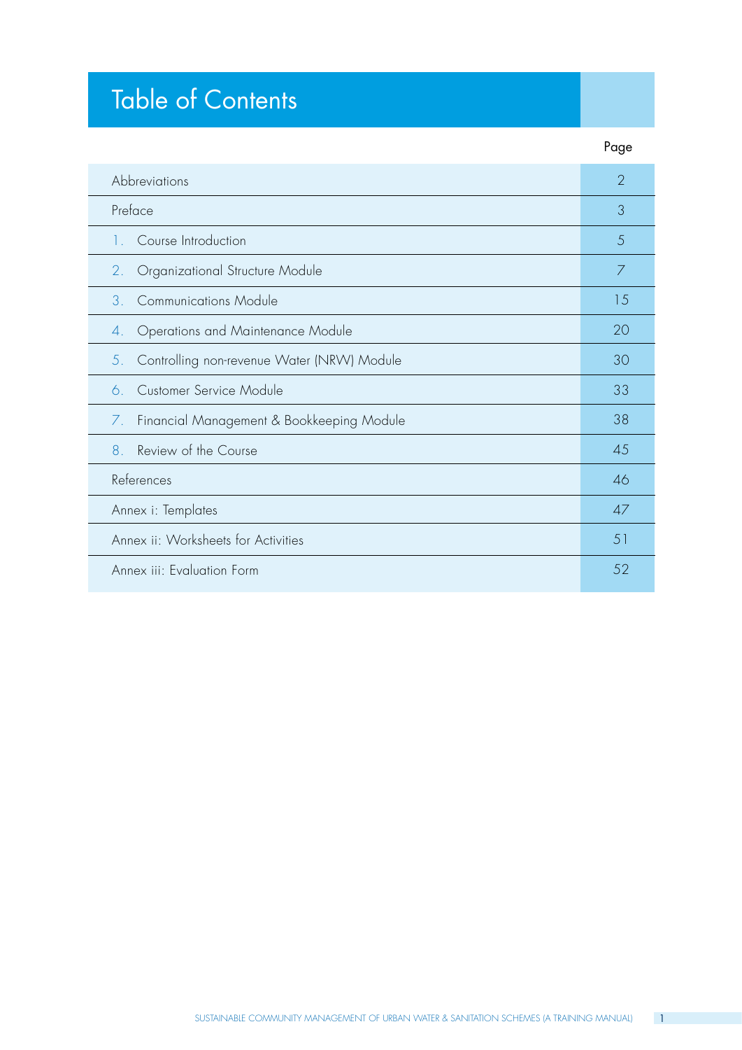# Table of Contents

| | Page |
|---|---|
| Abbreviations | 2 |
| Preface | 3 |
| 1. Course Introduction | 5 |
| 2. Organizational Structure Module | 7 |
| 3. Communications Module | 15 |
| 4. Operations and Maintenance Module | 20 |
| 5. Controlling non-revenue Water (NRW) Module | 30 |
| 6. Customer Service Module | 33 |
| 7. Financial Management & Bookkeeping Module | 38 |
| 8. Review of the Course | 45 |
| References | 46 |
| Annex i: Templates | 47 |
| Annex ii: Worksheets for Activities | 51 |
| Annex iii: Evaluation Form | 52 |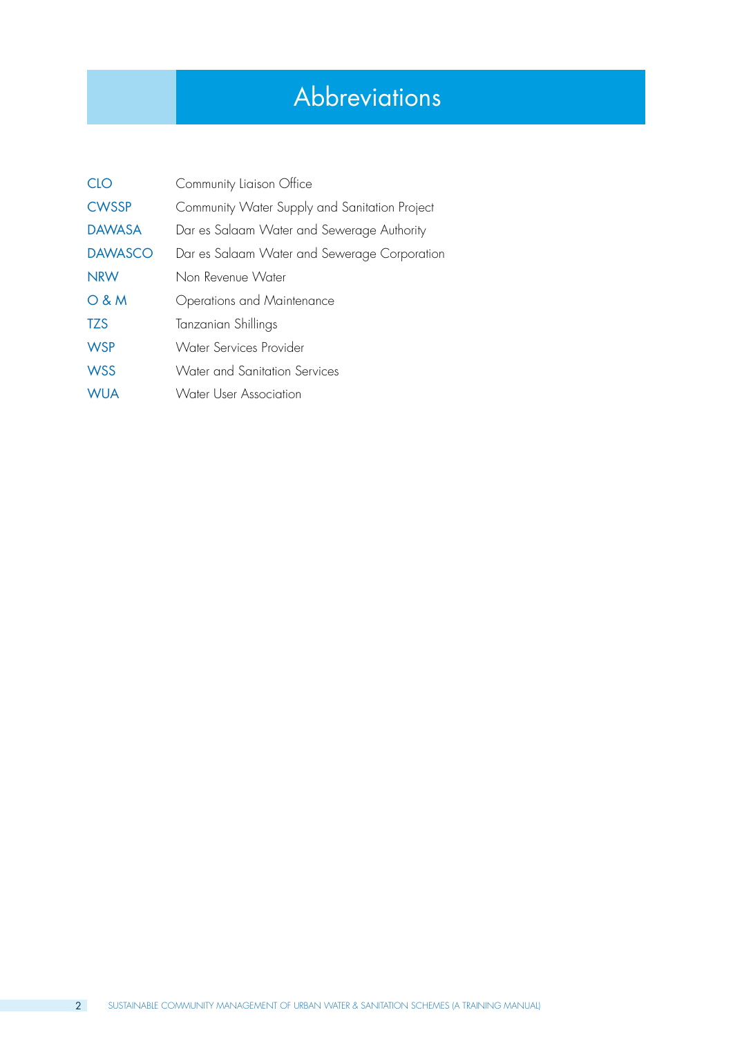# Abbreviations

| | |
|---|---|
| CLO | Community Liaison Office |
| CWSSP | Community Water Supply and Sanitation Project |
| DAWASA | Dar es Salaam Water and Sewerage Authority |
| DAWASCO | Dar es Salaam Water and Sewerage Corporation |
| NRW | Non Revenue Water |
| O & M | Operations and Maintenance |
| TZS | Tanzanian Shillings |
| WSP | Water Services Provider |
| WSS | Water and Sanitation Services |
| WUA | Water User Association |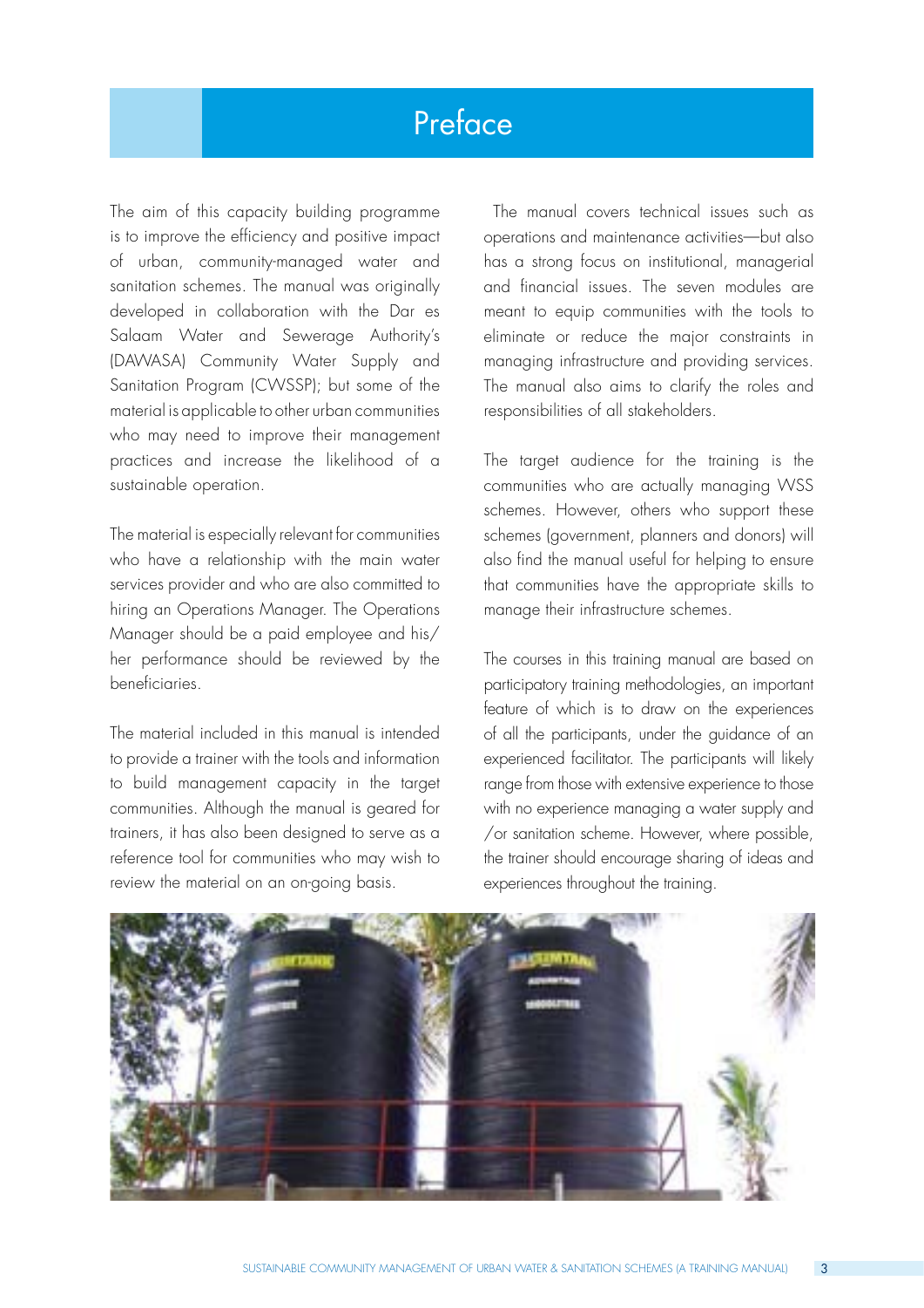# Preface

The aim of this capacity building programme is to improve the efficiency and positive impact of urban, community-managed water and sanitation schemes. The manual was originally developed in collaboration with the Dar es Salaam Water and Sewerage Authority's (DAWASA) Community Water Supply and Sanitation Program (CWSSP); but some of the material is applicable to other urban communities who may need to improve their management practices and increase the likelihood of a sustainable operation.

The material is especially relevant for communities who have a relationship with the main water services provider and who are also committed to hiring an Operations Manager. The Operations Manager should be a paid employee and his/her performance should be reviewed by the beneficiaries.

The material included in this manual is intended to provide a trainer with the tools and information to build management capacity in the target communities. Although the manual is geared for trainers, it has also been designed to serve as a reference tool for communities who may wish to review the material on an on-going basis.

The manual covers technical issues such as operations and maintenance activities—but also has a strong focus on institutional, managerial and financial issues. The seven modules are meant to equip communities with the tools to eliminate or reduce the major constraints in managing infrastructure and providing services. The manual also aims to clarify the roles and responsibilities of all stakeholders.

The target audience for the training is the communities who are actually managing WSS schemes. However, others who support these schemes (government, planners and donors) will also find the manual useful for helping to ensure that communities have the appropriate skills to manage their infrastructure schemes.

The courses in this training manual are based on participatory training methodologies, an important feature of which is to draw on the experiences of all the participants, under the guidance of an experienced facilitator. The participants will likely range from those with extensive experience to those with no experience managing a water supply and /or sanitation scheme. However, where possible, the trainer should encourage sharing of ideas and experiences throughout the training.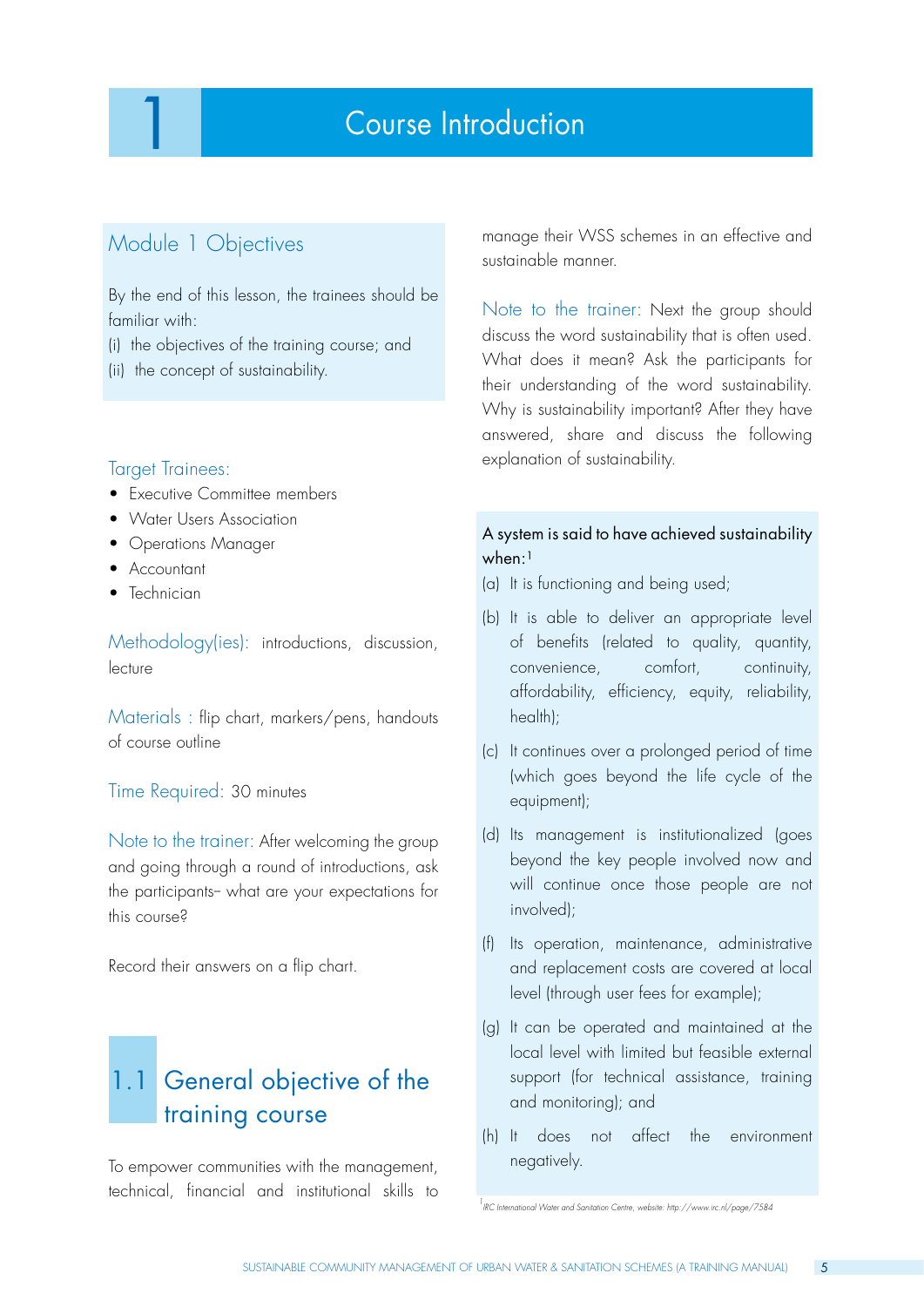# 1 Course Introduction

## Module 1 Objectives

By the end of this lesson, the trainees should be familiar with:

(i) the objectives of the training course; and

(ii) the concept of sustainability.

**Target Trainees:**

- Executive Committee members
- Water Users Association
- Operations Manager
- Accountant
- Technician

**Methodology(ies):** introductions, discussion, lecture

**Materials :** flip chart, markers/pens, handouts of course outline

**Time Required:** 30 minutes

**Note to the trainer:** After welcoming the group and going through a round of introductions, ask the participants– what are your expectations for this course?

Record their answers on a flip chart.

## 1.1 General objective of the training course

To empower communities with the management, technical, financial and institutional skills to manage their WSS schemes in an effective and sustainable manner.

**Note to the trainer:** Next the group should discuss the word sustainability that is often used. What does it mean? Ask the participants for their understanding of the word sustainability. Why is sustainability important? After they have answered, share and discuss the following explanation of sustainability.

A system is said to have achieved sustainability when:[1]

(a) It is functioning and being used;

(b) It is able to deliver an appropriate level of benefits (related to quality, quantity, convenience, comfort, continuity, affordability, efficiency, equity, reliability, health);

(c) It continues over a prolonged period of time (which goes beyond the life cycle of the equipment);

(d) Its management is institutionalized (goes beyond the key people involved now and will continue once those people are not involved);

(f) Its operation, maintenance, administrative and replacement costs are covered at local level (through user fees for example);

(g) It can be operated and maintained at the local level with limited but feasible external support (for technical assistance, training and monitoring); and

(h) It does not affect the environment negatively.

[1] IRC International Water and Sanitation Centre, website: http://www.irc.nl/page/7584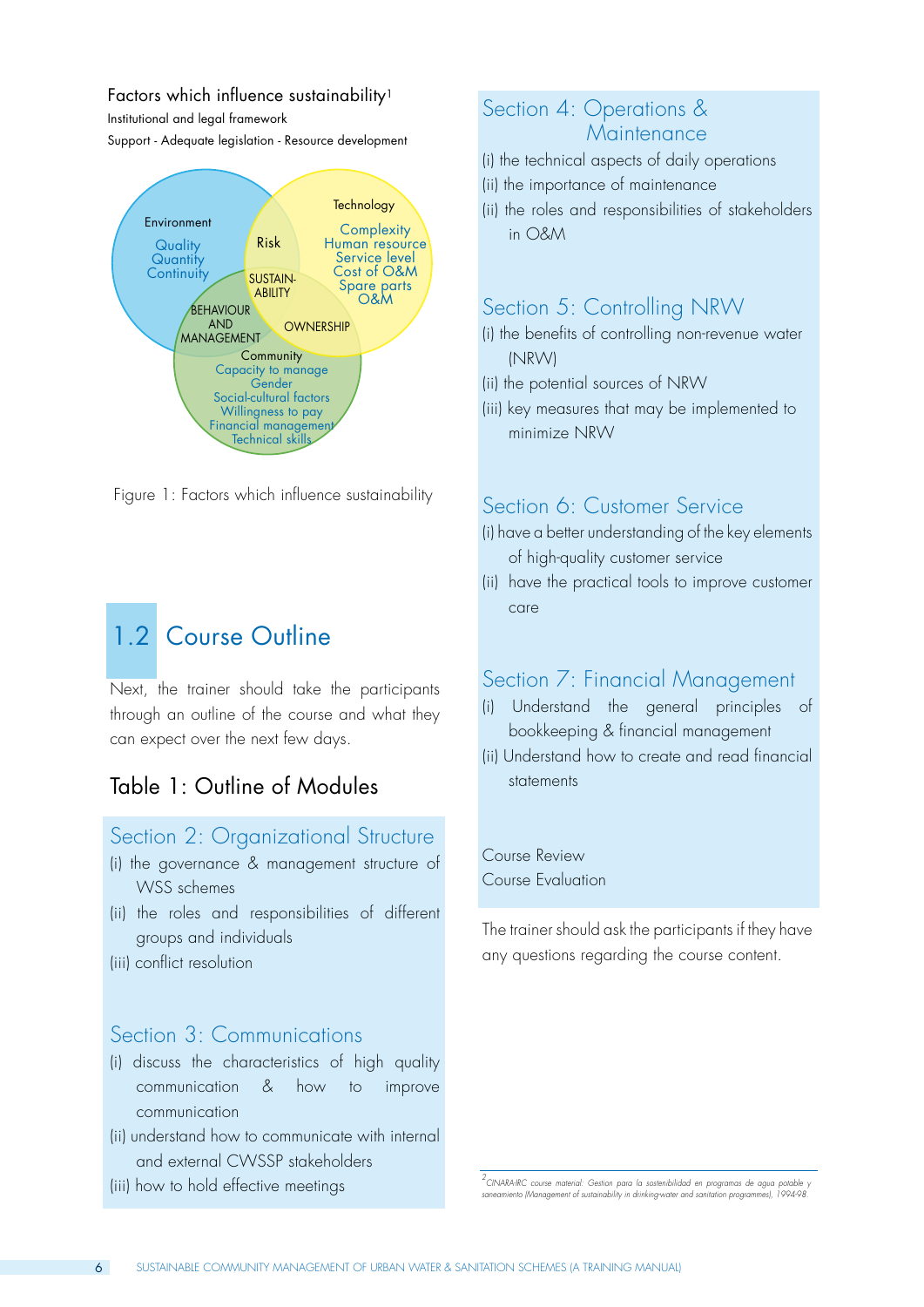Factors which influence sustainability[1]

Institutional and legal framework

Support - Adequate legislation - Resource development

Environment
Quality
Quantity
Continuity

Risk

Technology
Complexity
Human resource
Service level
Cost of O&M
Spare parts
O&M

SUSTAIN-ABILITY

BEHAVIOUR AND MANAGEMENT

OWNERSHIP

Community
Capacity to manage
Gender
Social-cultural factors
Willingness to pay
Financial management
Technical skills

Figure 1: Factors which influence sustainability

## 1.2 Course Outline

Next, the trainer should take the participants through an outline of the course and what they can expect over the next few days.

### Table 1: Outline of Modules

**Section 2: Organizational Structure**

(i) the governance & management structure of WSS schemes

(ii) the roles and responsibilities of different groups and individuals

(iii) conflict resolution

**Section 3: Communications**

(i) discuss the characteristics of high quality communication & how to improve communication

(ii) understand how to communicate with internal and external CWSSP stakeholders

(iii) how to hold effective meetings

**Section 4: Operations & Maintenance**

(i) the technical aspects of daily operations

(ii) the importance of maintenance

(ii) the roles and responsibilities of stakeholders in O&M

**Section 5: Controlling NRW**

(i) the benefits of controlling non-revenue water (NRW)

(ii) the potential sources of NRW

(iii) key measures that may be implemented to minimize NRW

**Section 6: Customer Service**

(i) have a better understanding of the key elements of high-quality customer service

(ii) have the practical tools to improve customer care

**Section 7: Financial Management**

(i) Understand the general principles of bookkeeping & financial management

(ii) Understand how to create and read financial statements

Course Review

Course Evaluation

The trainer should ask the participants if they have any questions regarding the course content.

[2] CINARA-IRC course material: Gestion para la sostenibilidad en programas de agua potable y saneamiento (Management of sustainability in drinking-water and sanitation programmes), 1994-98.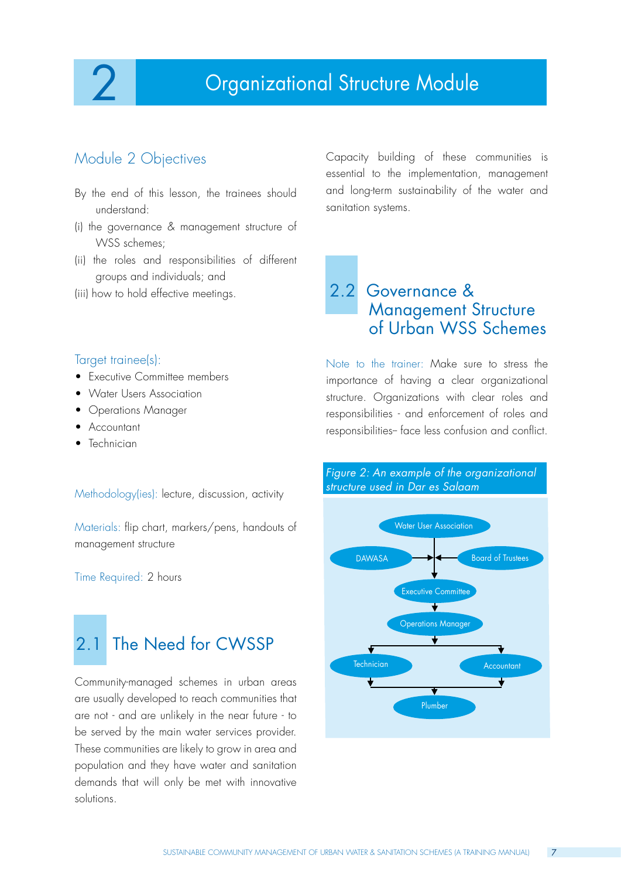# 2 Organizational Structure Module

## Module 2 Objectives

By the end of this lesson, the trainees should understand:

(i) the governance & management structure of WSS schemes;

(ii) the roles and responsibilities of different groups and individuals; and

(iii) how to hold effective meetings.

Target trainee(s):

- Executive Committee members
- Water Users Association
- Operations Manager
- Accountant
- Technician

Methodology(ies): lecture, discussion, activity

Materials: flip chart, markers/pens, handouts of management structure

Time Required: 2 hours

## 2.1 The Need for CWSSP

Community-managed schemes in urban areas are usually developed to reach communities that are not - and are unlikely in the near future - to be served by the main water services provider. These communities are likely to grow in area and population and they have water and sanitation demands that will only be met with innovative solutions.

Capacity building of these communities is essential to the implementation, management and long-term sustainability of the water and sanitation systems.

## 2.2 Governance & Management Structure of Urban WSS Schemes

Note to the trainer: Make sure to stress the importance of having a clear organizational structure. Organizations with clear roles and responsibilities - and enforcement of roles and responsibilities– face less confusion and conflict.

*Figure 2: An example of the organizational structure used in Dar es Salaam*

Water User Association

DAWASA → ← Board of Trustees

Executive Committee

Operations Manager

Technician | Accountant

Plumber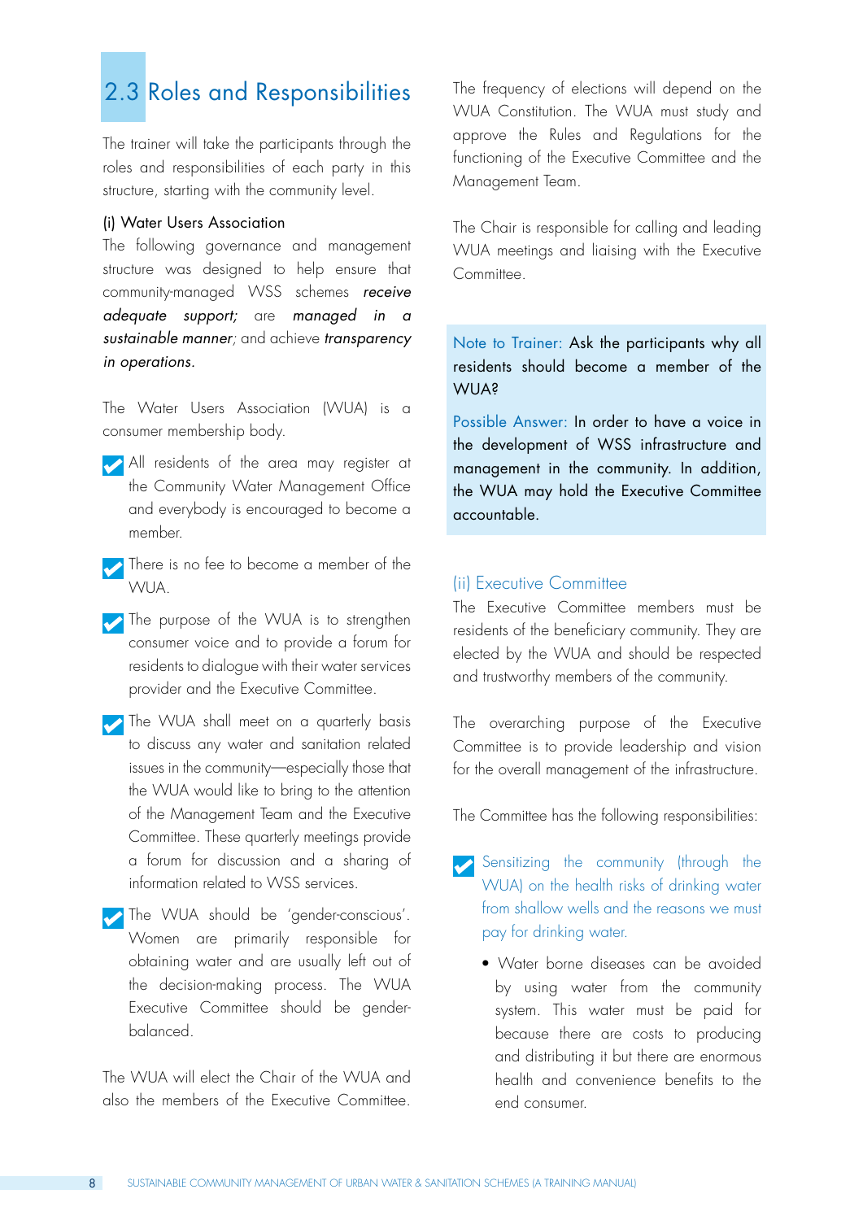## 2.3 Roles and Responsibilities

The trainer will take the participants through the roles and responsibilities of each party in this structure, starting with the community level.

### (i) Water Users Association

The following governance and management structure was designed to help ensure that community-managed WSS schemes *receive adequate support;* are *managed in a sustainable manner*; and achieve *transparency in operations*.

The Water Users Association (WUA) is a consumer membership body.

- All residents of the area may register at the Community Water Management Office and everybody is encouraged to become a member.
- There is no fee to become a member of the WUA.
- The purpose of the WUA is to strengthen consumer voice and to provide a forum for residents to dialogue with their water services provider and the Executive Committee.
- The WUA shall meet on a quarterly basis to discuss any water and sanitation related issues in the community—especially those that the WUA would like to bring to the attention of the Management Team and the Executive Committee. These quarterly meetings provide a forum for discussion and a sharing of information related to WSS services.
- The WUA should be 'gender-conscious'. Women are primarily responsible for obtaining water and are usually left out of the decision-making process. The WUA Executive Committee should be gender-balanced.

The WUA will elect the Chair of the WUA and also the members of the Executive Committee. The frequency of elections will depend on the WUA Constitution. The WUA must study and approve the Rules and Regulations for the functioning of the Executive Committee and the Management Team.

The Chair is responsible for calling and leading WUA meetings and liaising with the Executive Committee.

> Note to Trainer: Ask the participants why all residents should become a member of the WUA?
>
> Possible Answer: In order to have a voice in the development of WSS infrastructure and management in the community. In addition, the WUA may hold the Executive Committee accountable.

### (ii) Executive Committee

The Executive Committee members must be residents of the beneficiary community. They are elected by the WUA and should be respected and trustworthy members of the community.

The overarching purpose of the Executive Committee is to provide leadership and vision for the overall management of the infrastructure.

The Committee has the following responsibilities:

- Sensitizing the community (through the WUA) on the health risks of drinking water from shallow wells and the reasons we must pay for drinking water.
  - Water borne diseases can be avoided by using water from the community system. This water must be paid for because there are costs to producing and distributing it but there are enormous health and convenience benefits to the end consumer.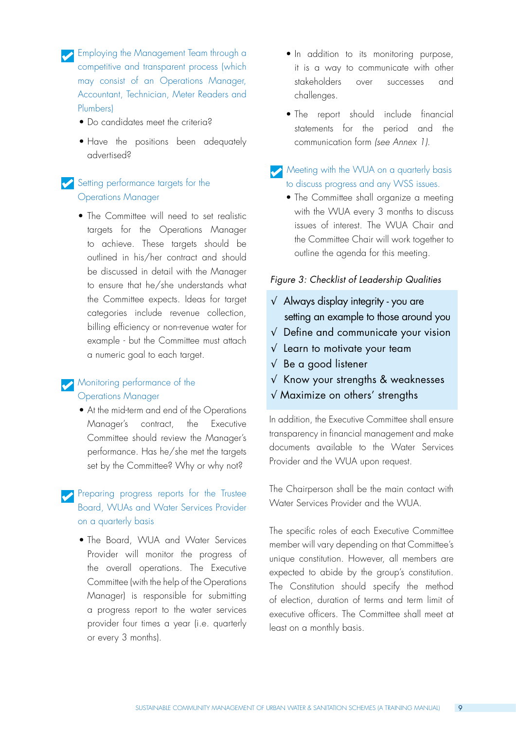- ✔ **Employing the Management Team through a competitive and transparent process (which may consist of an Operations Manager, Accountant, Technician, Meter Readers and Plumbers)**
  - Do candidates meet the criteria?
  - Have the positions been adequately advertised?

- ✔ **Setting performance targets for the Operations Manager**
  - The Committee will need to set realistic targets for the Operations Manager to achieve. These targets should be outlined in his/her contract and should be discussed in detail with the Manager to ensure that he/she understands what the Committee expects. Ideas for target categories include revenue collection, billing efficiency or non-revenue water for example - but the Committee must attach a numeric goal to each target.

- ✔ **Monitoring performance of the Operations Manager**
  - At the mid-term and end of the Operations Manager's contract, the Executive Committee should review the Manager's performance. Has he/she met the targets set by the Committee? Why or why not?

- ✔ **Preparing progress reports for the Trustee Board, WUAs and Water Services Provider on a quarterly basis**
  - The Board, WUA and Water Services Provider will monitor the progress of the overall operations. The Executive Committee (with the help of the Operations Manager) is responsible for submitting a progress report to the water services provider four times a year (i.e. quarterly or every 3 months).
  - In addition to its monitoring purpose, it is a way to communicate with other stakeholders over successes and challenges.
  - The report should include financial statements for the period and the communication form *(see Annex 1).*

- ✔ **Meeting with the WUA on a quarterly basis to discuss progress and any WSS issues.**
  - The Committee shall organize a meeting with the WUA every 3 months to discuss issues of interest. The WUA Chair and the Committee Chair will work together to outline the agenda for this meeting.

*Figure 3: Checklist of Leadership Qualities*

√ Always display integrity - you are setting an example to those around you
√ Define and communicate your vision
√ Learn to motivate your team
√ Be a good listener
√ Know your strengths & weaknesses
√ Maximize on others' strengths

In addition, the Executive Committee shall ensure transparency in financial management and make documents available to the Water Services Provider and the WUA upon request.

The Chairperson shall be the main contact with Water Services Provider and the WUA.

The specific roles of each Executive Committee member will vary depending on that Committee's unique constitution. However, all members are expected to abide by the group's constitution. The Constitution should specify the method of election, duration of terms and term limit of executive officers. The Committee shall meet at least on a monthly basis.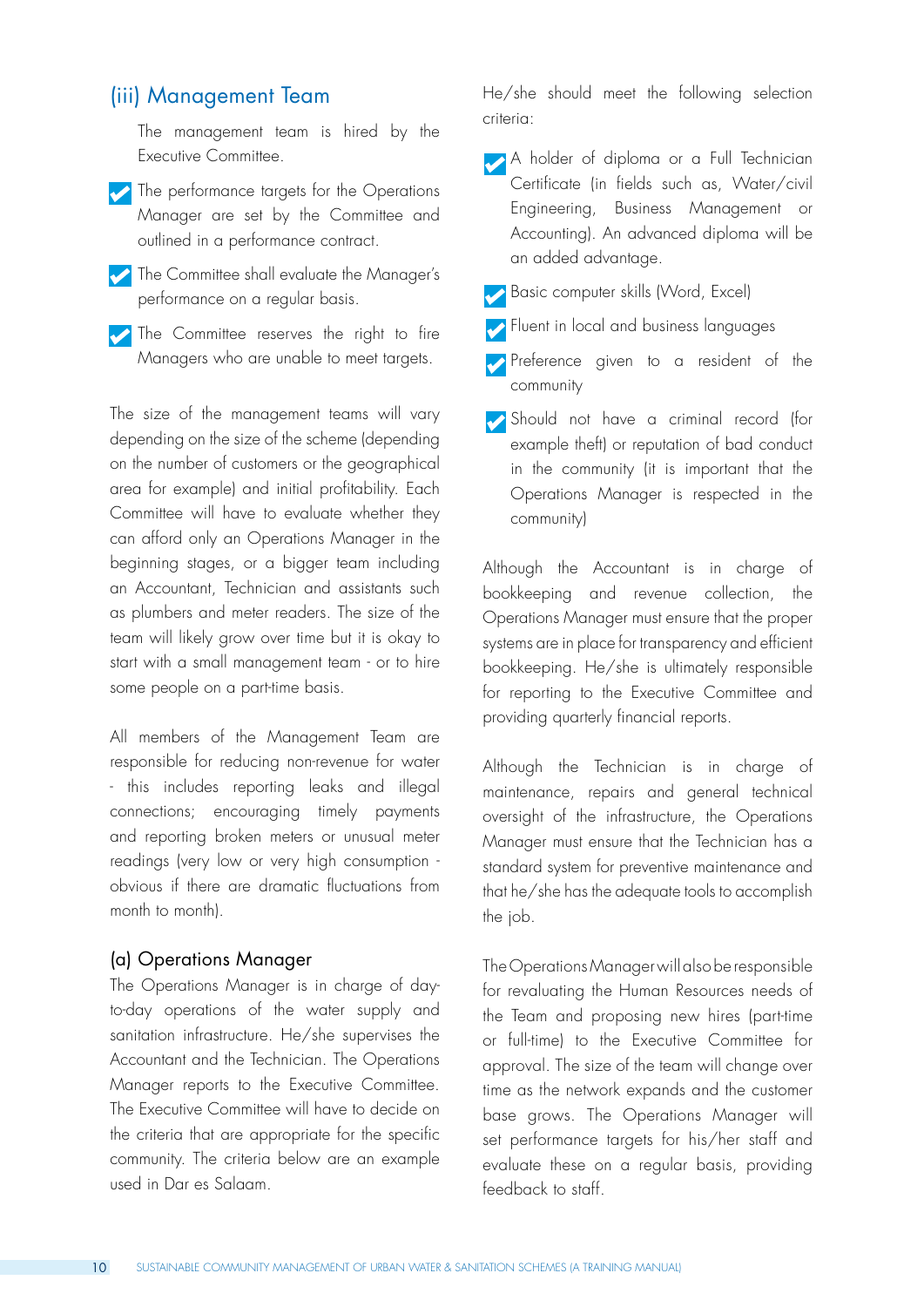## (iii) Management Team

The management team is hired by the Executive Committee.

- The performance targets for the Operations Manager are set by the Committee and outlined in a performance contract.
- The Committee shall evaluate the Manager's performance on a regular basis.
- The Committee reserves the right to fire Managers who are unable to meet targets.

The size of the management teams will vary depending on the size of the scheme (depending on the number of customers or the geographical area for example) and initial profitability. Each Committee will have to evaluate whether they can afford only an Operations Manager in the beginning stages, or a bigger team including an Accountant, Technician and assistants such as plumbers and meter readers. The size of the team will likely grow over time but it is okay to start with a small management team - or to hire some people on a part-time basis.

All members of the Management Team are responsible for reducing non-revenue for water - this includes reporting leaks and illegal connections; encouraging timely payments and reporting broken meters or unusual meter readings (very low or very high consumption - obvious if there are dramatic fluctuations from month to month).

### (a) Operations Manager

The Operations Manager is in charge of day-to-day operations of the water supply and sanitation infrastructure. He/she supervises the Accountant and the Technician. The Operations Manager reports to the Executive Committee. The Executive Committee will have to decide on the criteria that are appropriate for the specific community. The criteria below are an example used in Dar es Salaam.

He/she should meet the following selection criteria:

- A holder of diploma or a Full Technician Certificate (in fields such as, Water/civil Engineering, Business Management or Accounting). An advanced diploma will be an added advantage.
- Basic computer skills (Word, Excel)
- Fluent in local and business languages
- Preference given to a resident of the community
- Should not have a criminal record (for example theft) or reputation of bad conduct in the community (it is important that the Operations Manager is respected in the community)

Although the Accountant is in charge of bookkeeping and revenue collection, the Operations Manager must ensure that the proper systems are in place for transparency and efficient bookkeeping. He/she is ultimately responsible for reporting to the Executive Committee and providing quarterly financial reports.

Although the Technician is in charge of maintenance, repairs and general technical oversight of the infrastructure, the Operations Manager must ensure that the Technician has a standard system for preventive maintenance and that he/she has the adequate tools to accomplish the job.

The Operations Manager will also be responsible for revaluating the Human Resources needs of the Team and proposing new hires (part-time or full-time) to the Executive Committee for approval. The size of the team will change over time as the network expands and the customer base grows. The Operations Manager will set performance targets for his/her staff and evaluate these on a regular basis, providing feedback to staff.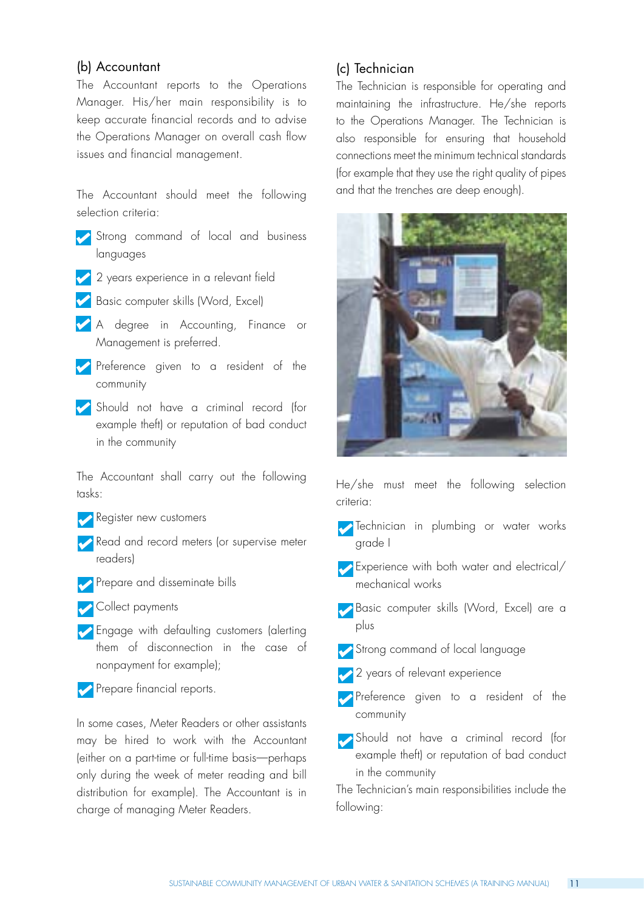### (b) Accountant

The Accountant reports to the Operations Manager. His/her main responsibility is to keep accurate financial records and to advise the Operations Manager on overall cash flow issues and financial management.

The Accountant should meet the following selection criteria:

- Strong command of local and business languages
- 2 years experience in a relevant field
- Basic computer skills (Word, Excel)
- A degree in Accounting, Finance or Management is preferred.
- Preference given to a resident of the community
- Should not have a criminal record (for example theft) or reputation of bad conduct in the community

The Accountant shall carry out the following tasks:

- Register new customers
- Read and record meters (or supervise meter readers)
- Prepare and disseminate bills
- Collect payments
- Engage with defaulting customers (alerting them of disconnection in the case of nonpayment for example);
- Prepare financial reports.

In some cases, Meter Readers or other assistants may be hired to work with the Accountant (either on a part-time or full-time basis—perhaps only during the week of meter reading and bill distribution for example). The Accountant is in charge of managing Meter Readers.

### (c) Technician

The Technician is responsible for operating and maintaining the infrastructure. He/she reports to the Operations Manager. The Technician is also responsible for ensuring that household connections meet the minimum technical standards (for example that they use the right quality of pipes and that the trenches are deep enough).

He/she must meet the following selection criteria:

- Technician in plumbing or water works grade I
- Experience with both water and electrical/mechanical works
- Basic computer skills (Word, Excel) are a plus
- Strong command of local language
- 2 years of relevant experience
- Preference given to a resident of the community
- Should not have a criminal record (for example theft) or reputation of bad conduct in the community

The Technician's main responsibilities include the following: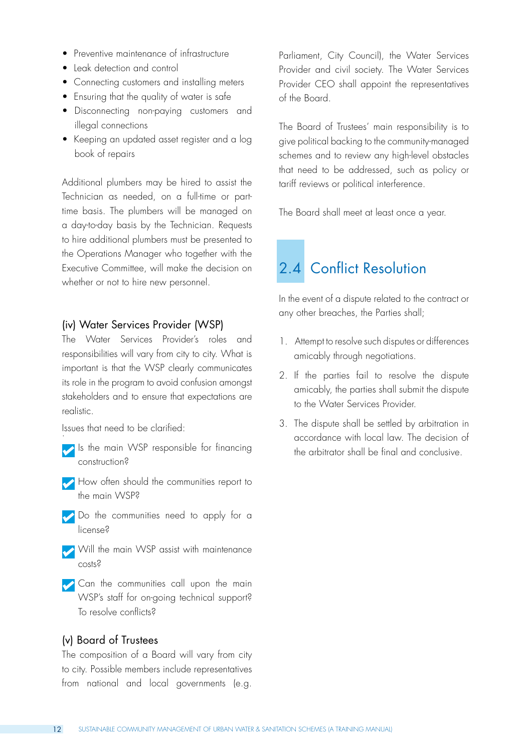- Preventive maintenance of infrastructure
- Leak detection and control
- Connecting customers and installing meters
- Ensuring that the quality of water is safe
- Disconnecting non-paying customers and illegal connections
- Keeping an updated asset register and a log book of repairs

Additional plumbers may be hired to assist the Technician as needed, on a full-time or part-time basis. The plumbers will be managed on a day-to-day basis by the Technician. Requests to hire additional plumbers must be presented to the Operations Manager who together with the Executive Committee, will make the decision on whether or not to hire new personnel.

### (iv) Water Services Provider (WSP)

The Water Services Provider's roles and responsibilities will vary from city to city. What is important is that the WSP clearly communicates its role in the program to avoid confusion amongst stakeholders and to ensure that expectations are realistic.

Issues that need to be clarified:

- Is the main WSP responsible for financing construction?
- How often should the communities report to the main WSP?
- Do the communities need to apply for a license?
- Will the main WSP assist with maintenance costs?
- Can the communities call upon the main WSP's staff for on-going technical support? To resolve conflicts?

### (v) Board of Trustees

The composition of a Board will vary from city to city. Possible members include representatives from national and local governments (e.g. Parliament, City Council), the Water Services Provider and civil society. The Water Services Provider CEO shall appoint the representatives of the Board.

The Board of Trustees' main responsibility is to give political backing to the community-managed schemes and to review any high-level obstacles that need to be addressed, such as policy or tariff reviews or political interference.

The Board shall meet at least once a year.

## 2.4 Conflict Resolution

In the event of a dispute related to the contract or any other breaches, the Parties shall;

1. Attempt to resolve such disputes or differences amicably through negotiations.
2. If the parties fail to resolve the dispute amicably, the parties shall submit the dispute to the Water Services Provider.
3. The dispute shall be settled by arbitration in accordance with local law. The decision of the arbitrator shall be final and conclusive.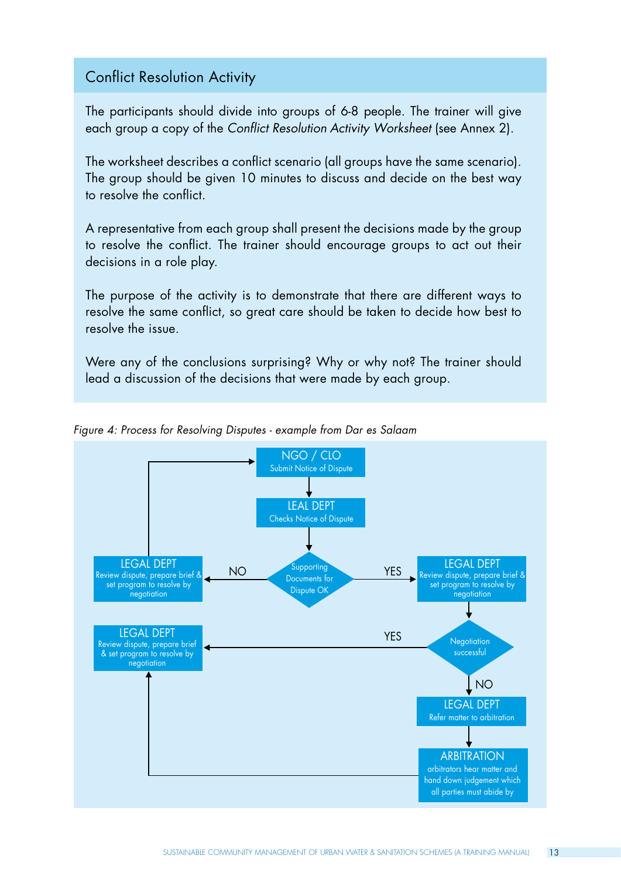## Conflict Resolution Activity

The participants should divide into groups of 6-8 people. The trainer will give each group a copy of the *Conflict Resolution Activity Worksheet* (see Annex 2).

The worksheet describes a conflict scenario (all groups have the same scenario). The group should be given 10 minutes to discuss and decide on the best way to resolve the conflict.

A representative from each group shall present the decisions made by the group to resolve the conflict. The trainer should encourage groups to act out their decisions in a role play.

The purpose of the activity is to demonstrate that there are different ways to resolve the same conflict, so great care should be taken to decide how best to resolve the issue.

Were any of the conclusions surprising? Why or why not? The trainer should lead a discussion of the decisions that were made by each group.

*Figure 4: Process for Resolving Disputes - example from Dar es Salaam*

NGO / CLO
Submit Notice of Dispute

LEAL DEPT
Checks Notice of Dispute

Supporting Documents for Dispute OK

NO → LEGAL DEPT
Review dispute, prepare brief & set program to resolve by negotiation

YES → LEGAL DEPT
Review dispute, prepare brief & set program to resolve by negotiation

Negotiation successful

YES → LEGAL DEPT
Review dispute, prepare brief & set program to resolve by negotiation

NO → LEGAL DEPT
Refer matter to arbitration

ARBITRATION
arbitrators hear matter and hand down judgement which all parties must abide by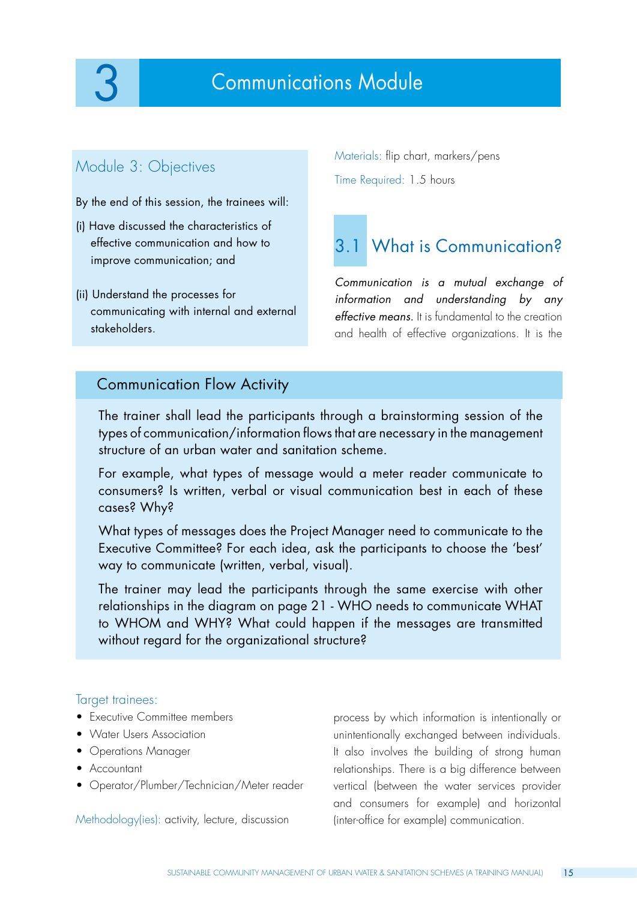# 3 Communications Module

## Module 3: Objectives

By the end of this session, the trainees will:

(i) Have discussed the characteristics of effective communication and how to improve communication; and

(ii) Understand the processes for communicating with internal and external stakeholders.

Materials: flip chart, markers/pens

Time Required: 1.5 hours

## Communication Flow Activity

The trainer shall lead the participants through a brainstorming session of the types of communication/information flows that are necessary in the management structure of an urban water and sanitation scheme.

For example, what types of message would a meter reader communicate to consumers? Is written, verbal or visual communication best in each of these cases? Why?

What types of messages does the Project Manager need to communicate to the Executive Committee? For each idea, ask the participants to choose the 'best' way to communicate (written, verbal, visual).

The trainer may lead the participants through the same exercise with other relationships in the diagram on page 21 - WHO needs to communicate WHAT to WHOM and WHY? What could happen if the messages are transmitted without regard for the organizational structure?

Target trainees:

- Executive Committee members
- Water Users Association
- Operations Manager
- Accountant
- Operator/Plumber/Technician/Meter reader

Methodology(ies): activity, lecture, discussion

## 3.1 What is Communication?

*Communication is a mutual exchange of information and understanding by any effective means.* It is fundamental to the creation and health of effective organizations. It is the process by which information is intentionally or unintentionally exchanged between individuals. It also involves the building of strong human relationships. There is a big difference between vertical (between the water services provider and consumers for example) and horizontal (inter-office for example) communication.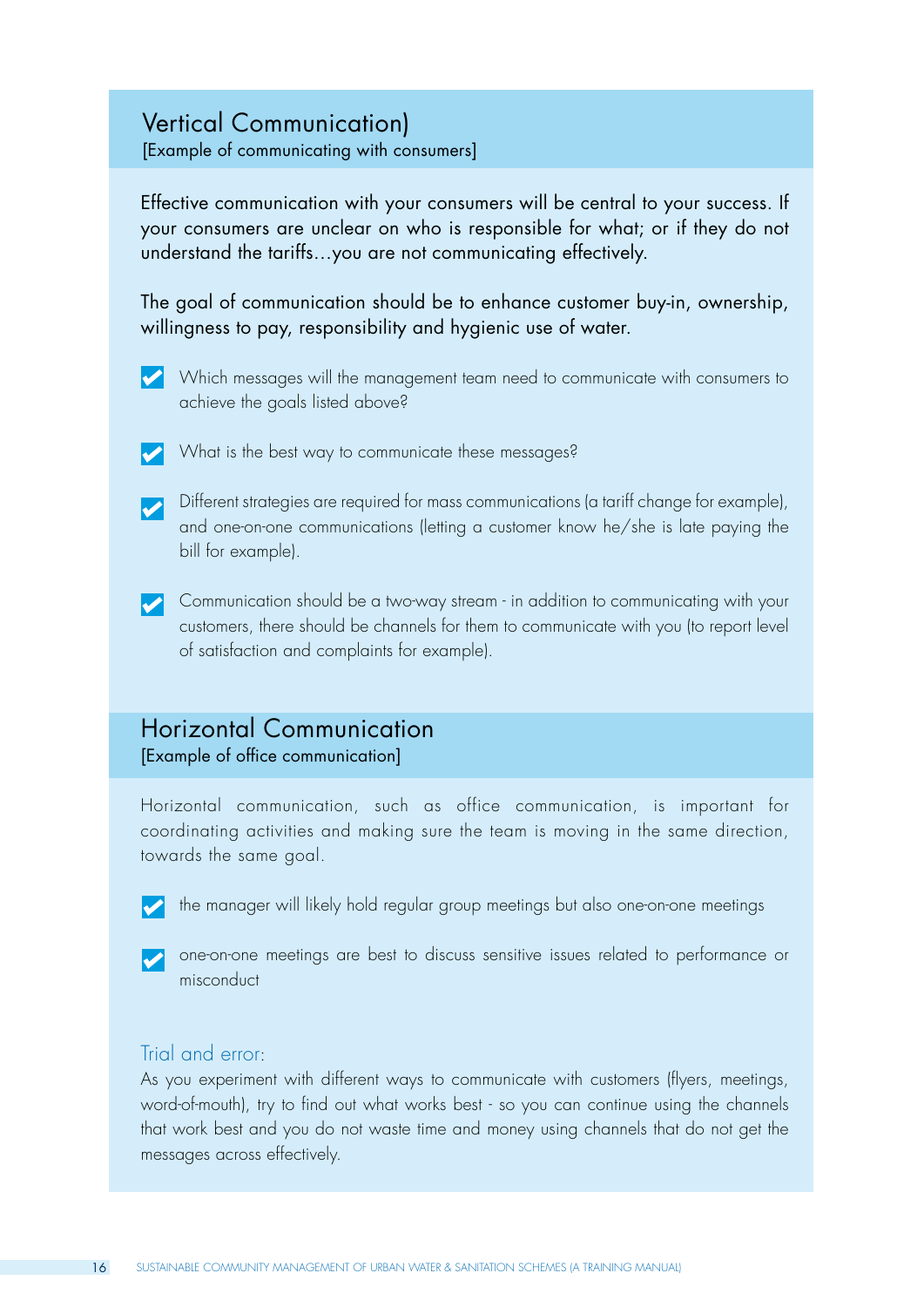## Vertical Communication)

[Example of communicating with consumers]

Effective communication with your consumers will be central to your success. If your consumers are unclear on who is responsible for what; or if they do not understand the tariffs…you are not communicating effectively.

The goal of communication should be to enhance customer buy-in, ownership, willingness to pay, responsibility and hygienic use of water.

- Which messages will the management team need to communicate with consumers to achieve the goals listed above?
- What is the best way to communicate these messages?
- Different strategies are required for mass communications (a tariff change for example), and one-on-one communications (letting a customer know he/she is late paying the bill for example).
- Communication should be a two-way stream - in addition to communicating with your customers, there should be channels for them to communicate with you (to report level of satisfaction and complaints for example).

## Horizontal Communication

[Example of office communication]

Horizontal communication, such as office communication, is important for coordinating activities and making sure the team is moving in the same direction, towards the same goal.

- the manager will likely hold regular group meetings but also one-on-one meetings
- one-on-one meetings are best to discuss sensitive issues related to performance or misconduct

### Trial and error:

As you experiment with different ways to communicate with customers (flyers, meetings, word-of-mouth), try to find out what works best - so you can continue using the channels that work best and you do not waste time and money using channels that do not get the messages across effectively.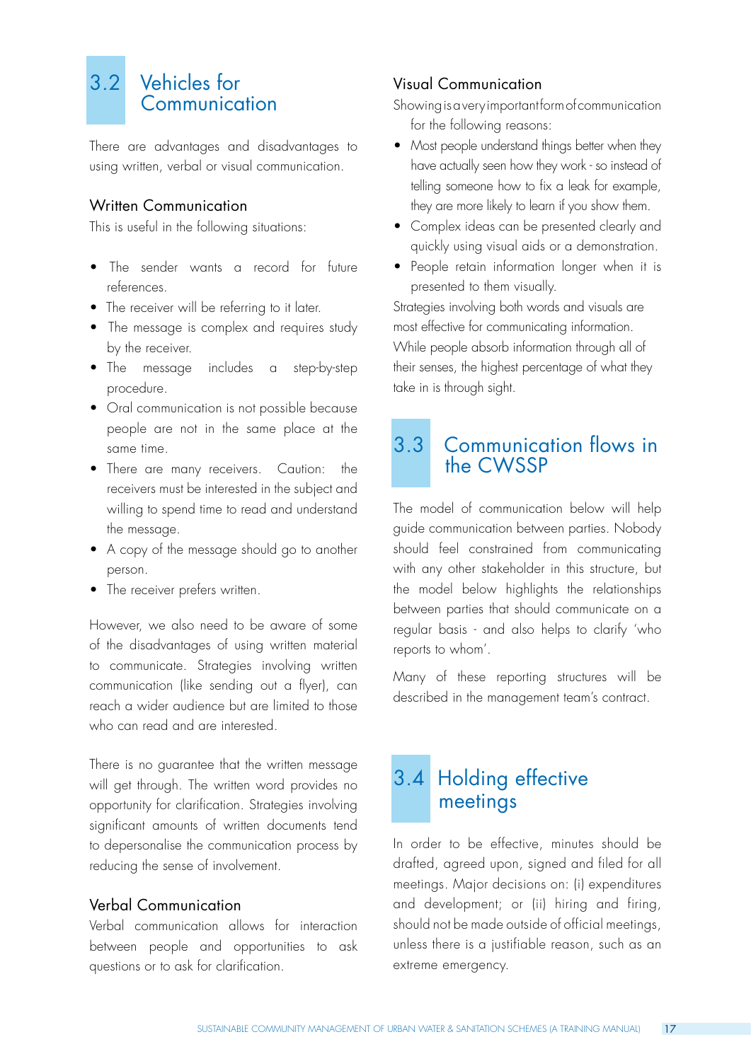## 3.2 Vehicles for Communication

There are advantages and disadvantages to using written, verbal or visual communication.

### Written Communication

This is useful in the following situations:

- The sender wants a record for future references.
- The receiver will be referring to it later.
- The message is complex and requires study by the receiver.
- The message includes a step-by-step procedure.
- Oral communication is not possible because people are not in the same place at the same time.
- There are many receivers. Caution: the receivers must be interested in the subject and willing to spend time to read and understand the message.
- A copy of the message should go to another person.
- The receiver prefers written.

However, we also need to be aware of some of the disadvantages of using written material to communicate. Strategies involving written communication (like sending out a flyer), can reach a wider audience but are limited to those who can read and are interested.

There is no guarantee that the written message will get through. The written word provides no opportunity for clarification. Strategies involving significant amounts of written documents tend to depersonalise the communication process by reducing the sense of involvement.

### Verbal Communication

Verbal communication allows for interaction between people and opportunities to ask questions or to ask for clarification.

### Visual Communication

Showing is a very important form of communication for the following reasons:

- Most people understand things better when they have actually seen how they work - so instead of telling someone how to fix a leak for example, they are more likely to learn if you show them.
- Complex ideas can be presented clearly and quickly using visual aids or a demonstration.
- People retain information longer when it is presented to them visually.

Strategies involving both words and visuals are most effective for communicating information. While people absorb information through all of their senses, the highest percentage of what they take in is through sight.

## 3.3 Communication flows in the CWSSP

The model of communication below will help guide communication between parties. Nobody should feel constrained from communicating with any other stakeholder in this structure, but the model below highlights the relationships between parties that should communicate on a regular basis - and also helps to clarify 'who reports to whom'.

Many of these reporting structures will be described in the management team's contract.

## 3.4 Holding effective meetings

In order to be effective, minutes should be drafted, agreed upon, signed and filed for all meetings. Major decisions on: (i) expenditures and development; or (ii) hiring and firing, should not be made outside of official meetings, unless there is a justifiable reason, such as an extreme emergency.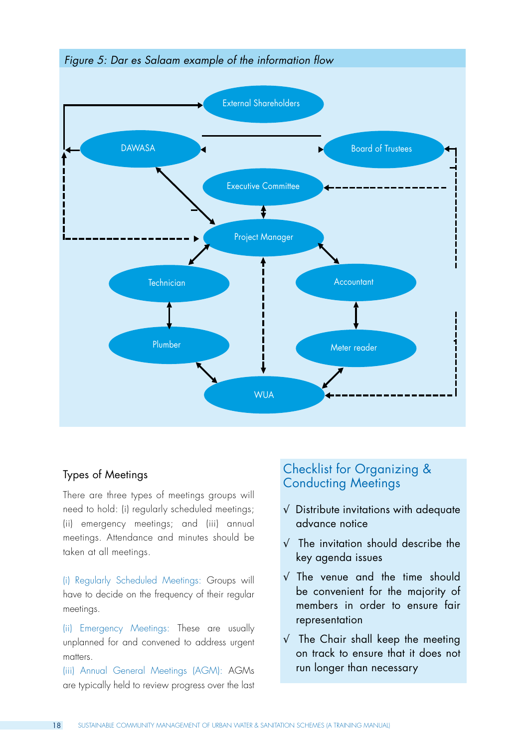*Figure 5: Dar es Salaam example of the information flow*

External Shareholders

DAWASA

Board of Trustees

Executive Committee

Project Manager

Technician

Accountant

Plumber

Meter reader

WUA

### Types of Meetings

There are three types of meetings groups will need to hold: (i) regularly scheduled meetings; (ii) emergency meetings; and (iii) annual meetings. Attendance and minutes should be taken at all meetings.

(i) Regularly Scheduled Meetings: Groups will have to decide on the frequency of their regular meetings.

(ii) Emergency Meetings: These are usually unplanned for and convened to address urgent matters.

(iii) Annual General Meetings (AGM): AGMs are typically held to review progress over the last

### Checklist for Organizing & Conducting Meetings

- √ Distribute invitations with adequate advance notice
- √ The invitation should describe the key agenda issues
- √ The venue and the time should be convenient for the majority of members in order to ensure fair representation
- √ The Chair shall keep the meeting on track to ensure that it does not run longer than necessary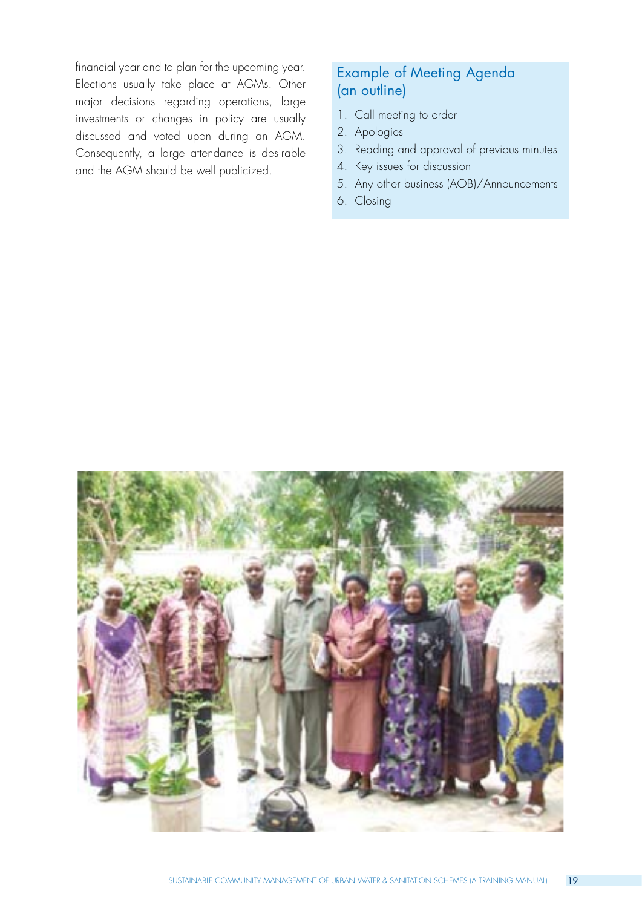financial year and to plan for the upcoming year. Elections usually take place at AGMs. Other major decisions regarding operations, large investments or changes in policy are usually discussed and voted upon during an AGM. Consequently, a large attendance is desirable and the AGM should be well publicized.

### Example of Meeting Agenda (an outline)

1. Call meeting to order
2. Apologies
3. Reading and approval of previous minutes
4. Key issues for discussion
5. Any other business (AOB)/Announcements
6. Closing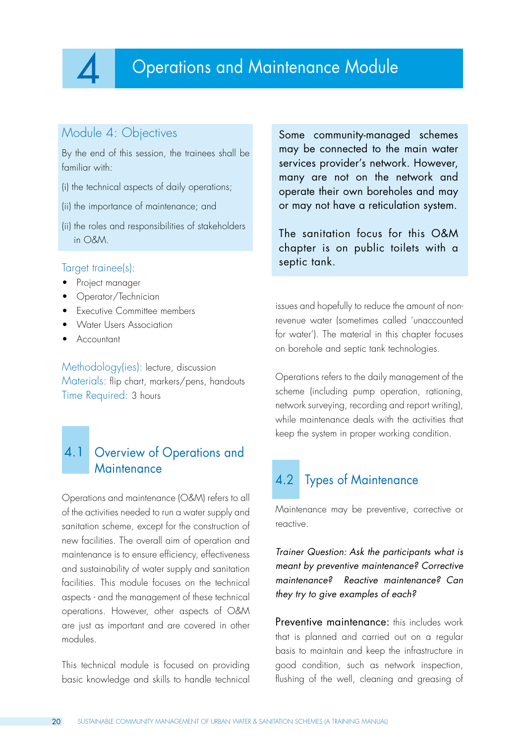# 4 Operations and Maintenance Module

## Module 4: Objectives

By the end of this session, the trainees shall be familiar with:

(i) the technical aspects of daily operations;

(ii) the importance of maintenance; and

(ii) the roles and responsibilities of stakeholders in O&M.

Target trainee(s):

- Project manager
- Operator/Technician
- Executive Committee members
- Water Users Association
- Accountant

Methodology(ies): lecture, discussion
Materials: flip chart, markers/pens, handouts
Time Required: 3 hours

Some community-managed schemes may be connected to the main water services provider's network. However, many are not on the network and operate their own boreholes and may or may not have a reticulation system.

The sanitation focus for this O&M chapter is on public toilets with a septic tank.

## 4.1 Overview of Operations and Maintenance

Operations and maintenance (O&M) refers to all of the activities needed to run a water supply and sanitation scheme, except for the construction of new facilities. The overall aim of operation and maintenance is to ensure efficiency, effectiveness and sustainability of water supply and sanitation facilities. This module focuses on the technical aspects - and the management of these technical operations. However, other aspects of O&M are just as important and are covered in other modules.

This technical module is focused on providing basic knowledge and skills to handle technical issues and hopefully to reduce the amount of non-revenue water (sometimes called 'unaccounted for water'). The material in this chapter focuses on borehole and septic tank technologies.

Operations refers to the daily management of the scheme (including pump operation, rationing, network surveying, recording and report writing), while maintenance deals with the activities that keep the system in proper working condition.

## 4.2 Types of Maintenance

Maintenance may be preventive, corrective or reactive.

*Trainer Question: Ask the participants what is meant by preventive maintenance? Corrective maintenance? Reactive maintenance? Can they try to give examples of each?*

**Preventive maintenance:** this includes work that is planned and carried out on a regular basis to maintain and keep the infrastructure in good condition, such as network inspection, flushing of the well, cleaning and greasing of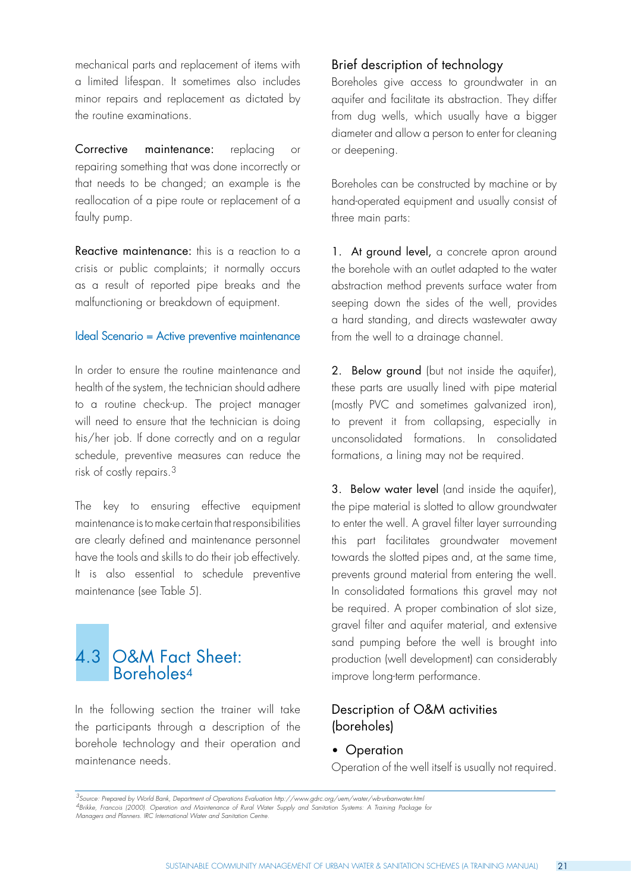mechanical parts and replacement of items with a limited lifespan. It sometimes also includes minor repairs and replacement as dictated by the routine examinations.

**Corrective maintenance:** replacing or repairing something that was done incorrectly or that needs to be changed; an example is the reallocation of a pipe route or replacement of a faulty pump.

**Reactive maintenance:** this is a reaction to a crisis or public complaints; it normally occurs as a result of reported pipe breaks and the malfunctioning or breakdown of equipment.

Ideal Scenario = Active preventive maintenance

In order to ensure the routine maintenance and health of the system, the technician should adhere to a routine check-up. The project manager will need to ensure that the technician is doing his/her job. If done correctly and on a regular schedule, preventive measures can reduce the risk of costly repairs.[3]

The key to ensuring effective equipment maintenance is to make certain that responsibilities are clearly defined and maintenance personnel have the tools and skills to do their job effectively. It is also essential to schedule preventive maintenance (see Table 5).

## 4.3 O&M Fact Sheet: Boreholes[4]

In the following section the trainer will take the participants through a description of the borehole technology and their operation and maintenance needs.

### Brief description of technology

Boreholes give access to groundwater in an aquifer and facilitate its abstraction. They differ from dug wells, which usually have a bigger diameter and allow a person to enter for cleaning or deepening.

Boreholes can be constructed by machine or by hand-operated equipment and usually consist of three main parts:

1. **At ground level,** a concrete apron around the borehole with an outlet adapted to the water abstraction method prevents surface water from seeping down the sides of the well, provides a hard standing, and directs wastewater away from the well to a drainage channel.

2. **Below ground** (but not inside the aquifer), these parts are usually lined with pipe material (mostly PVC and sometimes galvanized iron), to prevent it from collapsing, especially in unconsolidated formations. In consolidated formations, a lining may not be required.

3. **Below water level** (and inside the aquifer), the pipe material is slotted to allow groundwater to enter the well. A gravel filter layer surrounding this part facilitates groundwater movement towards the slotted pipes and, at the same time, prevents ground material from entering the well. In consolidated formations this gravel may not be required. A proper combination of slot size, gravel filter and aquifer material, and extensive sand pumping before the well is brought into production (well development) can considerably improve long-term performance.

### Description of O&M activities (boreholes)

- Operation

Operation of the well itself is usually not required.

---

[3] *Source: Prepared by World Bank, Department of Operations Evaluation http://www.gdrc.org/uem/water/wb-urbanwater.html*

[4] *Brikke, Francois (2000). Operation and Maintenance of Rural Water Supply and Sanitation Systems: A Training Package for Managers and Planners. IRC International Water and Sanitation Centre.*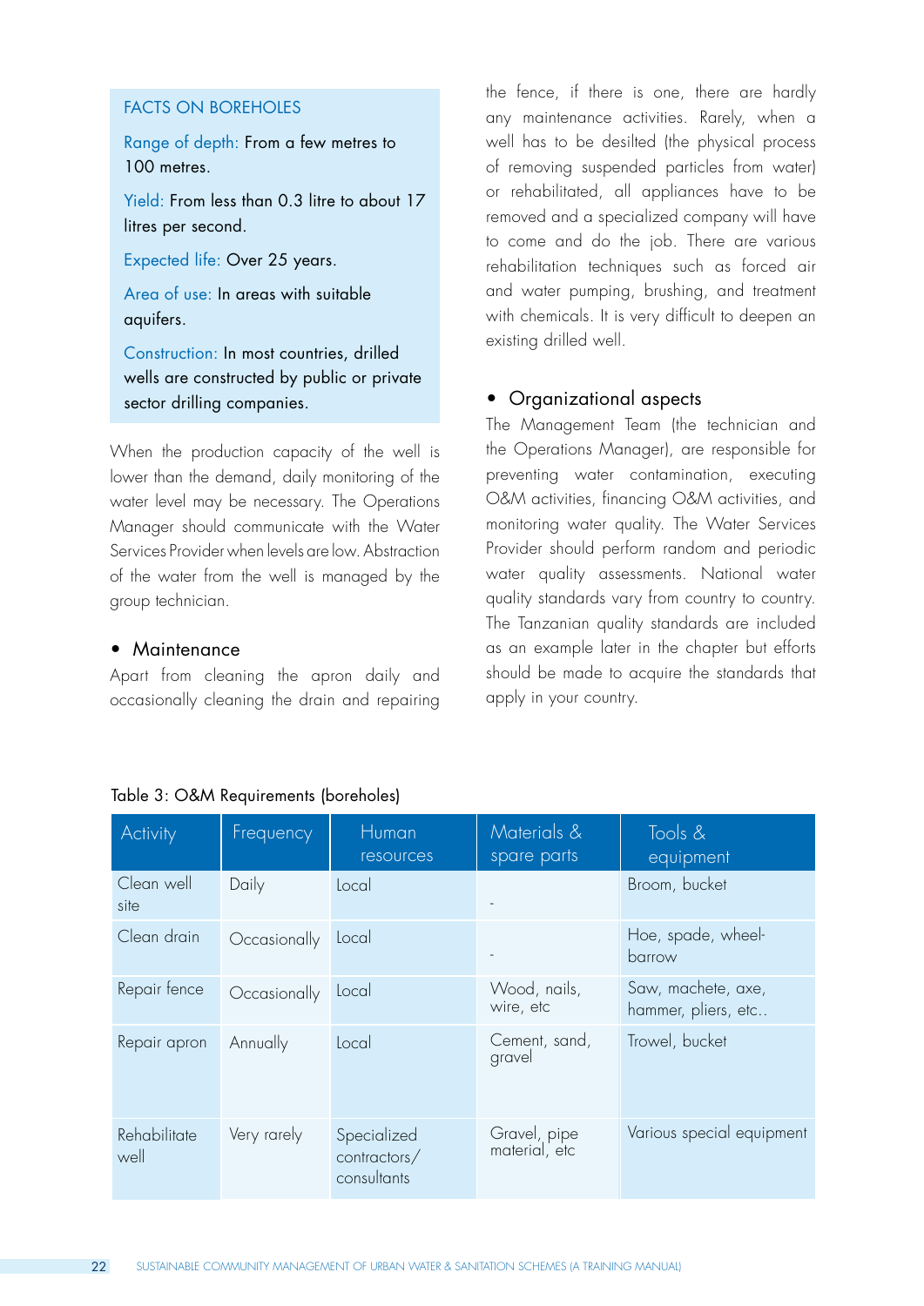### FACTS ON BOREHOLES

Range of depth: From a few metres to 100 metres.

Yield: From less than 0.3 litre to about 17 litres per second.

Expected life: Over 25 years.

Area of use: In areas with suitable aquifers.

Construction: In most countries, drilled wells are constructed by public or private sector drilling companies.

When the production capacity of the well is lower than the demand, daily monitoring of the water level may be necessary. The Operations Manager should communicate with the Water Services Provider when levels are low. Abstraction of the water from the well is managed by the group technician.

- **Maintenance**

Apart from cleaning the apron daily and occasionally cleaning the drain and repairing the fence, if there is one, there are hardly any maintenance activities. Rarely, when a well has to be desilted (the physical process of removing suspended particles from water) or rehabilitated, all appliances have to be removed and a specialized company will have to come and do the job. There are various rehabilitation techniques such as forced air and water pumping, brushing, and treatment with chemicals. It is very difficult to deepen an existing drilled well.

- **Organizational aspects**

The Management Team (the technician and the Operations Manager), are responsible for preventing water contamination, executing O&M activities, financing O&M activities, and monitoring water quality. The Water Services Provider should perform random and periodic water quality assessments. National water quality standards vary from country to country. The Tanzanian quality standards are included as an example later in the chapter but efforts should be made to acquire the standards that apply in your country.

Table 3: O&M Requirements (boreholes)

| Activity | Frequency | Human resources | Materials & spare parts | Tools & equipment |
|---|---|---|---|---|
| Clean well site | Daily | Local | - | Broom, bucket |
| Clean drain | Occasionally | Local | - | Hoe, spade, wheel-barrow |
| Repair fence | Occasionally | Local | Wood, nails, wire, etc | Saw, machete, axe, hammer, pliers, etc.. |
| Repair apron | Annually | Local | Cement, sand, gravel | Trowel, bucket |
| Rehabilitate well | Very rarely | Specialized contractors/ consultants | Gravel, pipe material, etc | Various special equipment |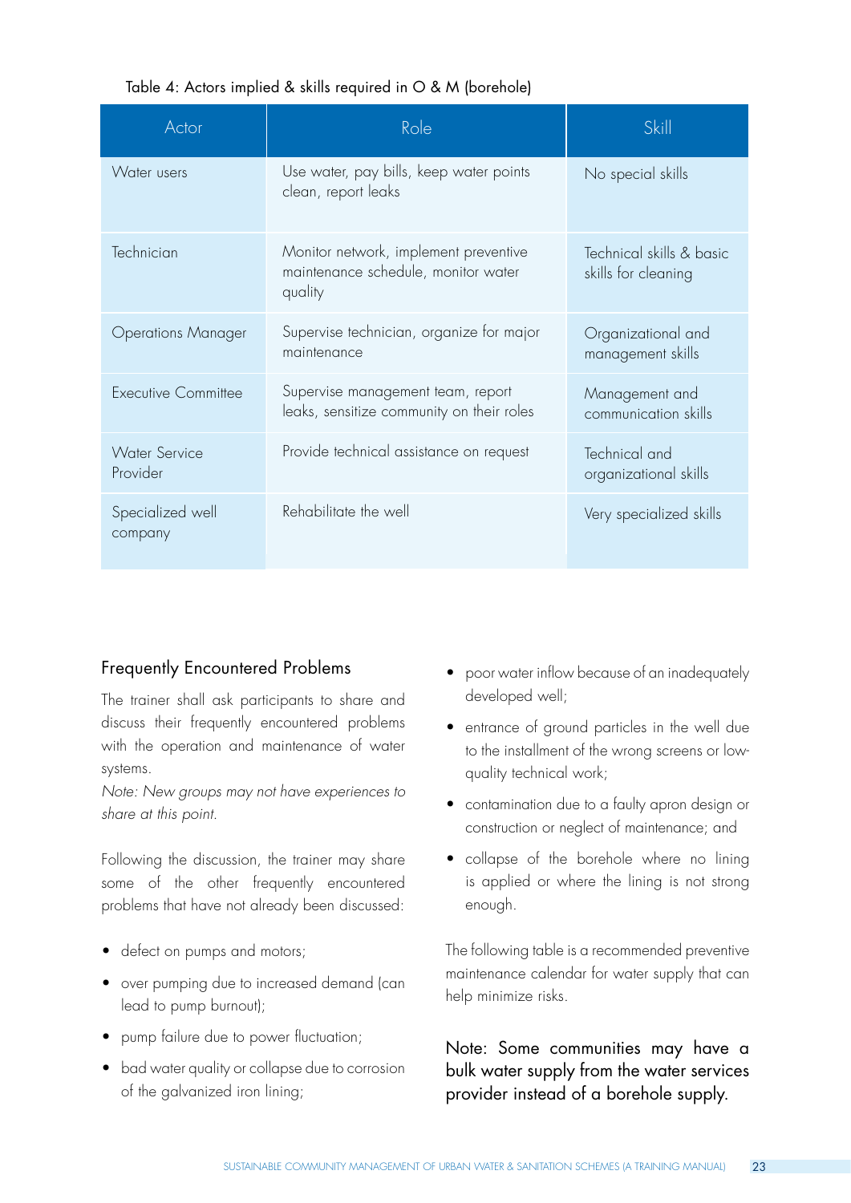Table 4: Actors implied & skills required in O & M (borehole)

| Actor | Role | Skill |
|---|---|---|
| Water users | Use water, pay bills, keep water points clean, report leaks | No special skills |
| Technician | Monitor network, implement preventive maintenance schedule, monitor water quality | Technical skills & basic skills for cleaning |
| Operations Manager | Supervise technician, organize for major maintenance | Organizational and management skills |
| Executive Committee | Supervise management team, report leaks, sensitize community on their roles | Management and communication skills |
| Water Service Provider | Provide technical assistance on request | Technical and organizational skills |
| Specialized well company | Rehabilitate the well | Very specialized skills |

## Frequently Encountered Problems

The trainer shall ask participants to share and discuss their frequently encountered problems with the operation and maintenance of water systems.

*Note: New groups may not have experiences to share at this point.*

Following the discussion, the trainer may share some of the other frequently encountered problems that have not already been discussed:

- defect on pumps and motors;
- over pumping due to increased demand (can lead to pump burnout);
- pump failure due to power fluctuation;
- bad water quality or collapse due to corrosion of the galvanized iron lining;
- poor water inflow because of an inadequately developed well;
- entrance of ground particles in the well due to the installment of the wrong screens or low-quality technical work;
- contamination due to a faulty apron design or construction or neglect of maintenance; and
- collapse of the borehole where no lining is applied or where the lining is not strong enough.

The following table is a recommended preventive maintenance calendar for water supply that can help minimize risks.

Note: Some communities may have a bulk water supply from the water services provider instead of a borehole supply.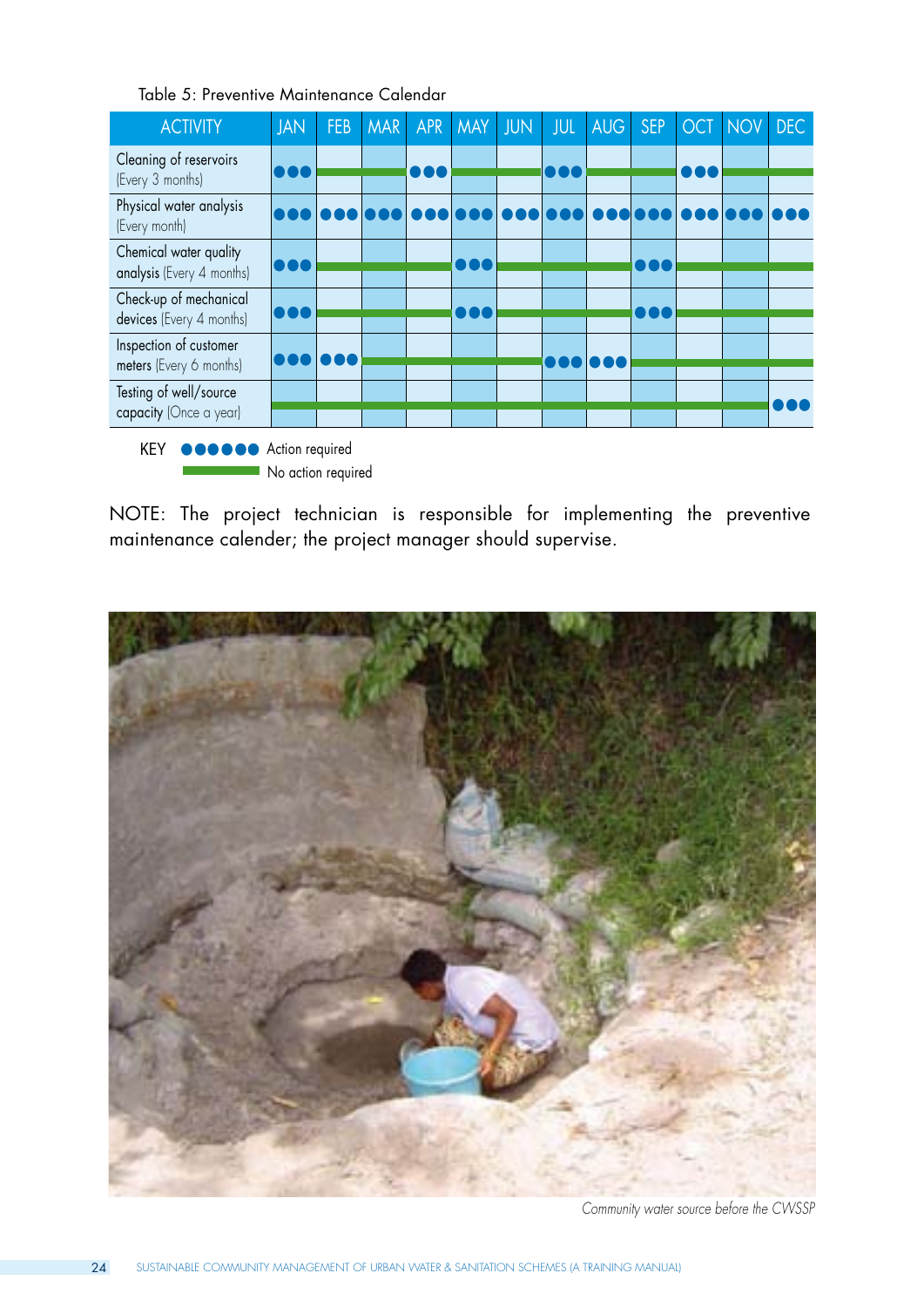Table 5: Preventive Maintenance Calendar

| ACTIVITY | JAN | FEB | MAR | APR | MAY | JUN | JUL | AUG | SEP | OCT | NOV | DEC |
|---|---|---|---|---|---|---|---|---|---|---|---|---|
| Cleaning of reservoirs (Every 3 months) | ●●● | — | — | ●●● | — | — | ●●● | — | — | ●●● | — | — |
| Physical water analysis (Every month) | ●●● | ●●● | ●●● | ●●● | ●●● | ●●● | ●●● | ●●● | ●●● | ●●● | ●●● | ●●● |
| Chemical water quality analysis (Every 4 months) | ●●● | — | — | — | ●●● | — | — | — | ●●● | — | — | — |
| Check-up of mechanical devices (Every 4 months) | ●●● | — | — | — | ●●● | — | — | — | ●●● | — | — | — |
| Inspection of customer meters (Every 6 months) | ●●● | ●●● | — | — | — | — | ●●● | ●●● | — | — | — | — |
| Testing of well/source capacity (Once a year) | — | — | — | — | — | — | — | — | — | — | — | ●●● |

KEY ●●●●●● Action required
— No action required

NOTE: The project technician is responsible for implementing the preventive maintenance calender; the project manager should supervise.

*Community water source before the CWSSP*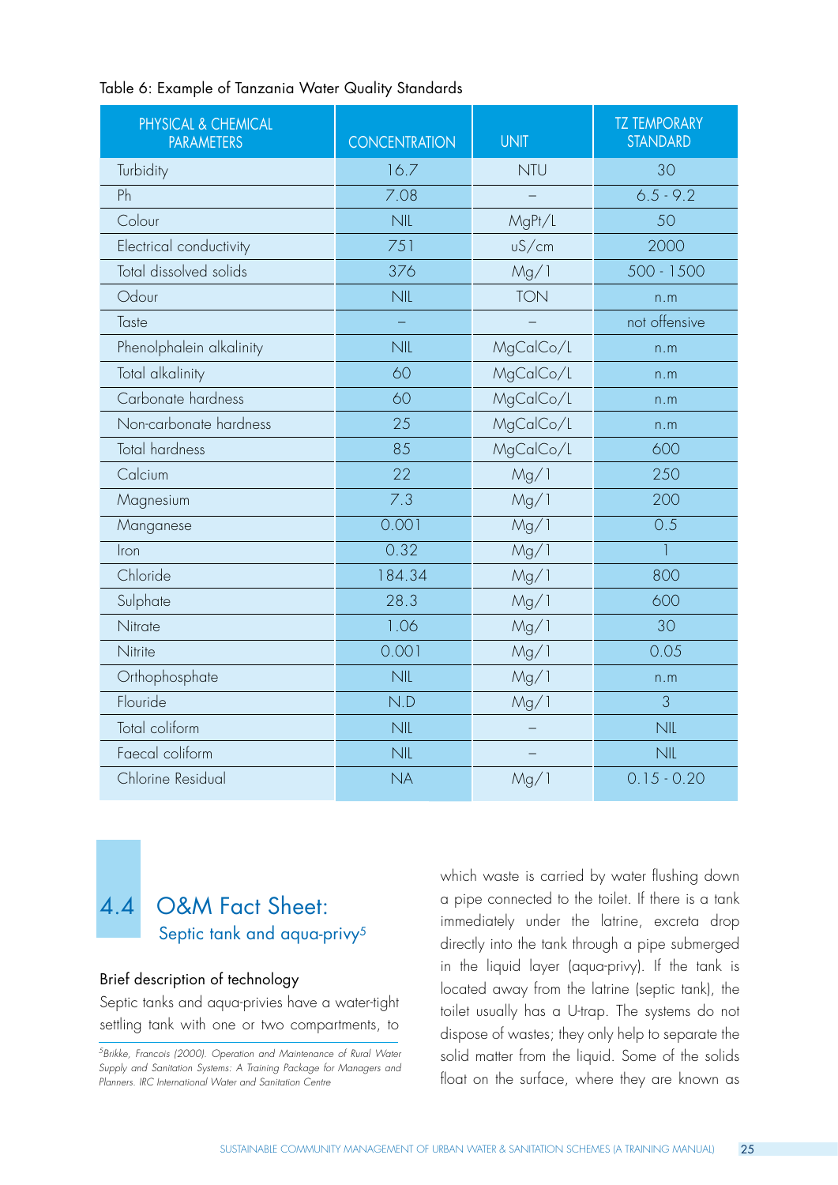Table 6: Example of Tanzania Water Quality Standards

| PHYSICAL & CHEMICAL PARAMETERS | CONCENTRATION | UNIT | TZ TEMPORARY STANDARD |
|---|---|---|---|
| Turbidity | 16.7 | NTU | 30 |
| Ph | 7.08 | – | 6.5 - 9.2 |
| Colour | NIL | MgPt/L | 50 |
| Electrical conductivity | 751 | uS/cm | 2000 |
| Total dissolved solids | 376 | Mg/1 | 500 - 1500 |
| Odour | NIL | TON | n.m |
| Taste | – | – | not offensive |
| Phenolphalein alkalinity | NIL | MgCalCo/L | n.m |
| Total alkalinity | 60 | MgCalCo/L | n.m |
| Carbonate hardness | 60 | MgCalCo/L | n.m |
| Non-carbonate hardness | 25 | MgCalCo/L | n.m |
| Total hardness | 85 | MgCalCo/L | 600 |
| Calcium | 22 | Mg/1 | 250 |
| Magnesium | 7.3 | Mg/1 | 200 |
| Manganese | 0.001 | Mg/1 | 0.5 |
| Iron | 0.32 | Mg/1 | 1 |
| Chloride | 184.34 | Mg/1 | 800 |
| Sulphate | 28.3 | Mg/1 | 600 |
| Nitrate | 1.06 | Mg/1 | 30 |
| Nitrite | 0.001 | Mg/1 | 0.05 |
| Orthophosphate | NIL | Mg/1 | n.m |
| Flouride | N.D | Mg/1 | 3 |
| Total coliform | NIL | – | NIL |
| Faecal coliform | NIL | – | NIL |
| Chlorine Residual | NA | Mg/1 | 0.15 - 0.20 |

## 4.4 O&M Fact Sheet:

### Septic tank and aqua-privy[5]

#### Brief description of technology

Septic tanks and aqua-privies have a water-tight settling tank with one or two compartments, to which waste is carried by water flushing down a pipe connected to the toilet. If there is a tank immediately under the latrine, excreta drop directly into the tank through a pipe submerged in the liquid layer (aqua-privy). If the tank is located away from the latrine (septic tank), the toilet usually has a U-trap. The systems do not dispose of wastes; they only help to separate the solid matter from the liquid. Some of the solids float on the surface, where they are known as

[5] *Brikke, Francois (2000). Operation and Maintenance of Rural Water Supply and Sanitation Systems: A Training Package for Managers and Planners. IRC International Water and Sanitation Centre*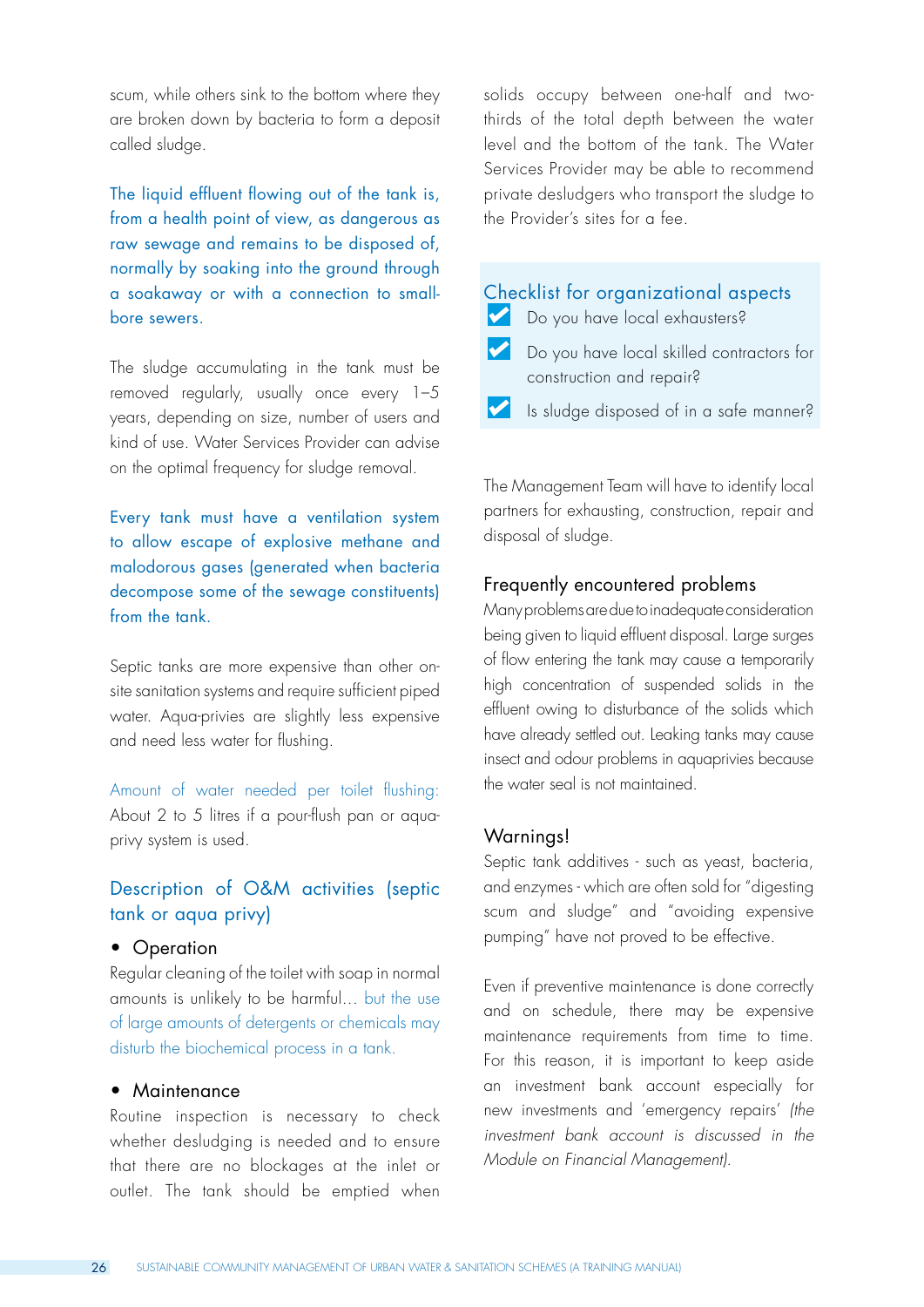scum, while others sink to the bottom where they are broken down by bacteria to form a deposit called sludge.

The liquid effluent flowing out of the tank is, from a health point of view, as dangerous as raw sewage and remains to be disposed of, normally by soaking into the ground through a soakaway or with a connection to small-bore sewers.

The sludge accumulating in the tank must be removed regularly, usually once every 1–5 years, depending on size, number of users and kind of use. Water Services Provider can advise on the optimal frequency for sludge removal.

Every tank must have a ventilation system to allow escape of explosive methane and malodorous gases (generated when bacteria decompose some of the sewage constituents) from the tank.

Septic tanks are more expensive than other on-site sanitation systems and require sufficient piped water. Aqua-privies are slightly less expensive and need less water for flushing.

Amount of water needed per toilet flushing: About 2 to 5 litres if a pour-flush pan or aqua-privy system is used.

## Description of O&M activities (septic tank or aqua privy)

- **Operation**

Regular cleaning of the toilet with soap in normal amounts is unlikely to be harmful… but the use of large amounts of detergents or chemicals may disturb the biochemical process in a tank.

- **Maintenance**

Routine inspection is necessary to check whether desludging is needed and to ensure that there are no blockages at the inlet or outlet. The tank should be emptied when solids occupy between one-half and two-thirds of the total depth between the water level and the bottom of the tank. The Water Services Provider may be able to recommend private desludgers who transport the sludge to the Provider's sites for a fee.

### Checklist for organizational aspects

- ☑ Do you have local exhausters?
- ☑ Do you have local skilled contractors for construction and repair?
- ☑ Is sludge disposed of in a safe manner?

The Management Team will have to identify local partners for exhausting, construction, repair and disposal of sludge.

### Frequently encountered problems

Many problems are due to inadequate consideration being given to liquid effluent disposal. Large surges of flow entering the tank may cause a temporarily high concentration of suspended solids in the effluent owing to disturbance of the solids which have already settled out. Leaking tanks may cause insect and odour problems in aquaprivies because the water seal is not maintained.

### Warnings!

Septic tank additives - such as yeast, bacteria, and enzymes - which are often sold for "digesting scum and sludge" and "avoiding expensive pumping" have not proved to be effective.

Even if preventive maintenance is done correctly and on schedule, there may be expensive maintenance requirements from time to time. For this reason, it is important to keep aside an investment bank account especially for new investments and 'emergency repairs' *(the investment bank account is discussed in the Module on Financial Management).*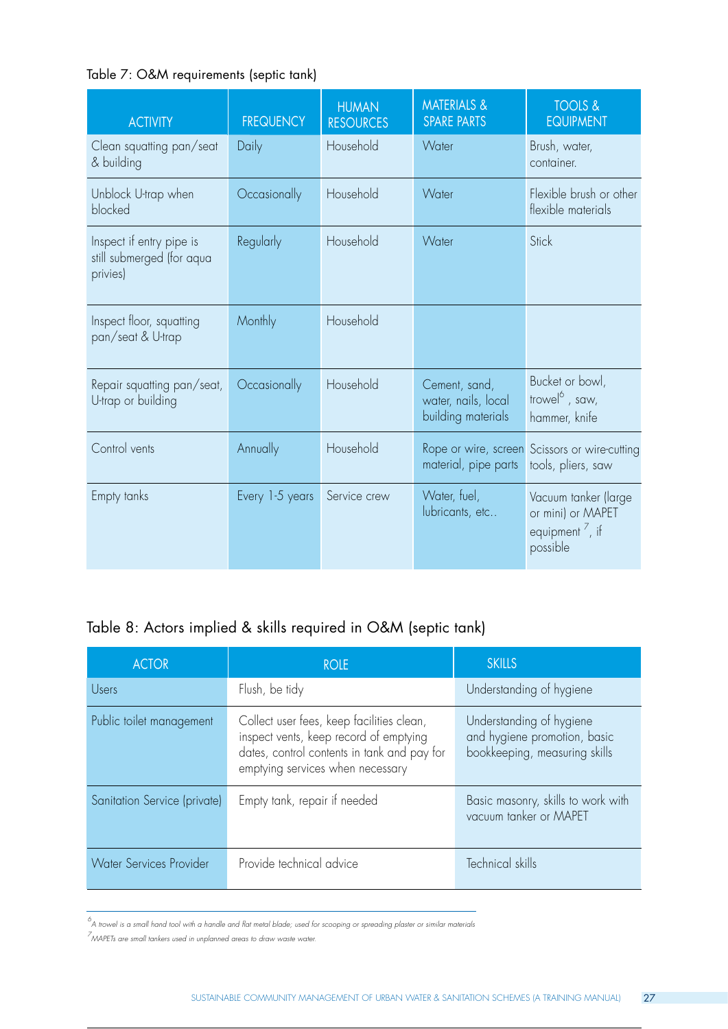Table 7: O&M requirements (septic tank)

| ACTIVITY | FREQUENCY | HUMAN RESOURCES | MATERIALS & SPARE PARTS | TOOLS & EQUIPMENT |
|---|---|---|---|---|
| Clean squatting pan/seat & building | Daily | Household | Water | Brush, water, container. |
| Unblock U-trap when blocked | Occasionally | Household | Water | Flexible brush or other flexible materials |
| Inspect if entry pipe is still submerged (for aqua privies) | Regularly | Household | Water | Stick |
| Inspect floor, squatting pan/seat & U-trap | Monthly | Household | | |
| Repair squatting pan/seat, U-trap or building | Occasionally | Household | Cement, sand, water, nails, local building materials | Bucket or bowl, trowel[6], saw, hammer, knife |
| Control vents | Annually | Household | Rope or wire, screen material, pipe parts | Scissors or wire-cutting tools, pliers, saw |
| Empty tanks | Every 1-5 years | Service crew | Water, fuel, lubricants, etc.. | Vacuum tanker (large or mini) or MAPET equipment[7], if possible |

Table 8: Actors implied & skills required in O&M (septic tank)

| ACTOR | ROLE | SKILLS |
|---|---|---|
| Users | Flush, be tidy | Understanding of hygiene |
| Public toilet management | Collect user fees, keep facilities clean, inspect vents, keep record of emptying dates, control contents in tank and pay for emptying services when necessary | Understanding of hygiene and hygiene promotion, basic bookkeeping, measuring skills |
| Sanitation Service (private) | Empty tank, repair if needed | Basic masonry, skills to work with vacuum tanker or MAPET |
| Water Services Provider | Provide technical advice | Technical skills |

[6] *A trowel is a small hand tool with a handle and flat metal blade; used for scooping or spreading plaster or similar materials*

[7] *MAPETs are small tankers used in unplanned areas to draw waste water.*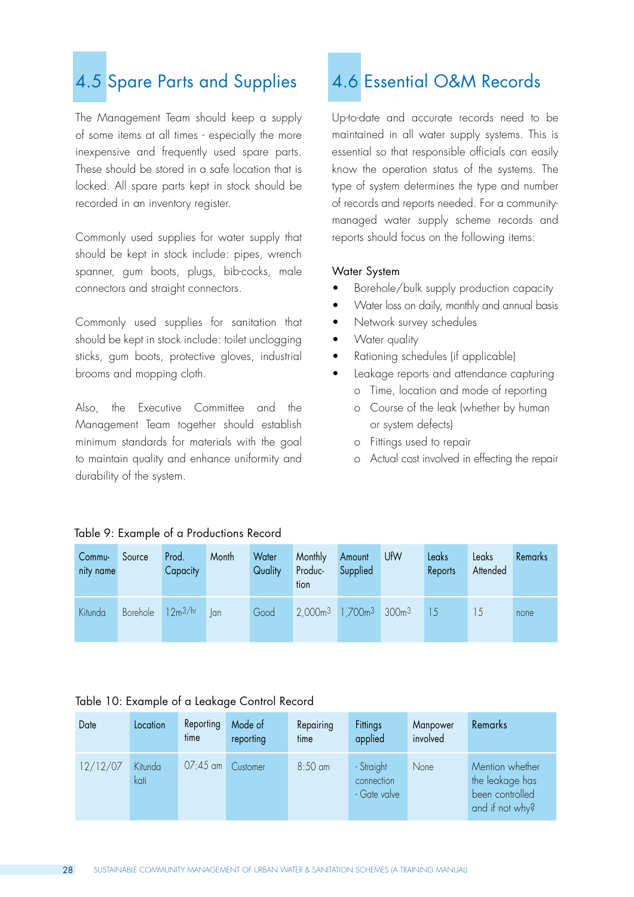## 4.5 Spare Parts and Supplies

The Management Team should keep a supply of some items at all times - especially the more inexpensive and frequently used spare parts. These should be stored in a safe location that is locked. All spare parts kept in stock should be recorded in an inventory register.

Commonly used supplies for water supply that should be kept in stock include: pipes, wrench spanner, gum boots, plugs, bib-cocks, male connectors and straight connectors.

Commonly used supplies for sanitation that should be kept in stock include: toilet unclogging sticks, gum boots, protective gloves, industrial brooms and mopping cloth.

Also, the Executive Committee and the Management Team together should establish minimum standards for materials with the goal to maintain quality and enhance uniformity and durability of the system.

## 4.6 Essential O&M Records

Up-to-date and accurate records need to be maintained in all water supply systems. This is essential so that responsible officials can easily know the operation status of the systems. The type of system determines the type and number of records and reports needed. For a community-managed water supply scheme records and reports should focus on the following items:

Water System

- Borehole/bulk supply production capacity
- Water loss on daily, monthly and annual basis
- Network survey schedules
- Water quality
- Rationing schedules (if applicable)
- Leakage reports and attendance capturing
    - Time, location and mode of reporting
    - Course of the leak (whether by human or system defects)
    - Fittings used to repair
    - Actual cost involved in effecting the repair

Table 9: Example of a Productions Record

| Community name | Source | Prod. Capacity | Month | Water Quality | Monthly Production | Amount Supplied | UfW | Leaks Reports | Leaks Attended | Remarks |
|---|---|---|---|---|---|---|---|---|---|---|
| Kitunda | Borehole | $12m^3/hr$ | Jan | Good | $2,000m^3$ | $1,700m^3$ | $300m^3$ | 15 | 15 | none |

Table 10: Example of a Leakage Control Record

| Date | Location | Reporting time | Mode of reporting | Repairing time | Fittings applied | Manpower involved | Remarks |
|---|---|---|---|---|---|---|---|
| 12/12/07 | Kitunda kati | 07:45 am | Customer | 8:50 am | - Straight connection<br>- Gate valve | None | Mention whether the leakage has been controlled and if not why? |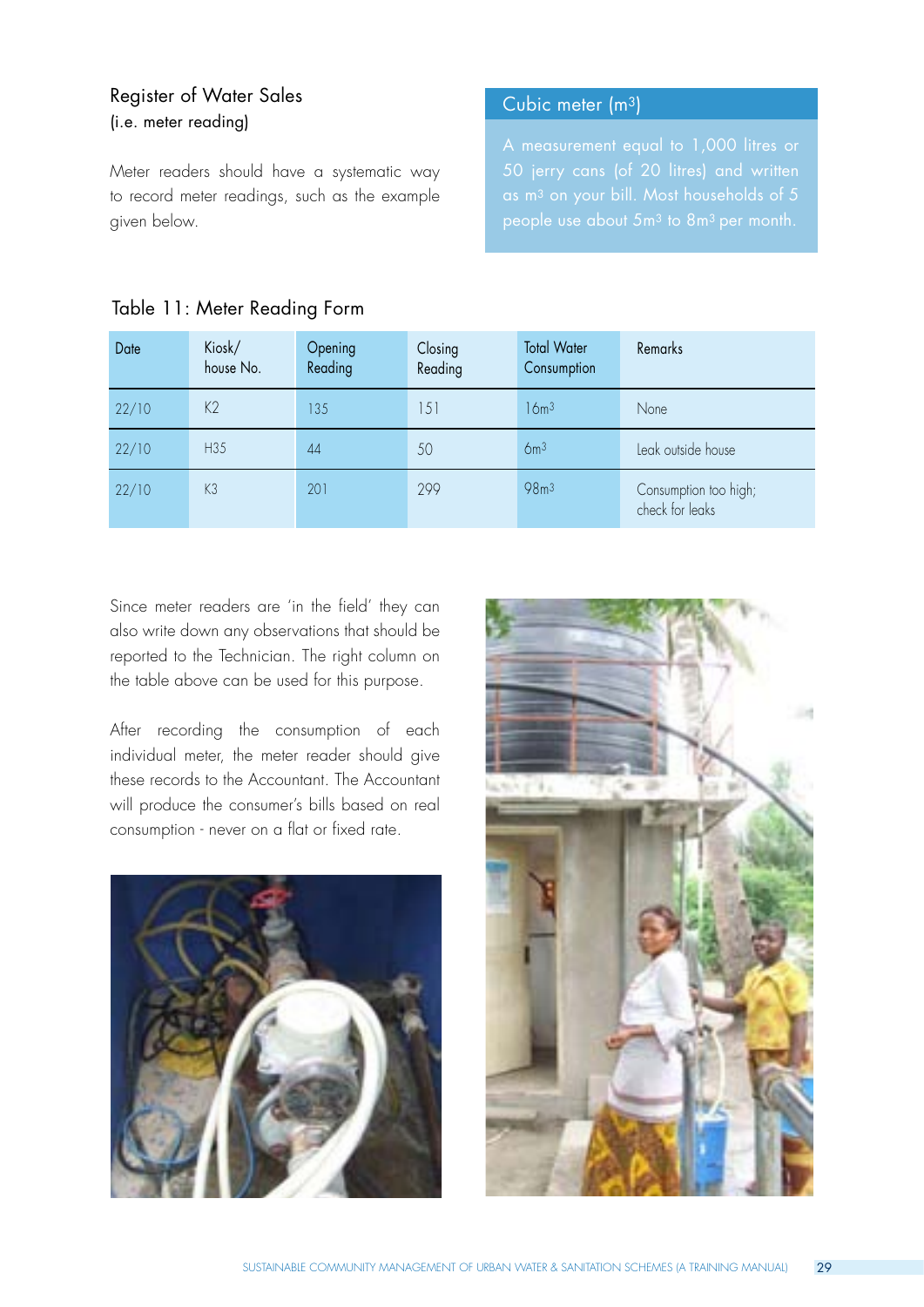## Register of Water Sales

(i.e. meter reading)

Meter readers should have a systematic way to record meter readings, such as the example given below.

### Cubic meter ($m^3$)

A measurement equal to 1,000 litres or 50 jerry cans (of 20 litres) and written as $m^3$ on your bill. Most households of 5 people use about $5m^3$ to $8m^3$ per month.

Table 11: Meter Reading Form

| Date | Kiosk/ house No. | Opening Reading | Closing Reading | Total Water Consumption | Remarks |
|---|---|---|---|---|---|
| 22/10 | K2 | 135 | 151 | $16m^3$ | None |
| 22/10 | H35 | 44 | 50 | $6m^3$ | Leak outside house |
| 22/10 | K3 | 201 | 299 | $98m^3$ | Consumption too high; check for leaks |

Since meter readers are 'in the field' they can also write down any observations that should be reported to the Technician. The right column on the table above can be used for this purpose.

After recording the consumption of each individual meter, the meter reader should give these records to the Accountant. The Accountant will produce the consumer's bills based on real consumption - never on a flat or fixed rate.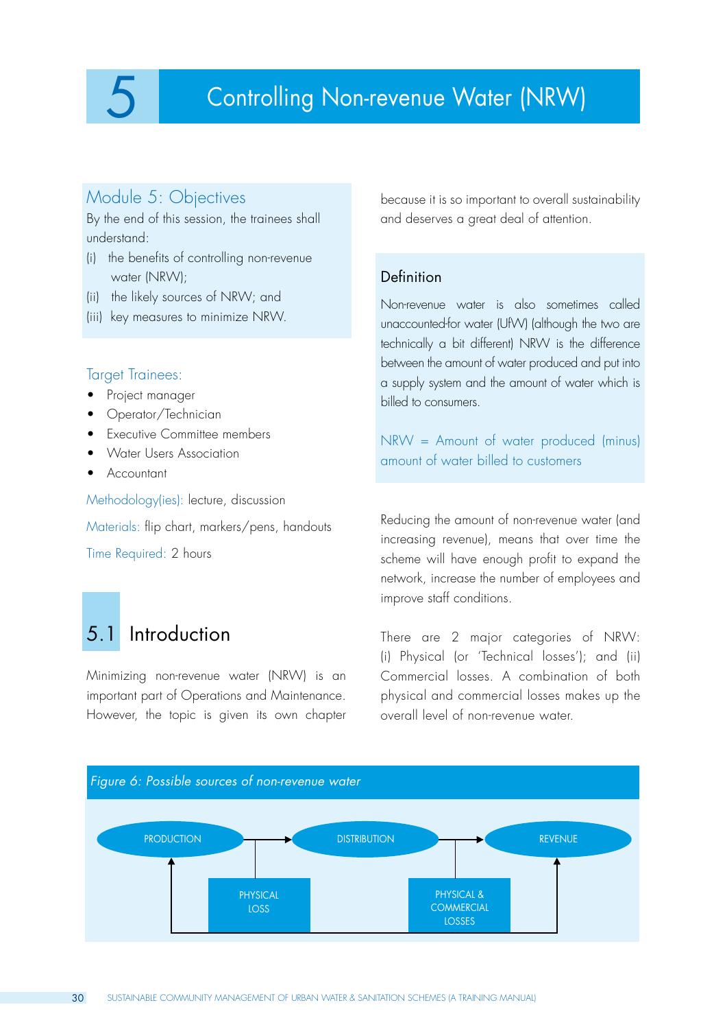# 5 Controlling Non-revenue Water (NRW)

## Module 5: Objectives

By the end of this session, the trainees shall understand:

(i) the benefits of controlling non-revenue water (NRW);

(ii) the likely sources of NRW; and

(iii) key measures to minimize NRW.

**Target Trainees:**

- Project manager
- Operator/Technician
- Executive Committee members
- Water Users Association
- Accountant

Methodology(ies): lecture, discussion

Materials: flip chart, markers/pens, handouts

Time Required: 2 hours

## 5.1 Introduction

Minimizing non-revenue water (NRW) is an important part of Operations and Maintenance. However, the topic is given its own chapter because it is so important to overall sustainability and deserves a great deal of attention.

### Definition

Non-revenue water is also sometimes called unaccounted-for water (UfW) (although the two are technically a bit different) NRW is the difference between the amount of water produced and put into a supply system and the amount of water which is billed to consumers.

NRW = Amount of water produced (minus) amount of water billed to customers

Reducing the amount of non-revenue water (and increasing revenue), means that over time the scheme will have enough profit to expand the network, increase the number of employees and improve staff conditions.

There are 2 major categories of NRW: (i) Physical (or 'Technical losses'); and (ii) Commercial losses. A combination of both physical and commercial losses makes up the overall level of non-revenue water.

*Figure 6: Possible sources of non-revenue water*

PRODUCTION → DISTRIBUTION → REVENUE

PHYSICAL LOSS

PHYSICAL & COMMERCIAL LOSSES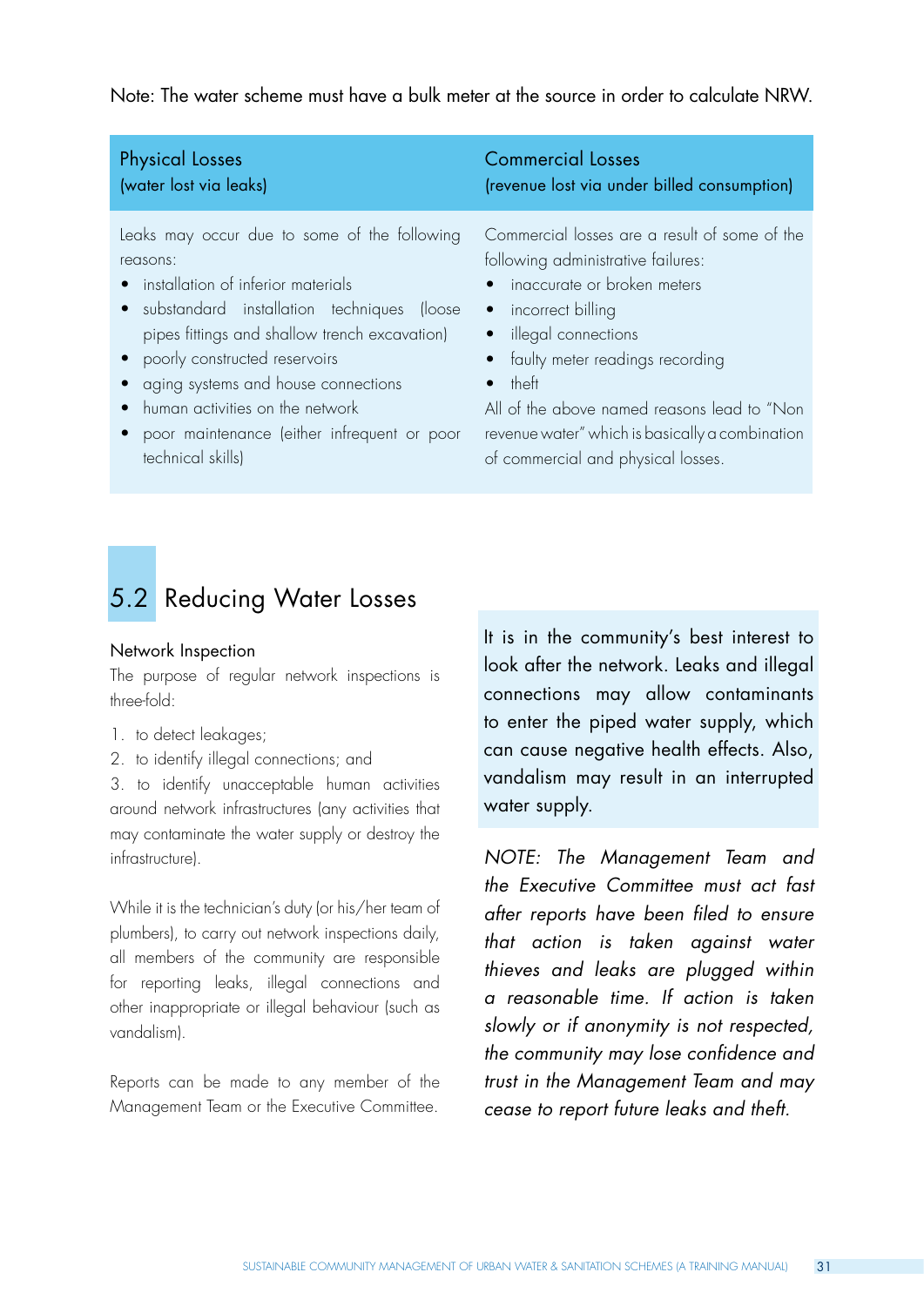Note: The water scheme must have a bulk meter at the source in order to calculate NRW.

| Physical Losses (water lost via leaks) | Commercial Losses (revenue lost via under billed consumption) |
|---|---|
| Leaks may occur due to some of the following reasons:<br>• installation of inferior materials<br>• substandard installation techniques (loose pipes fittings and shallow trench excavation)<br>• poorly constructed reservoirs<br>• aging systems and house connections<br>• human activities on the network<br>• poor maintenance (either infrequent or poor technical skills) | Commercial losses are a result of some of the following administrative failures:<br>• inaccurate or broken meters<br>• incorrect billing<br>• illegal connections<br>• faulty meter readings recording<br>• theft<br>All of the above named reasons lead to "Non revenue water" which is basically a combination of commercial and physical losses. |

## 5.2 Reducing Water Losses

### Network Inspection

The purpose of regular network inspections is three-fold:

1. to detect leakages;
2. to identify illegal connections; and
3. to identify unacceptable human activities around network infrastructures (any activities that may contaminate the water supply or destroy the infrastructure).

While it is the technician's duty (or his/her team of plumbers), to carry out network inspections daily, all members of the community are responsible for reporting leaks, illegal connections and other inappropriate or illegal behaviour (such as vandalism).

Reports can be made to any member of the Management Team or the Executive Committee.

It is in the community's best interest to look after the network. Leaks and illegal connections may allow contaminants to enter the piped water supply, which can cause negative health effects. Also, vandalism may result in an interrupted water supply.

*NOTE: The Management Team and the Executive Committee must act fast after reports have been filed to ensure that action is taken against water thieves and leaks are plugged within a reasonable time. If action is taken slowly or if anonymity is not respected, the community may lose confidence and trust in the Management Team and may cease to report future leaks and theft.*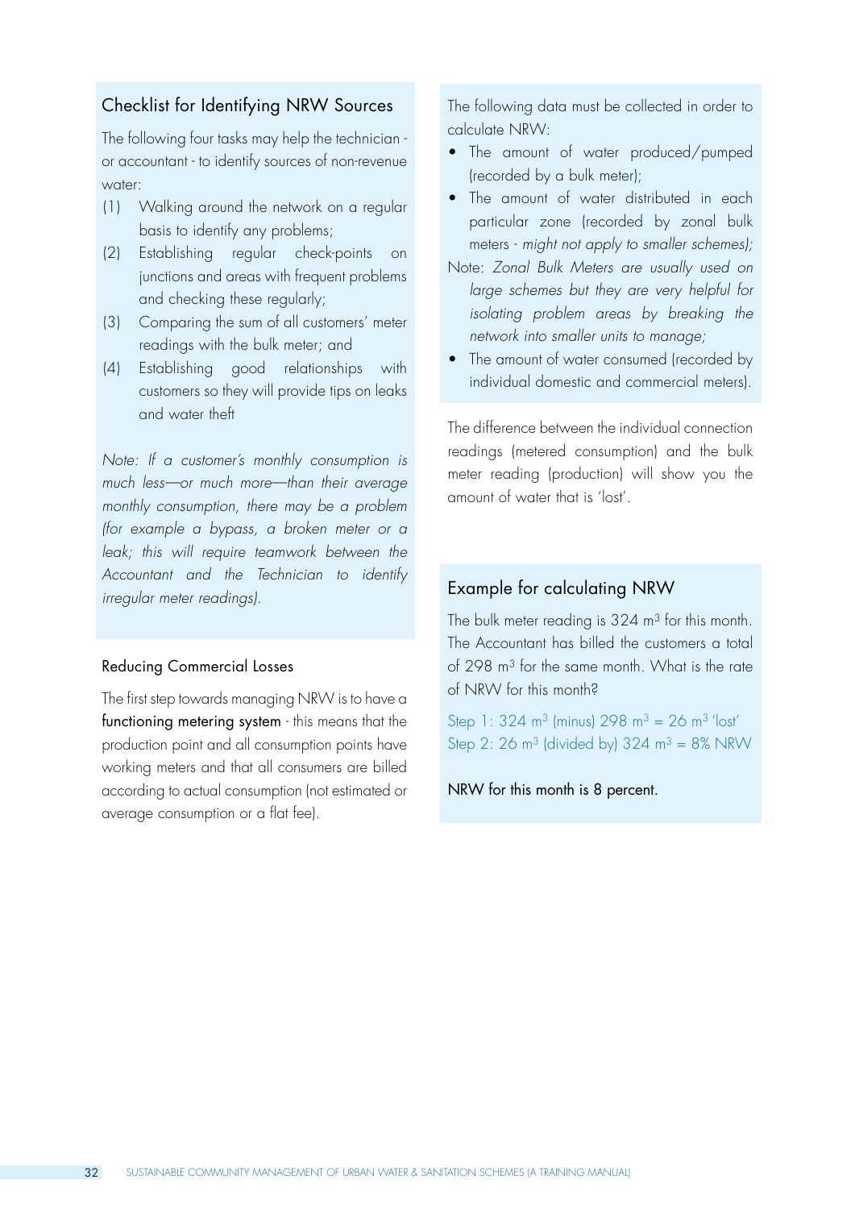## Checklist for Identifying NRW Sources

The following four tasks may help the technician - or accountant - to identify sources of non-revenue water:

(1) Walking around the network on a regular basis to identify any problems;
(2) Establishing regular check-points on junctions and areas with frequent problems and checking these regularly;
(3) Comparing the sum of all customers' meter readings with the bulk meter; and
(4) Establishing good relationships with customers so they will provide tips on leaks and water theft

*Note: If a customer's monthly consumption is much less—or much more—than their average monthly consumption, there may be a problem (for example a bypass, a broken meter or a leak; this will require teamwork between the Accountant and the Technician to identify irregular meter readings).*

### Reducing Commercial Losses

The first step towards managing NRW is to have a **functioning metering system** - this means that the production point and all consumption points have working meters and that all consumers are billed according to actual consumption (not estimated or average consumption or a flat fee).

The following data must be collected in order to calculate NRW:

- The amount of water produced/pumped (recorded by a bulk meter);
- The amount of water distributed in each particular zone (recorded by zonal bulk meters - *might not apply to smaller schemes);*

Note: *Zonal Bulk Meters are usually used on large schemes but they are very helpful for isolating problem areas by breaking the network into smaller units to manage;*

- The amount of water consumed (recorded by individual domestic and commercial meters).

The difference between the individual connection readings (metered consumption) and the bulk meter reading (production) will show you the amount of water that is 'lost'.

## Example for calculating NRW

The bulk meter reading is 324 $m^3$ for this month. The Accountant has billed the customers a total of 298 $m^3$ for the same month. What is the rate of NRW for this month?

Step 1: 324 $m^3$ (minus) 298 $m^3$ = 26 $m^3$ 'lost'
Step 2: 26 $m^3$ (divided by) 324 $m^3$ = 8% NRW

NRW for this month is 8 percent.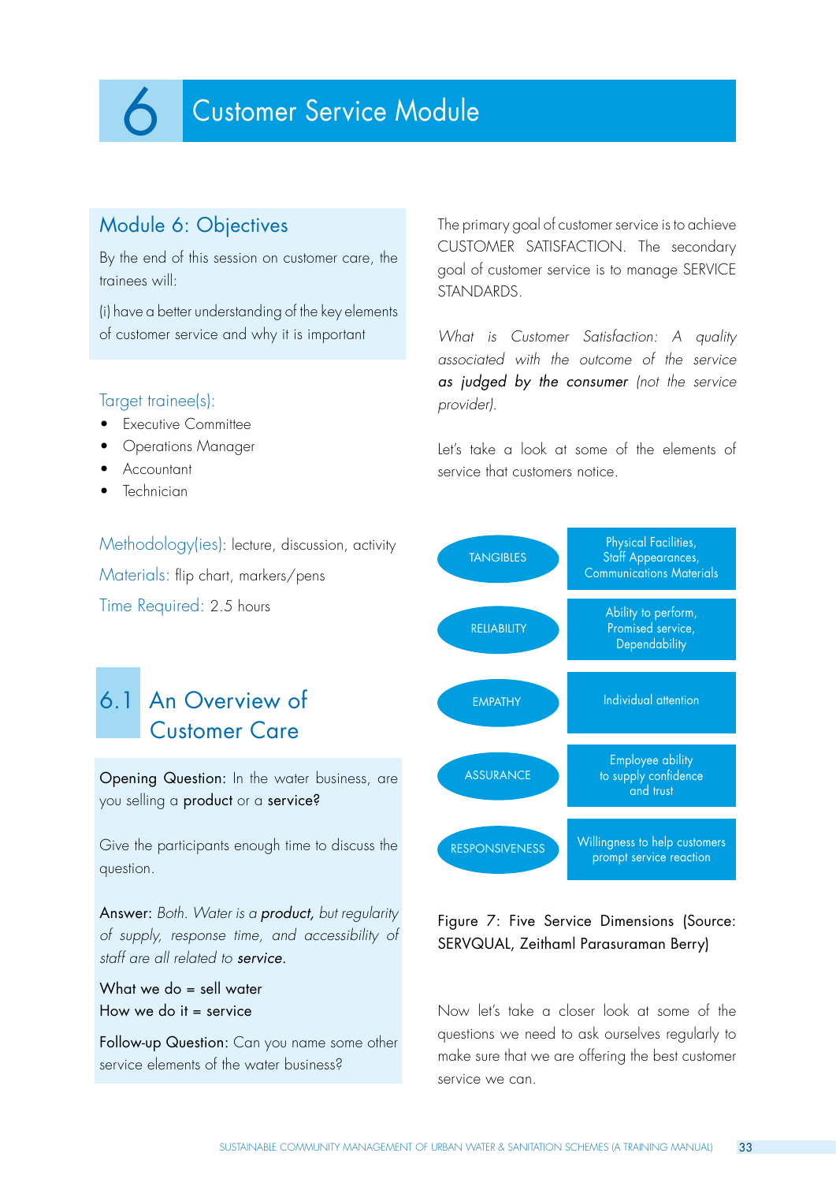# 6 Customer Service Module

## Module 6: Objectives

By the end of this session on customer care, the trainees will:

(i) have a better understanding of the key elements of customer service and why it is important

Target trainee(s):

- Executive Committee
- Operations Manager
- Accountant
- Technician

Methodology(ies): lecture, discussion, activity

Materials: flip chart, markers/pens

Time Required: 2.5 hours

## 6.1 An Overview of Customer Care

**Opening Question:** In the water business, are you selling a **product** or a **service?**

Give the participants enough time to discuss the question.

**Answer:** *Both. Water is a* ***product,*** *but regularity of supply, response time, and accessibility of staff are all related to* ***service.***

What we do = sell water
How we do it = service

**Follow-up Question:** Can you name some other service elements of the water business?

The primary goal of customer service is to achieve CUSTOMER SATISFACTION. The secondary goal of customer service is to manage SERVICE STANDARDS.

*What is Customer Satisfaction: A quality associated with the outcome of the service* ***as judged by the consumer*** *(not the service provider).*

Let's take a look at some of the elements of service that customers notice.

| | |
|---|---|
| TANGIBLES | Physical Facilities, Staff Appearances, Communications Materials |
| RELIABILITY | Ability to perform, Promised service, Dependability |
| EMPATHY | Individual attention |
| ASSURANCE | Employee ability to supply confidence and trust |
| RESPONSIVENESS | Willingness to help customers prompt service reaction |

Figure 7: Five Service Dimensions (Source: SERVQUAL, Zeithaml Parasuraman Berry)

Now let's take a closer look at some of the questions we need to ask ourselves regularly to make sure that we are offering the best customer service we can.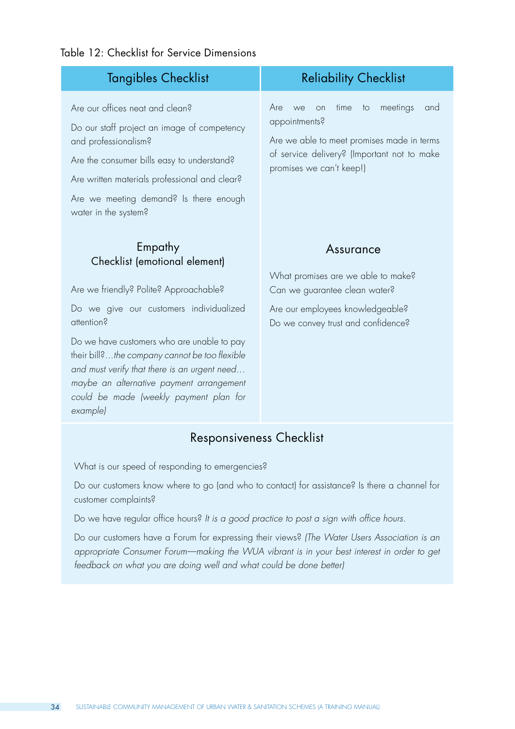Table 12: Checklist for Service Dimensions

### Tangibles Checklist

Are our offices neat and clean?

Do our staff project an image of competency and professionalism?

Are the consumer bills easy to understand?

Are written materials professional and clear?

Are we meeting demand? Is there enough water in the system?

### Reliability Checklist

Are we on time to meetings and appointments?

Are we able to meet promises made in terms of service delivery? (Important not to make promises we can't keep!)

### Empathy Checklist (emotional element)

Are we friendly? Polite? Approachable?

Do we give our customers individualized attention?

Do we have customers who are unable to pay their bill?*...the company cannot be too flexible and must verify that there is an urgent need... maybe an alternative payment arrangement could be made (weekly payment plan for example)*

### Assurance

What promises are we able to make? Can we guarantee clean water?

Are our employees knowledgeable? Do we convey trust and confidence?

### Responsiveness Checklist

What is our speed of responding to emergencies?

Do our customers know where to go (and who to contact) for assistance? Is there a channel for customer complaints?

Do we have regular office hours? *It is a good practice to post a sign with office hours.*

Do our customers have a Forum for expressing their views? *(The Water Users Association is an appropriate Consumer Forum—making the WUA vibrant is in your best interest in order to get feedback on what you are doing well and what could be done better)*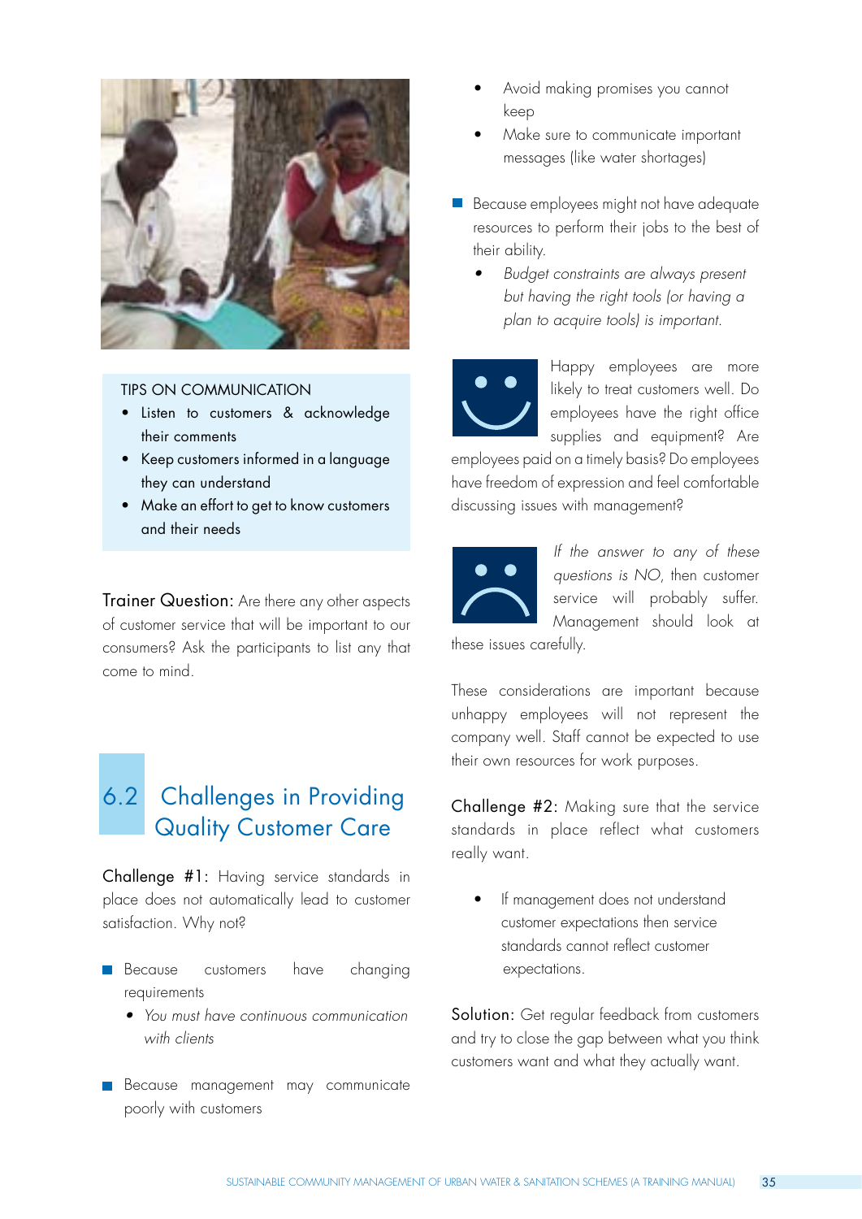TIPS ON COMMUNICATION

- Listen to customers & acknowledge their comments
- Keep customers informed in a language they can understand
- Make an effort to get to know customers and their needs

**Trainer Question:** Are there any other aspects of customer service that will be important to our consumers? Ask the participants to list any that come to mind.

## 6.2 Challenges in Providing Quality Customer Care

**Challenge #1:** Having service standards in place does not automatically lead to customer satisfaction. Why not?

- Because customers have changing requirements
  - *You must have continuous communication with clients*
- Because management may communicate poorly with customers
  - Avoid making promises you cannot keep
  - Make sure to communicate important messages (like water shortages)
- Because employees might not have adequate resources to perform their jobs to the best of their ability.
  - *Budget constraints are always present but having the right tools (or having a plan to acquire tools) is important.*

Happy employees are more likely to treat customers well. Do employees have the right office supplies and equipment? Are employees paid on a timely basis? Do employees have freedom of expression and feel comfortable discussing issues with management?

*If the answer to any of these questions is NO*, then customer service will probably suffer. Management should look at these issues carefully.

These considerations are important because unhappy employees will not represent the company well. Staff cannot be expected to use their own resources for work purposes.

**Challenge #2:** Making sure that the service standards in place reflect what customers really want.

- If management does not understand customer expectations then service standards cannot reflect customer expectations.

**Solution:** Get regular feedback from customers and try to close the gap between what you think customers want and what they actually want.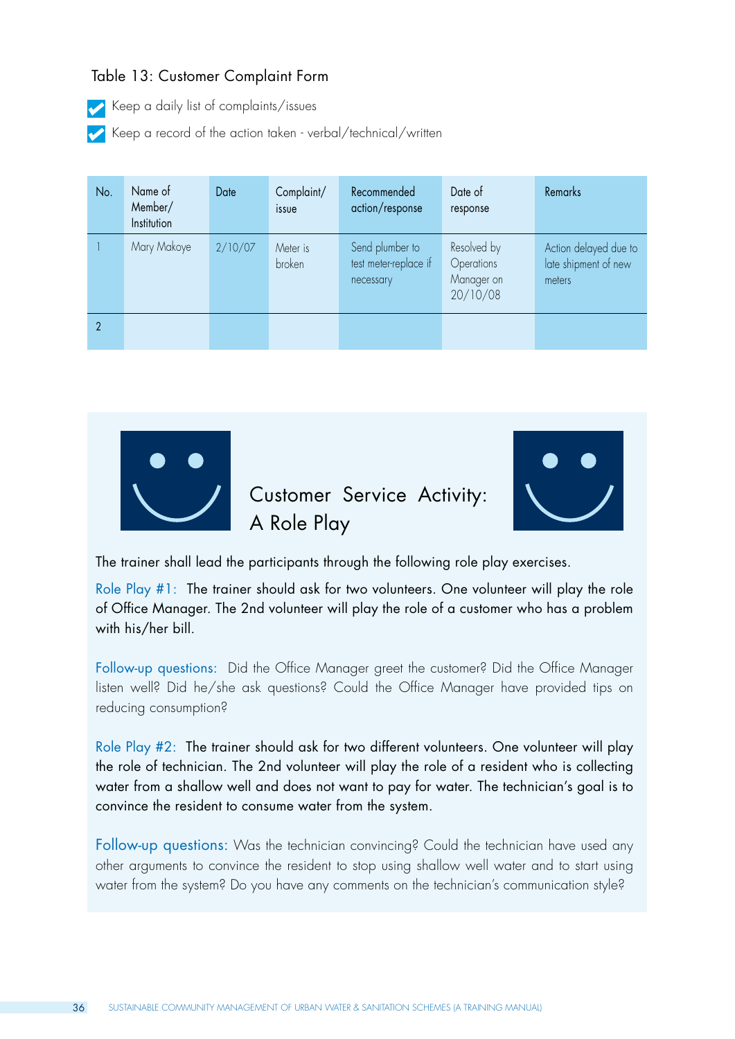Table 13: Customer Complaint Form

- Keep a daily list of complaints/issues
- Keep a record of the action taken - verbal/technical/written

| No. | Name of Member/ Institution | Date | Complaint/ issue | Recommended action/response | Date of response | Remarks |
|---|---|---|---|---|---|---|
| 1 | Mary Makoye | 2/10/07 | Meter is broken | Send plumber to test meter-replace if necessary | Resolved by Operations Manager on 20/10/08 | Action delayed due to late shipment of new meters |
| 2 | | | | | | |

## Customer Service Activity: A Role Play

The trainer shall lead the participants through the following role play exercises.

Role Play #1: The trainer should ask for two volunteers. One volunteer will play the role of Office Manager. The 2nd volunteer will play the role of a customer who has a problem with his/her bill.

Follow-up questions: Did the Office Manager greet the customer? Did the Office Manager listen well? Did he/she ask questions? Could the Office Manager have provided tips on reducing consumption?

Role Play #2: The trainer should ask for two different volunteers. One volunteer will play the role of technician. The 2nd volunteer will play the role of a resident who is collecting water from a shallow well and does not want to pay for water. The technician's goal is to convince the resident to consume water from the system.

Follow-up questions: Was the technician convincing? Could the technician have used any other arguments to convince the resident to stop using shallow well water and to start using water from the system? Do you have any comments on the technician's communication style?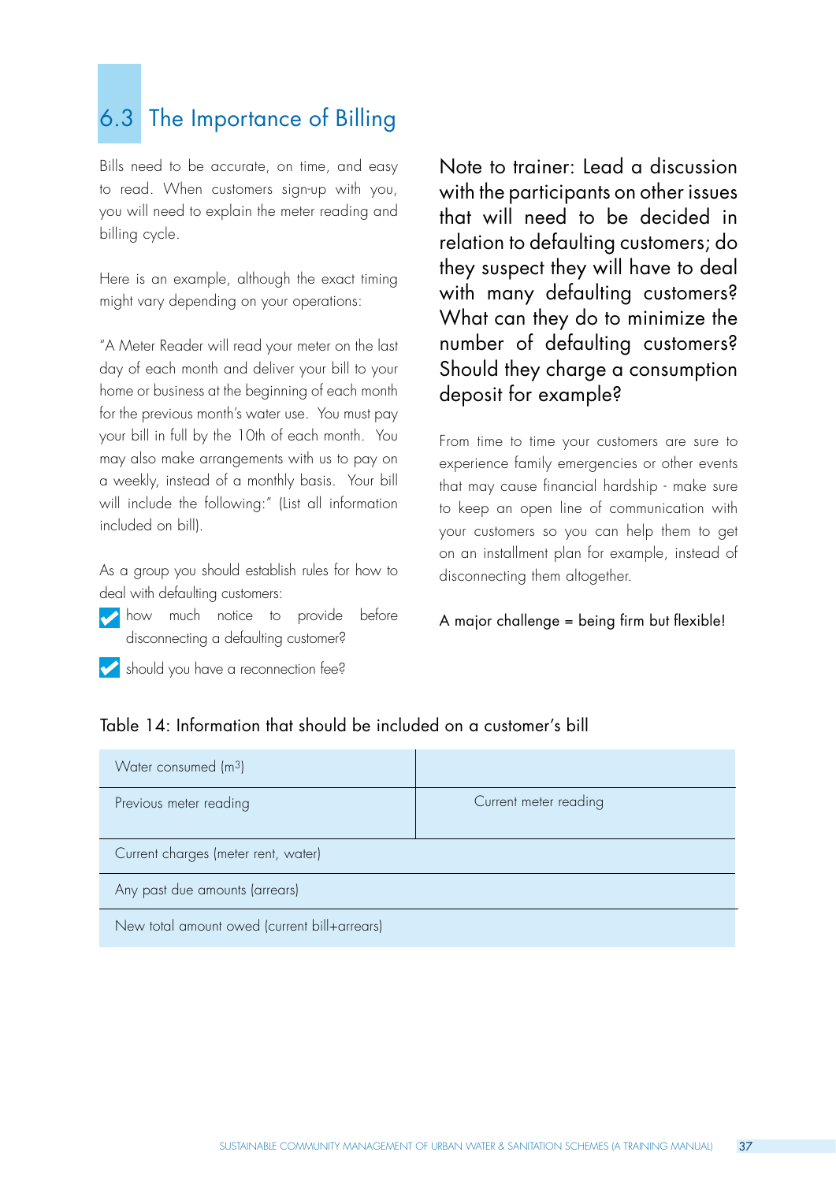## 6.3 The Importance of Billing

Bills need to be accurate, on time, and easy to read. When customers sign-up with you, you will need to explain the meter reading and billing cycle.

Here is an example, although the exact timing might vary depending on your operations:

"A Meter Reader will read your meter on the last day of each month and deliver your bill to your home or business at the beginning of each month for the previous month's water use. You must pay your bill in full by the 10th of each month. You may also make arrangements with us to pay on a weekly, instead of a monthly basis. Your bill will include the following:" (List all information included on bill).

As a group you should establish rules for how to deal with defaulting customers:

- how much notice to provide before disconnecting a defaulting customer?
- should you have a reconnection fee?

Note to trainer: Lead a discussion with the participants on other issues that will need to be decided in relation to defaulting customers; do they suspect they will have to deal with many defaulting customers? What can they do to minimize the number of defaulting customers? Should they charge a consumption deposit for example?

From time to time your customers are sure to experience family emergencies or other events that may cause financial hardship - make sure to keep an open line of communication with your customers so you can help them to get on an installment plan for example, instead of disconnecting them altogether.

A major challenge = being firm but flexible!

Table 14: Information that should be included on a customer's bill

| Water consumed ($m^3$) | |
|---|---|
| Previous meter reading | Current meter reading |
| Current charges (meter rent, water) | |
| Any past due amounts (arrears) | |
| New total amount owed (current bill+arrears) | |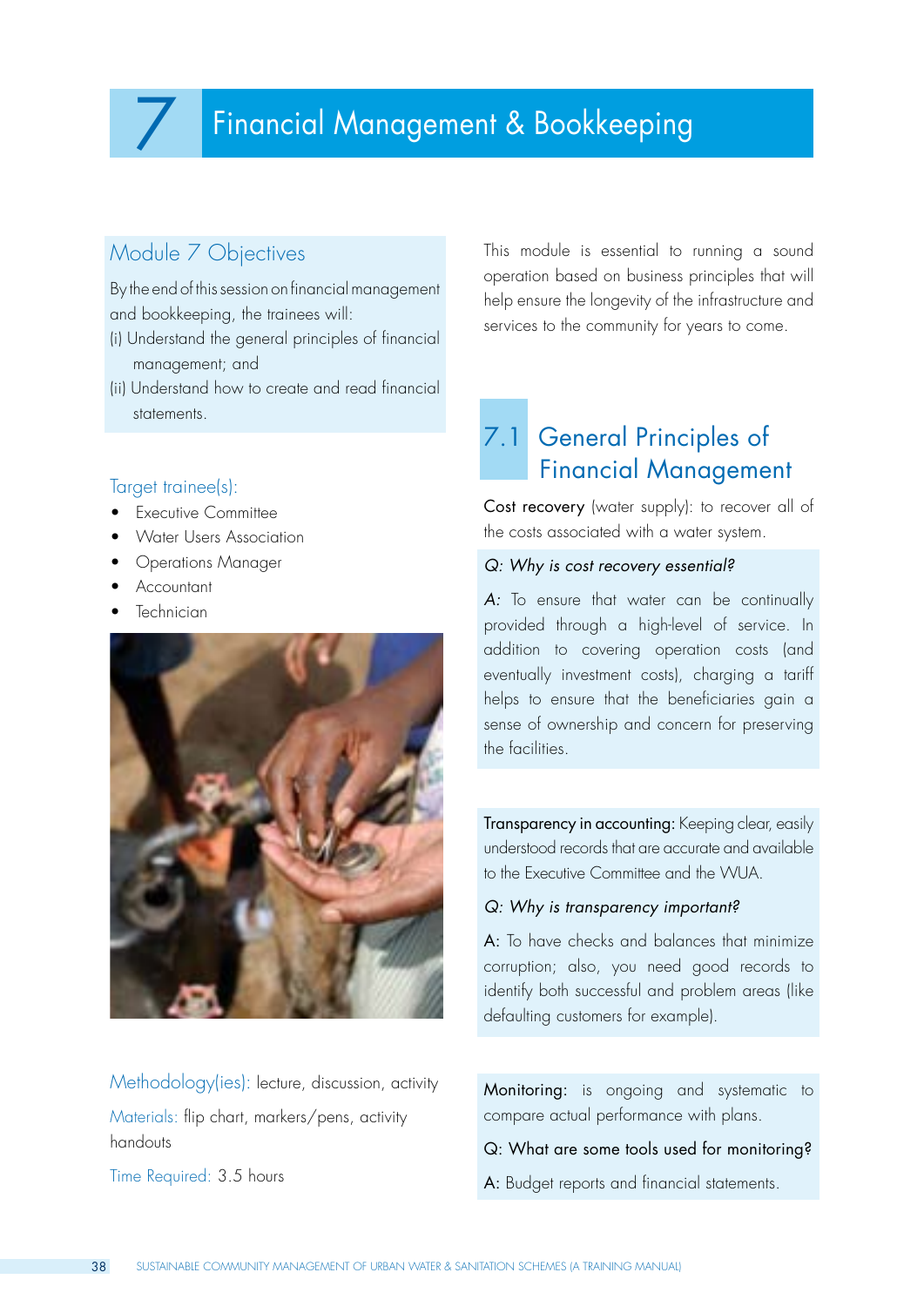# 7 Financial Management & Bookkeeping

## Module 7 Objectives

By the end of this session on financial management and bookkeeping, the trainees will:

(i) Understand the general principles of financial management; and

(ii) Understand how to create and read financial statements.

### Target trainee(s):

- Executive Committee
- Water Users Association
- Operations Manager
- Accountant
- Technician

Methodology(ies): lecture, discussion, activity

Materials: flip chart, markers/pens, activity handouts

Time Required: 3.5 hours

This module is essential to running a sound operation based on business principles that will help ensure the longevity of the infrastructure and services to the community for years to come.

## 7.1 General Principles of Financial Management

**Cost recovery** (water supply): to recover all of the costs associated with a water system.

*Q: Why is cost recovery essential?*

*A:* To ensure that water can be continually provided through a high-level of service. In addition to covering operation costs (and eventually investment costs), charging a tariff helps to ensure that the beneficiaries gain a sense of ownership and concern for preserving the facilities.

**Transparency in accounting:** Keeping clear, easily understood records that are accurate and available to the Executive Committee and the WUA.

*Q: Why is transparency important?*

A: To have checks and balances that minimize corruption; also, you need good records to identify both successful and problem areas (like defaulting customers for example).

**Monitoring:** is ongoing and systematic to compare actual performance with plans.

Q: What are some tools used for monitoring?

A: Budget reports and financial statements.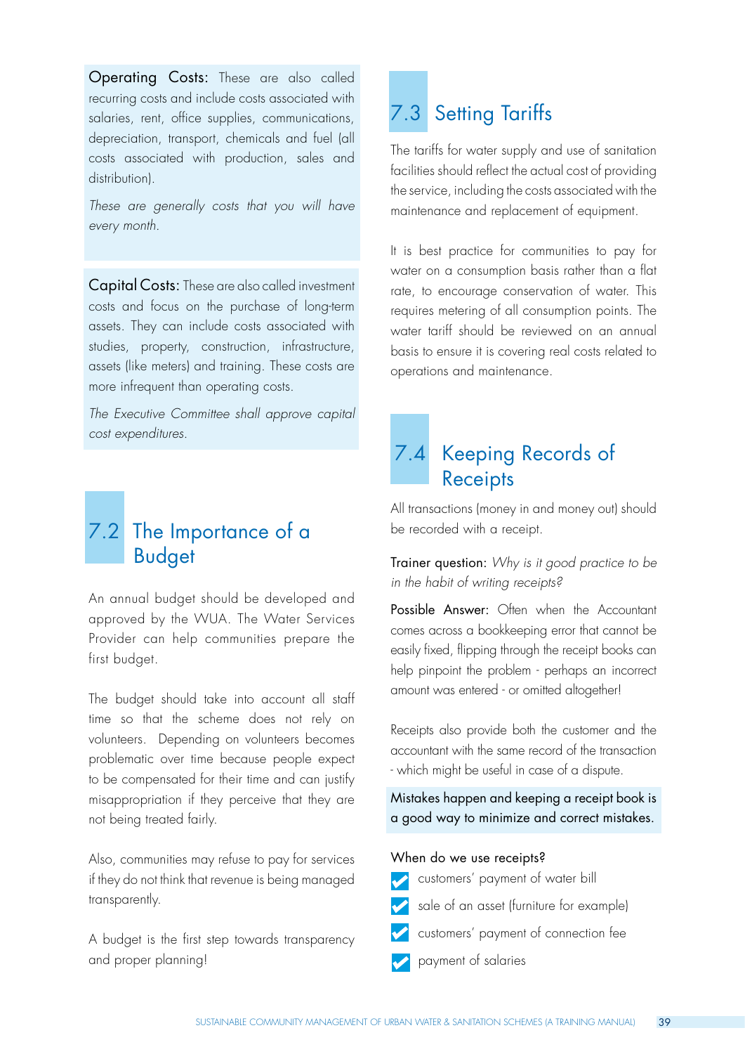**Operating Costs:** These are also called recurring costs and include costs associated with salaries, rent, office supplies, communications, depreciation, transport, chemicals and fuel (all costs associated with production, sales and distribution).

*These are generally costs that you will have every month.*

**Capital Costs:** These are also called investment costs and focus on the purchase of long-term assets. They can include costs associated with studies, property, construction, infrastructure, assets (like meters) and training. These costs are more infrequent than operating costs.

*The Executive Committee shall approve capital cost expenditures.*

## 7.2 The Importance of a Budget

An annual budget should be developed and approved by the WUA. The Water Services Provider can help communities prepare the first budget.

The budget should take into account all staff time so that the scheme does not rely on volunteers. Depending on volunteers becomes problematic over time because people expect to be compensated for their time and can justify misappropriation if they perceive that they are not being treated fairly.

Also, communities may refuse to pay for services if they do not think that revenue is being managed transparently.

A budget is the first step towards transparency and proper planning!

## 7.3 Setting Tariffs

The tariffs for water supply and use of sanitation facilities should reflect the actual cost of providing the service, including the costs associated with the maintenance and replacement of equipment.

It is best practice for communities to pay for water on a consumption basis rather than a flat rate, to encourage conservation of water. This requires metering of all consumption points. The water tariff should be reviewed on an annual basis to ensure it is covering real costs related to operations and maintenance.

## 7.4 Keeping Records of Receipts

All transactions (money in and money out) should be recorded with a receipt.

**Trainer question:** *Why is it good practice to be in the habit of writing receipts?*

**Possible Answer:** Often when the Accountant comes across a bookkeeping error that cannot be easily fixed, flipping through the receipt books can help pinpoint the problem - perhaps an incorrect amount was entered - or omitted altogether!

Receipts also provide both the customer and the accountant with the same record of the transaction - which might be useful in case of a dispute.

**Mistakes happen and keeping a receipt book is a good way to minimize and correct mistakes.**

**When do we use receipts?**

- ☑ customers' payment of water bill
- ☑ sale of an asset (furniture for example)
- ☑ customers' payment of connection fee
- ☑ payment of salaries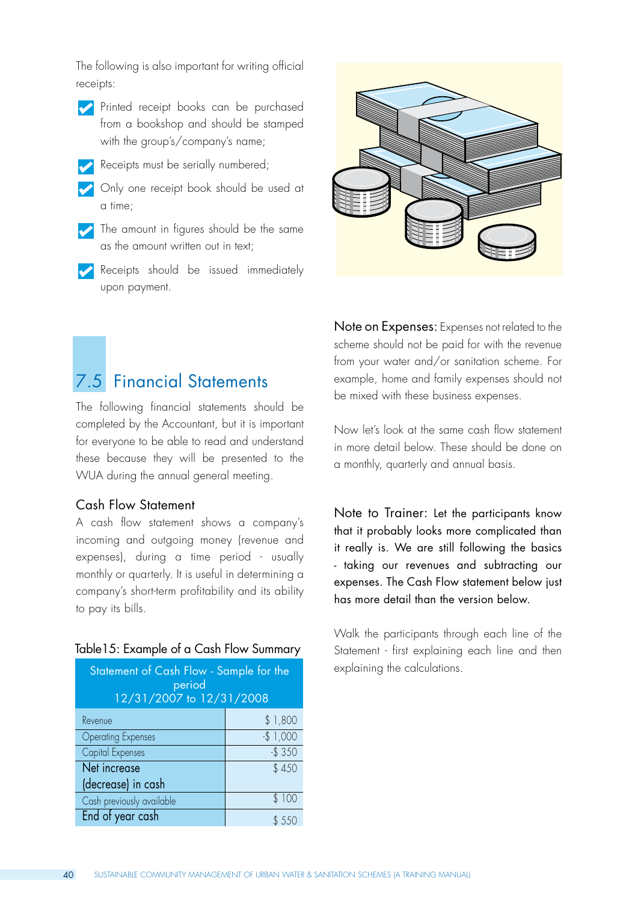The following is also important for writing official receipts:

- Printed receipt books can be purchased from a bookshop and should be stamped with the group's/company's name;
- Receipts must be serially numbered;
- Only one receipt book should be used at a time;
- The amount in figures should be the same as the amount written out in text;
- Receipts should be issued immediately upon payment.

## 7.5 Financial Statements

The following financial statements should be completed by the Accountant, but it is important for everyone to be able to read and understand these because they will be presented to the WUA during the annual general meeting.

### Cash Flow Statement

A cash flow statement shows a company's incoming and outgoing money (revenue and expenses), during a time period - usually monthly or quarterly. It is useful in determining a company's short-term profitability and its ability to pay its bills.

Table15: Example of a Cash Flow Summary

| Statement of Cash Flow - Sample for the period 12/31/2007 to 12/31/2008 | |
|---|---|
| Revenue | $ 1,800 |
| Operating Expenses | -$ 1,000 |
| Capital Expenses | -$ 350 |
| Net increase (decrease) in cash | $ 450 |
| Cash previously available | $ 100 |
| End of year cash | $ 550 |

**Note on Expenses:** Expenses not related to the scheme should not be paid for with the revenue from your water and/or sanitation scheme. For example, home and family expenses should not be mixed with these business expenses.

Now let's look at the same cash flow statement in more detail below. These should be done on a monthly, quarterly and annual basis.

**Note to Trainer:** Let the participants know that it probably looks more complicated than it really is. We are still following the basics - taking our revenues and subtracting our expenses. The Cash Flow statement below just has more detail than the version below.

Walk the participants through each line of the Statement - first explaining each line and then explaining the calculations.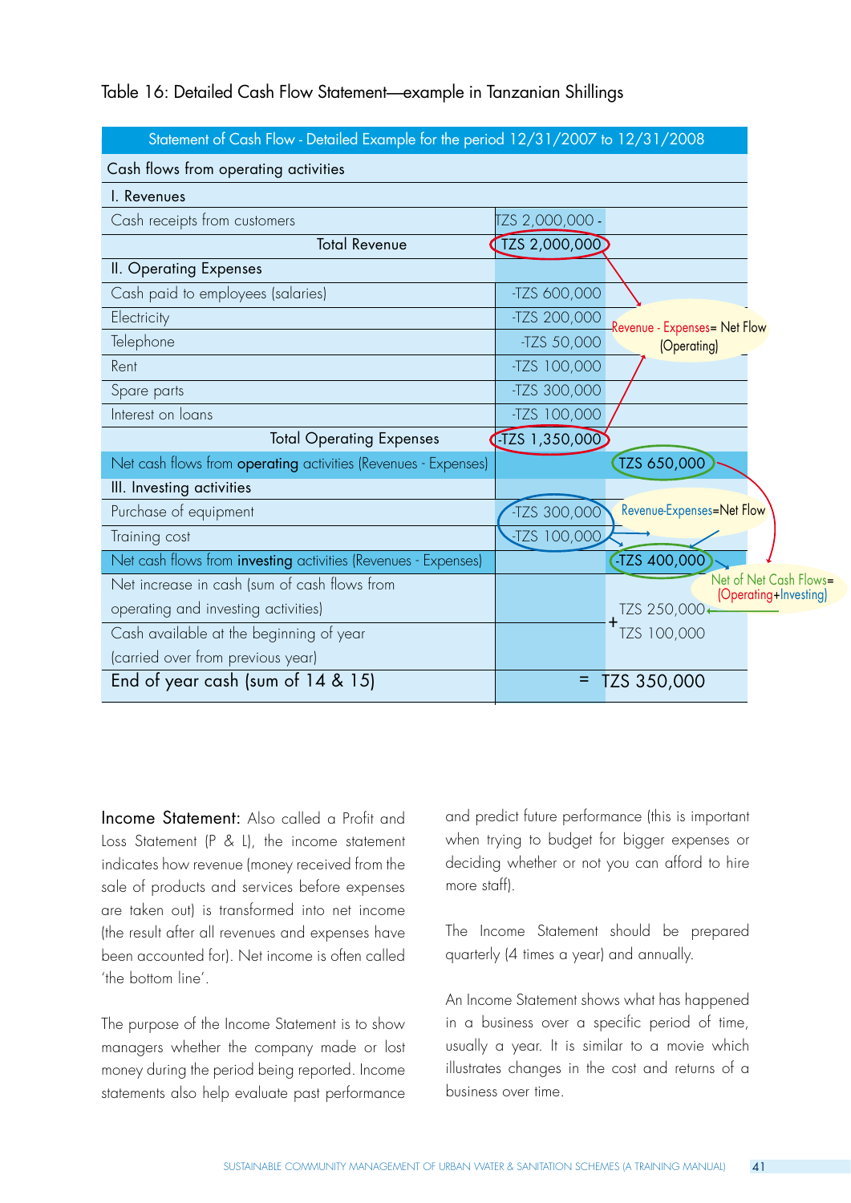Table 16: Detailed Cash Flow Statement—example in Tanzanian Shillings

| Statement of Cash Flow - Detailed Example for the period 12/31/2007 to 12/31/2008 | | |
|---|---|---|
| Cash flows from operating activities | | |
| I. Revenues | | |
| Cash receipts from customers | TZS 2,000,000 - | |
| Total Revenue | TZS 2,000,000 | |
| II. Operating Expenses | | |
| Cash paid to employees (salaries) | -TZS 600,000 | |
| Electricity | -TZS 200,000 | Revenue - Expenses= Net Flow (Operating) |
| Telephone | -TZS 50,000 | |
| Rent | -TZS 100,000 | |
| Spare parts | -TZS 300,000 | |
| Interest on loans | -TZS 100,000 | |
| Total Operating Expenses | -TZS 1,350,000 | |
| Net cash flows from **operating** activities (Revenues - Expenses) | | TZS 650,000 |
| III. Investing activities | | |
| Purchase of equipment | -TZS 300,000 | Revenue-Expenses=Net Flow |
| Training cost | -TZS 100,000 | |
| Net cash flows from **investing** activities (Revenues - Expenses) | | -TZS 400,000 |
| Net increase in cash (sum of cash flows from operating and investing activities) | | TZS 250,000 (Net of Net Cash Flows= (Operating+Investing)) |
| Cash available at the beginning of year (carried over from previous year) | | + TZS 100,000 |
| End of year cash (sum of 14 & 15) | | = TZS 350,000 |

**Income Statement:** Also called a Profit and Loss Statement (P & L), the income statement indicates how revenue (money received from the sale of products and services before expenses are taken out) is transformed into net income (the result after all revenues and expenses have been accounted for). Net income is often called 'the bottom line'.

The purpose of the Income Statement is to show managers whether the company made or lost money during the period being reported. Income statements also help evaluate past performance and predict future performance (this is important when trying to budget for bigger expenses or deciding whether or not you can afford to hire more staff).

The Income Statement should be prepared quarterly (4 times a year) and annually.

An Income Statement shows what has happened in a business over a specific period of time, usually a year. It is similar to a movie which illustrates changes in the cost and returns of a business over time.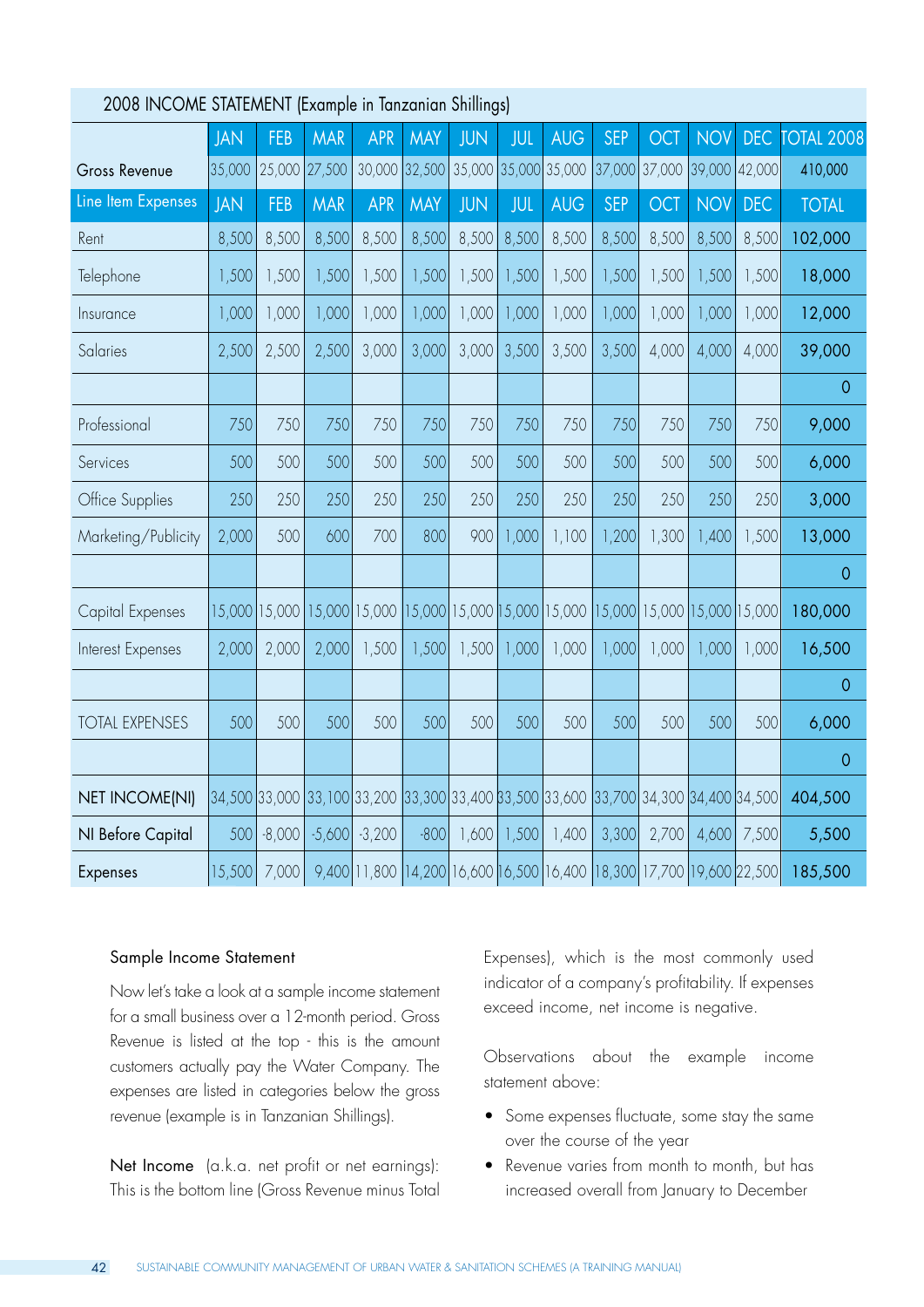| 2008 INCOME STATEMENT (Example in Tanzanian Shillings) | | | | | | | | | | | | | |
|---|---|---|---|---|---|---|---|---|---|---|---|---|---|
| | JAN | FEB | MAR | APR | MAY | JUN | JUL | AUG | SEP | OCT | NOV | DEC | TOTAL 2008 |
| Gross Revenue | 35,000 | 25,000 | 27,500 | 30,000 | 32,500 | 35,000 | 35,000 | 35,000 | 37,000 | 37,000 | 39,000 | 42,000 | 410,000 |
| Line Item Expenses | JAN | FEB | MAR | APR | MAY | JUN | JUL | AUG | SEP | OCT | NOV | DEC | TOTAL |
| Rent | 8,500 | 8,500 | 8,500 | 8,500 | 8,500 | 8,500 | 8,500 | 8,500 | 8,500 | 8,500 | 8,500 | 8,500 | 102,000 |
| Telephone | 1,500 | 1,500 | 1,500 | 1,500 | 1,500 | 1,500 | 1,500 | 1,500 | 1,500 | 1,500 | 1,500 | 1,500 | 18,000 |
| Insurance | 1,000 | 1,000 | 1,000 | 1,000 | 1,000 | 1,000 | 1,000 | 1,000 | 1,000 | 1,000 | 1,000 | 1,000 | 12,000 |
| Salaries | 2,500 | 2,500 | 2,500 | 3,000 | 3,000 | 3,000 | 3,500 | 3,500 | 3,500 | 4,000 | 4,000 | 4,000 | 39,000 |
| | | | | | | | | | | | | | 0 |
| Professional | 750 | 750 | 750 | 750 | 750 | 750 | 750 | 750 | 750 | 750 | 750 | 750 | 9,000 |
| Services | 500 | 500 | 500 | 500 | 500 | 500 | 500 | 500 | 500 | 500 | 500 | 500 | 6,000 |
| Office Supplies | 250 | 250 | 250 | 250 | 250 | 250 | 250 | 250 | 250 | 250 | 250 | 250 | 3,000 |
| Marketing/Publicity | 2,000 | 500 | 600 | 700 | 800 | 900 | 1,000 | 1,100 | 1,200 | 1,300 | 1,400 | 1,500 | 13,000 |
| | | | | | | | | | | | | | 0 |
| Capital Expenses | 15,000 | 15,000 | 15,000 | 15,000 | 15,000 | 15,000 | 15,000 | 15,000 | 15,000 | 15,000 | 15,000 | 15,000 | 180,000 |
| Interest Expenses | 2,000 | 2,000 | 2,000 | 1,500 | 1,500 | 1,500 | 1,000 | 1,000 | 1,000 | 1,000 | 1,000 | 1,000 | 16,500 |
| | | | | | | | | | | | | | 0 |
| TOTAL EXPENSES | 500 | 500 | 500 | 500 | 500 | 500 | 500 | 500 | 500 | 500 | 500 | 500 | 6,000 |
| | | | | | | | | | | | | | 0 |
| NET INCOME(NI) | 34,500 | 33,000 | 33,100 | 33,200 | 33,300 | 33,400 | 33,500 | 33,600 | 33,700 | 34,300 | 34,400 | 34,500 | 404,500 |
| NI Before Capital | 500 | -8,000 | -5,600 | -3,200 | -800 | 1,600 | 1,500 | 1,400 | 3,300 | 2,700 | 4,600 | 7,500 | 5,500 |
| Expenses | 15,500 | 7,000 | 9,400 | 11,800 | 14,200 | 16,600 | 16,500 | 16,400 | 18,300 | 17,700 | 19,600 | 22,500 | 185,500 |

### Sample Income Statement

Now let's take a look at a sample income statement for a small business over a 12-month period. Gross Revenue is listed at the top - this is the amount customers actually pay the Water Company. The expenses are listed in categories below the gross revenue (example is in Tanzanian Shillings).

Net Income (a.k.a. net profit or net earnings): This is the bottom line (Gross Revenue minus Total Expenses), which is the most commonly used indicator of a company's profitability. If expenses exceed income, net income is negative.

Observations about the example income statement above:

- Some expenses fluctuate, some stay the same over the course of the year
- Revenue varies from month to month, but has increased overall from January to December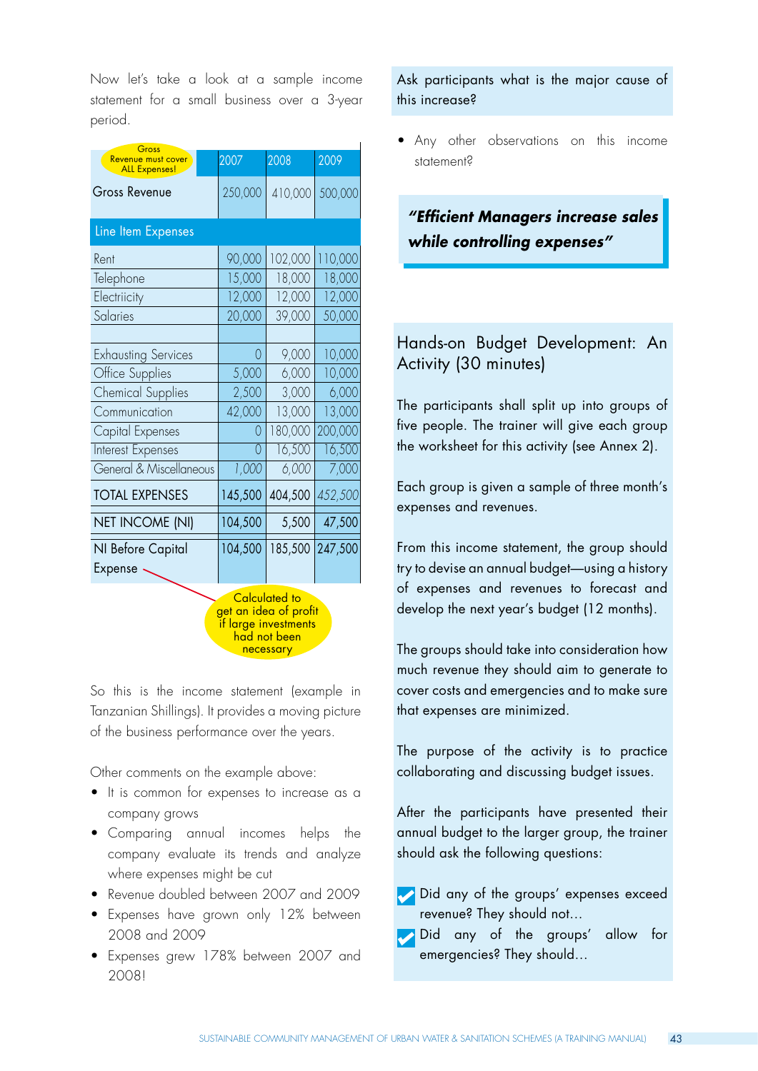Now let's take a look at a sample income statement for a small business over a 3-year period.

| Gross Revenue must cover ALL Expenses! | 2007 | 2008 | 2009 |
|---|---|---|---|
| Gross Revenue | 250,000 | 410,000 | 500,000 |
| **Line Item Expenses** | | | |
| Rent | 90,000 | 102,000 | 110,000 |
| Telephone | 15,000 | 18,000 | 18,000 |
| Electriicity | 12,000 | 12,000 | 12,000 |
| Salaries | 20,000 | 39,000 | 50,000 |
| | | | |
| Exhausting Services | 0 | 9,000 | 10,000 |
| Office Supplies | 5,000 | 6,000 | 10,000 |
| Chemical Supplies | 2,500 | 3,000 | 6,000 |
| Communication | 42,000 | 13,000 | 13,000 |
| Capital Expenses | 0 | 180,000 | 200,000 |
| Interest Expenses | 0 | 16,500 | 16,500 |
| General & Miscellaneous | 1,000 | 6,000 | 7,000 |
| TOTAL EXPENSES | 145,500 | 404,500 | 452,500 |
| NET INCOME (NI) | 104,500 | 5,500 | 47,500 |
| NI Before Capital Expense | 104,500 | 185,500 | 247,500 |

Calculated to get an idea of profit if large investments had not been necessary

So this is the income statement (example in Tanzanian Shillings). It provides a moving picture of the business performance over the years.

Other comments on the example above:

- It is common for expenses to increase as a company grows
- Comparing annual incomes helps the company evaluate its trends and analyze where expenses might be cut
- Revenue doubled between 2007 and 2009
- Expenses have grown only 12% between 2008 and 2009
- Expenses grew 178% between 2007 and 2008!

Ask participants what is the major cause of this increase?

- Any other observations on this income statement?

***"Efficient Managers increase sales while controlling expenses"***

## Hands-on Budget Development: An Activity (30 minutes)

The participants shall split up into groups of five people. The trainer will give each group the worksheet for this activity (see Annex 2).

Each group is given a sample of three month's expenses and revenues.

From this income statement, the group should try to devise an annual budget—using a history of expenses and revenues to forecast and develop the next year's budget (12 months).

The groups should take into consideration how much revenue they should aim to generate to cover costs and emergencies and to make sure that expenses are minimized.

The purpose of the activity is to practice collaborating and discussing budget issues.

After the participants have presented their annual budget to the larger group, the trainer should ask the following questions:

- ✔ Did any of the groups' expenses exceed revenue? They should not...
- ✔ Did any of the groups' allow for emergencies? They should...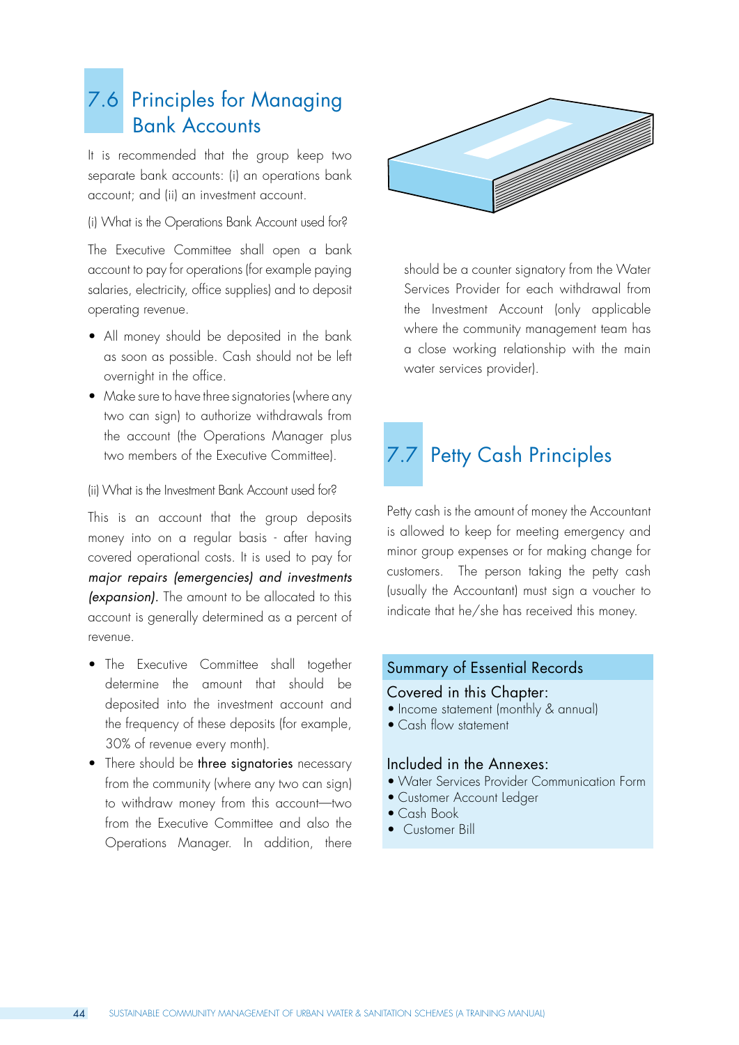## 7.6 Principles for Managing Bank Accounts

It is recommended that the group keep two separate bank accounts: (i) an operations bank account; and (ii) an investment account.

(i) What is the Operations Bank Account used for?

The Executive Committee shall open a bank account to pay for operations (for example paying salaries, electricity, office supplies) and to deposit operating revenue.

- All money should be deposited in the bank as soon as possible. Cash should not be left overnight in the office.
- Make sure to have three signatories (where any two can sign) to authorize withdrawals from the account (the Operations Manager plus two members of the Executive Committee).

(ii) What is the Investment Bank Account used for?

This is an account that the group deposits money into on a regular basis - after having covered operational costs. It is used to pay for *major repairs (emergencies) and investments (expansion).* The amount to be allocated to this account is generally determined as a percent of revenue.

- The Executive Committee shall together determine the amount that should be deposited into the investment account and the frequency of these deposits (for example, 30% of revenue every month).
- There should be **three signatories** necessary from the community (where any two can sign) to withdraw money from this account—two from the Executive Committee and also the Operations Manager. In addition, there should be a counter signatory from the Water Services Provider for each withdrawal from the Investment Account (only applicable where the community management team has a close working relationship with the main water services provider).

## 7.7 Petty Cash Principles

Petty cash is the amount of money the Accountant is allowed to keep for meeting emergency and minor group expenses or for making change for customers. The person taking the petty cash (usually the Accountant) must sign a voucher to indicate that he/she has received this money.

### Summary of Essential Records

**Covered in this Chapter:**
- Income statement (monthly & annual)
- Cash flow statement

**Included in the Annexes:**
- Water Services Provider Communication Form
- Customer Account Ledger
- Cash Book
- Customer Bill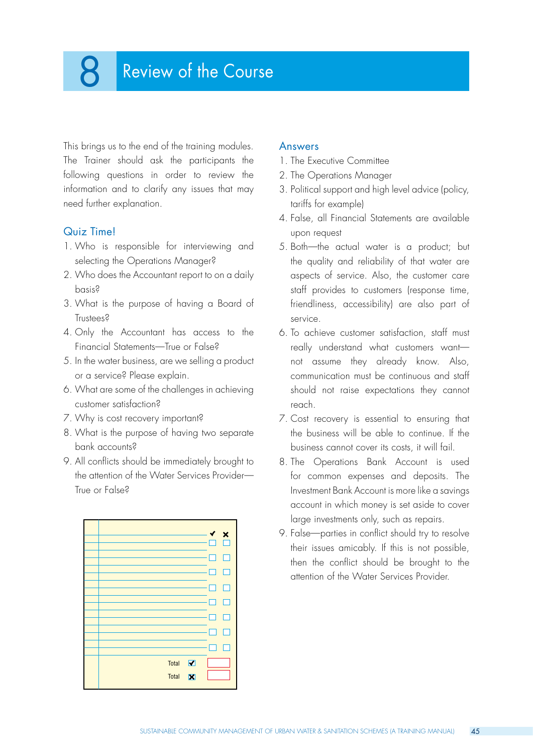# 8 Review of the Course

This brings us to the end of the training modules. The Trainer should ask the participants the following questions in order to review the information and to clarify any issues that may need further explanation.

## Quiz Time!

1. Who is responsible for interviewing and selecting the Operations Manager?
2. Who does the Accountant report to on a daily basis?
3. What is the purpose of having a Board of Trustees?
4. Only the Accountant has access to the Financial Statements—True or False?
5. In the water business, are we selling a product or a service? Please explain.
6. What are some of the challenges in achieving customer satisfaction?
7. Why is cost recovery important?
8. What is the purpose of having two separate bank accounts?
9. All conflicts should be immediately brought to the attention of the Water Services Provider—True or False?

|  | ✔ | ✘ |
|---|---|---|
|  | ☐ | ☐ |
|  | ☐ | ☐ |
|  | ☐ | ☐ |
|  | ☐ | ☐ |
|  | ☐ | ☐ |
|  | ☐ | ☐ |
|  | ☐ | ☐ |
|  | ☐ | ☐ |
| Total ✔ |  |  |
| Total ✘ |  |  |

## Answers

1. The Executive Committee
2. The Operations Manager
3. Political support and high level advice (policy, tariffs for example)
4. False, all Financial Statements are available upon request
5. Both—the actual water is a product; but the quality and reliability of that water are aspects of service. Also, the customer care staff provides to customers (response time, friendliness, accessibility) are also part of service.
6. To achieve customer satisfaction, staff must really understand what customers want—not assume they already know. Also, communication must be continuous and staff should not raise expectations they cannot reach.
7. Cost recovery is essential to ensuring that the business will be able to continue. If the business cannot cover its costs, it will fail.
8. The Operations Bank Account is used for common expenses and deposits. The Investment Bank Account is more like a savings account in which money is set aside to cover large investments only, such as repairs.
9. False—parties in conflict should try to resolve their issues amicably. If this is not possible, then the conflict should be brought to the attention of the Water Services Provider.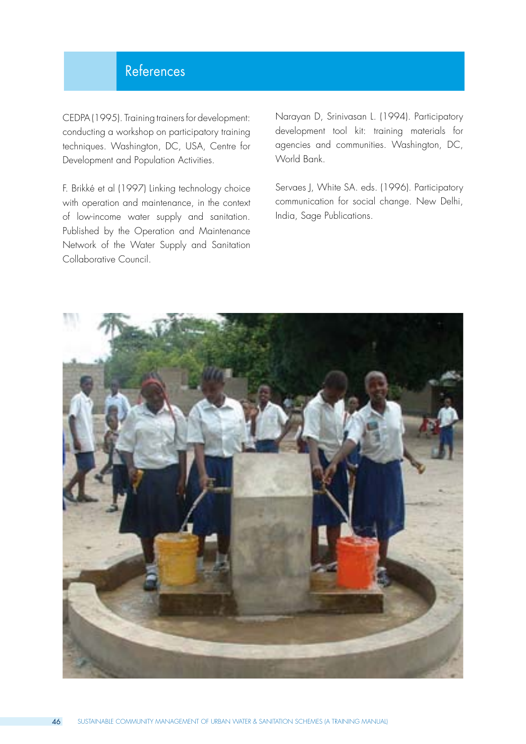# References

CEDPA (1995). Training trainers for development: conducting a workshop on participatory training techniques. Washington, DC, USA, Centre for Development and Population Activities.

F. Brikké et al (1997) Linking technology choice with operation and maintenance, in the context of low-income water supply and sanitation. Published by the Operation and Maintenance Network of the Water Supply and Sanitation Collaborative Council.

Narayan D, Srinivasan L. (1994). Participatory development tool kit: training materials for agencies and communities. Washington, DC, World Bank.

Servaes J, White SA. eds. (1996). Participatory communication for social change. New Delhi, India, Sage Publications.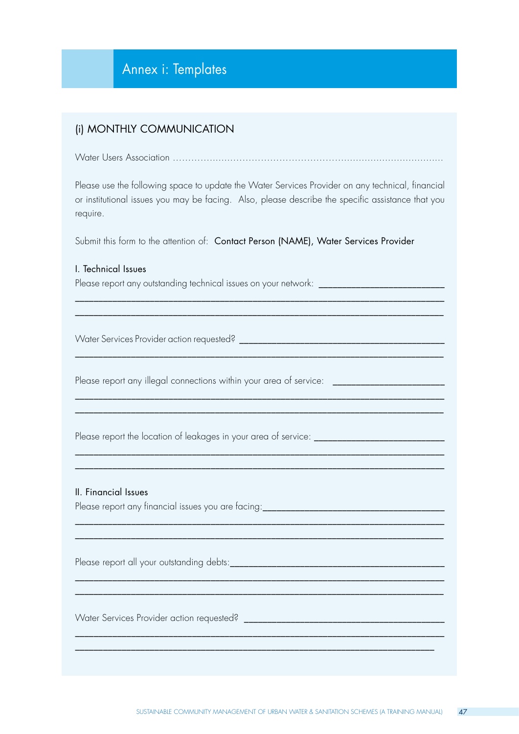# Annex i: Templates

## (i) MONTHLY COMMUNICATION

Water Users Association ………………………………………………………………………………

Please use the following space to update the Water Services Provider on any technical, financial or institutional issues you may be facing. Also, please describe the specific assistance that you require.

Submit this form to the attention of: Contact Person (NAME), Water Services Provider

### I. Technical Issues

Please report any outstanding technical issues on your network: ___________________________

_______________________________________________________________________________

_______________________________________________________________________________

Water Services Provider action requested? _____________________________________________

_______________________________________________________________________________

Please report any illegal connections within your area of service: ________________________

_______________________________________________________________________________

_______________________________________________________________________________

Please report the location of leakages in your area of service: __________________________

_______________________________________________________________________________

_______________________________________________________________________________

### II. Financial Issues

Please report any financial issues you are facing:_______________________________________

_______________________________________________________________________________

_______________________________________________________________________________

Please report all your outstanding debts:_______________________________________________

_______________________________________________________________________________

_______________________________________________________________________________

Water Services Provider action requested? _____________________________________________

_______________________________________________________________________________

_______________________________________________________________________________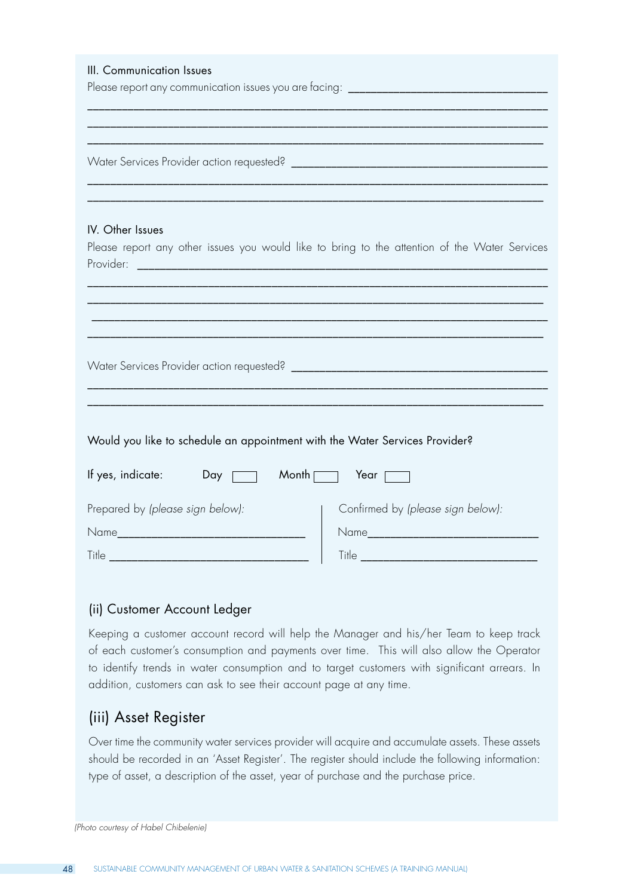III. Communication Issues

Please report any communication issues you are facing: ______________________________

_____________________________________________________________________

_____________________________________________________________________

_____________________________________________________________________

Water Services Provider action requested? ____________________________________

_____________________________________________________________________

_____________________________________________________________________

IV. Other Issues

Please report any other issues you would like to bring to the attention of the Water Services Provider: ______________________________________________________________

_____________________________________________________________________

_____________________________________________________________________

_____________________________________________________________________

_____________________________________________________________________

Water Services Provider action requested? ____________________________________

_____________________________________________________________________

_____________________________________________________________________

Would you like to schedule an appointment with the Water Services Provider?

If yes, indicate: Day [ ] Month [ ] Year [ ]

| Prepared by *(please sign below)*: | Confirmed by *(please sign below)*: |
|---|---|
| Name______________________________ | Name___________________________ |
| Title ______________________________ | Title ___________________________ |

## (ii) Customer Account Ledger

Keeping a customer account record will help the Manager and his/her Team to keep track of each customer's consumption and payments over time. This will also allow the Operator to identify trends in water consumption and to target customers with significant arrears. In addition, customers can ask to see their account page at any time.

## (iii) Asset Register

Over time the community water services provider will acquire and accumulate assets. These assets should be recorded in an 'Asset Register'. The register should include the following information: type of asset, a description of the asset, year of purchase and the purchase price.

*(Photo courtesy of Habel Chibelenie)*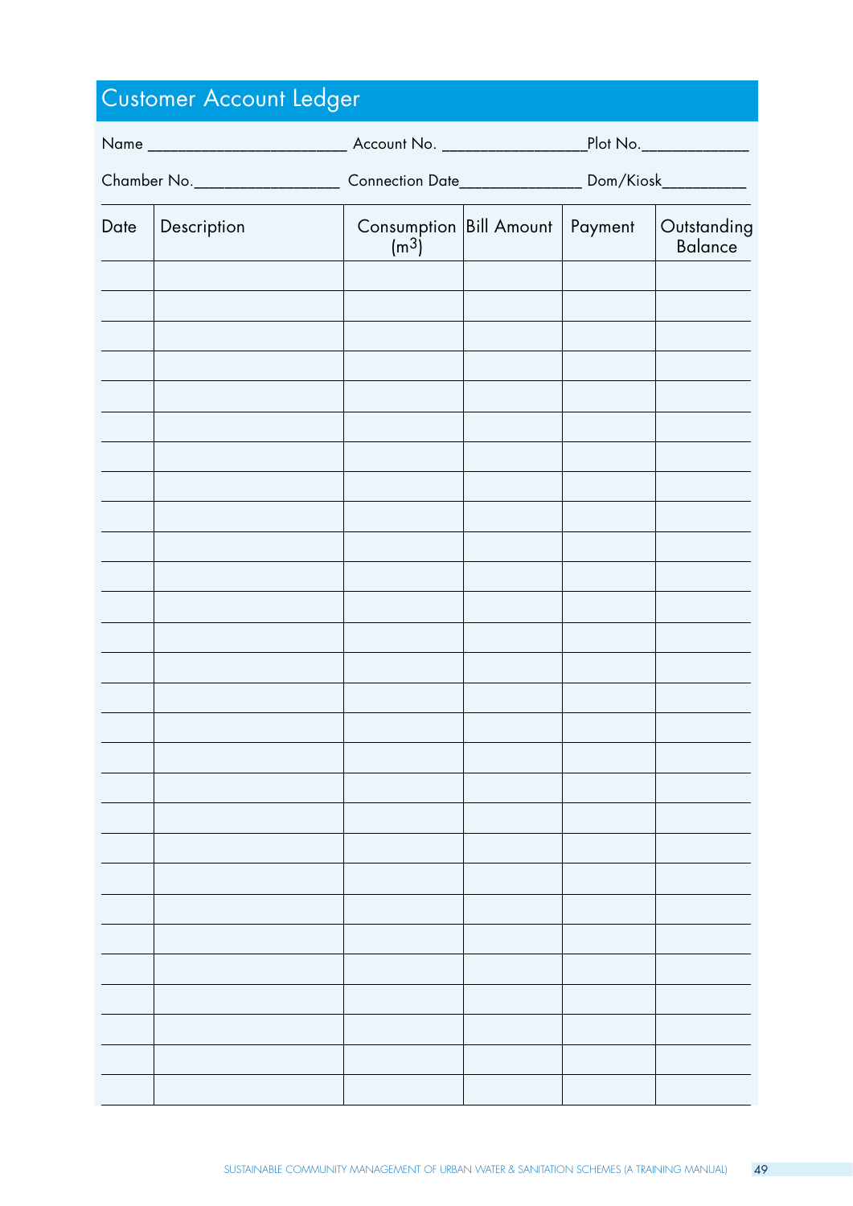# Customer Account Ledger

Name ________________________ Account No. _________________Plot No._____________

Chamber No._________________ Connection Date______________ Dom/Kiosk__________

| Date | Description | Consumption $(m^3)$ | Bill Amount | Payment | Outstanding Balance |
|---|---|---|---|---|---|
| | | | | | |
| | | | | | |
| | | | | | |
| | | | | | |
| | | | | | |
| | | | | | |
| | | | | | |
| | | | | | |
| | | | | | |
| | | | | | |
| | | | | | |
| | | | | | |
| | | | | | |
| | | | | | |
| | | | | | |
| | | | | | |
| | | | | | |
| | | | | | |
| | | | | | |
| | | | | | |
| | | | | | |
| | | | | | |
| | | | | | |
| | | | | | |
| | | | | | |
| | | | | | |
| | | | | | |
| | | | | | |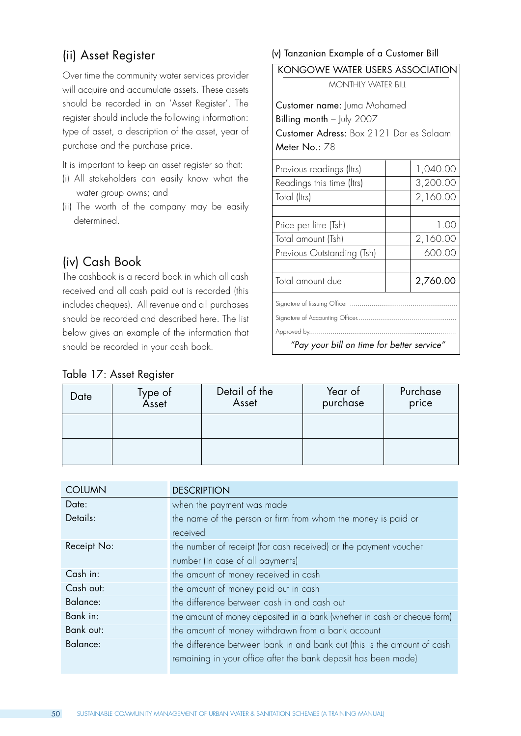## (ii) Asset Register

Over time the community water services provider will acquire and accumulate assets. These assets should be recorded in an 'Asset Register'. The register should include the following information: type of asset, a description of the asset, year of purchase and the purchase price.

It is important to keep an asset register so that:

(i) All stakeholders can easily know what the water group owns; and

(ii) The worth of the company may be easily determined.

## (iv) Cash Book

The cashbook is a record book in which all cash received and all cash paid out is recorded (this includes cheques). All revenue and all purchases should be recorded and described here. The list below gives an example of the information that should be recorded in your cash book.

(v) Tanzanian Example of a Customer Bill

**KONGOWE WATER USERS ASSOCIATION**

MONTHLY WATER BILL

**Customer name:** Juma Mohamed
**Billing month** – July 2007
**Customer Adress:** Box 2121 Dar es Salaam
**Meter No.:** 78

| | | |
|---|---|---|
| Previous readings (ltrs) | | 1,040.00 |
| Readings this time (ltrs) | | 3,200.00 |
| Total (ltrs) | | 2,160.00 |
| | | |
| Price per litre (Tsh) | | 1.00 |
| Total amount (Tsh) | | 2,160.00 |
| Previous Outstanding (Tsh) | | 600.00 |
| | | |
| Total amount due | | **2,760.00** |

Signature of Issuing Officer .......................................................

Signature of Accounting Officer.......................................................

Approved by.......................................................

*"Pay your bill on time for better service"*

Table 17: Asset Register

| Date | Type of Asset | Detail of the Asset | Year of purchase | Purchase price |
|---|---|---|---|---|
| | | | | |
| | | | | |

| COLUMN | DESCRIPTION |
|---|---|
| Date: | when the payment was made |
| Details: | the name of the person or firm from whom the money is paid or received |
| Receipt No: | the number of receipt (for cash received) or the payment voucher number (in case of all payments) |
| Cash in: | the amount of money received in cash |
| Cash out: | the amount of money paid out in cash |
| Balance: | the difference between cash in and cash out |
| Bank in: | the amount of money deposited in a bank (whether in cash or cheque form) |
| Bank out: | the amount of money withdrawn from a bank account |
| Balance: | the difference between bank in and bank out (this is the amount of cash remaining in your office after the bank deposit has been made) |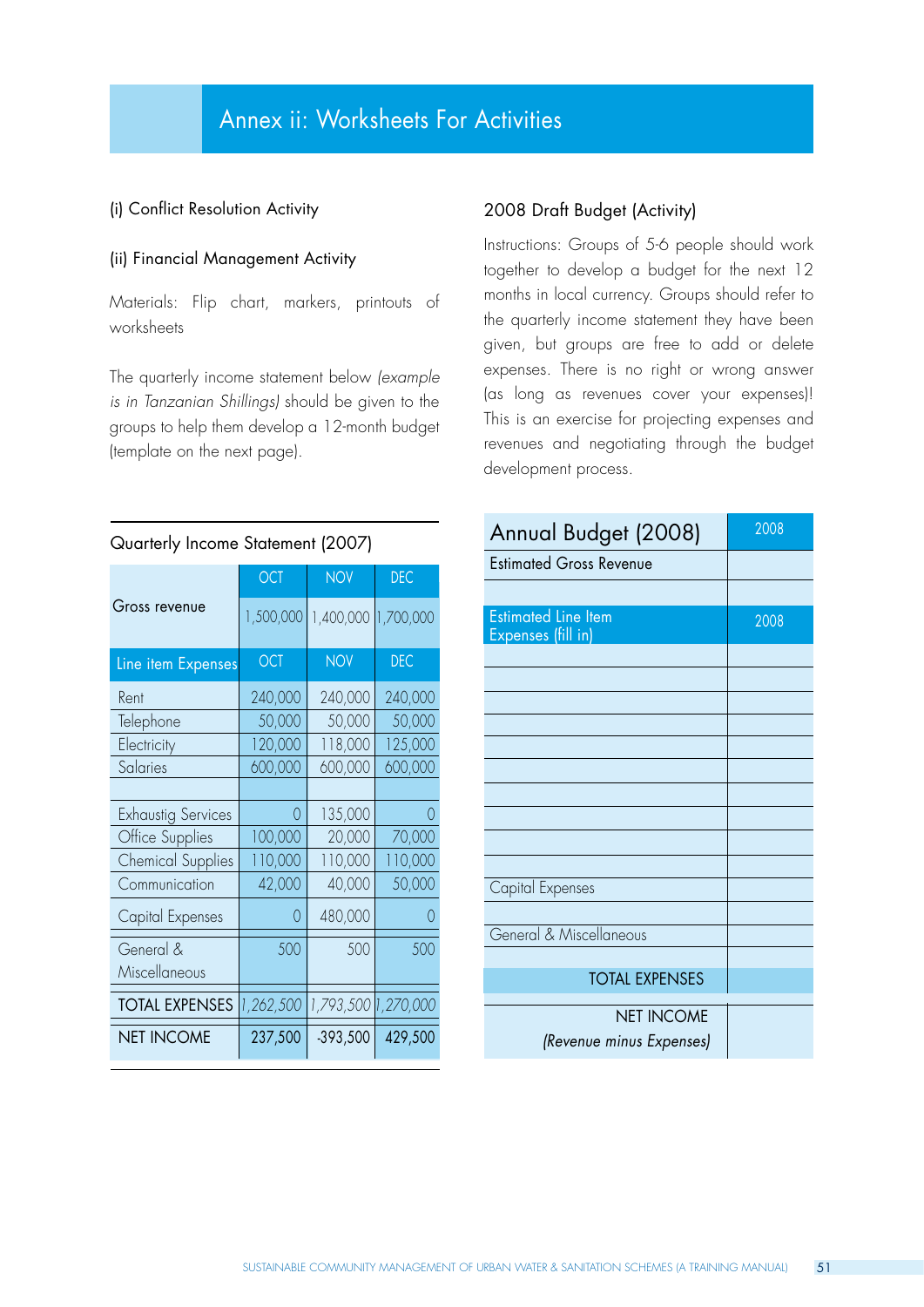# Annex ii: Worksheets For Activities

(i) Conflict Resolution Activity

(ii) Financial Management Activity

Materials: Flip chart, markers, printouts of worksheets

The quarterly income statement below *(example is in Tanzanian Shillings)* should be given to the groups to help them develop a 12-month budget (template on the next page).

Quarterly Income Statement (2007)

| | OCT | NOV | DEC |
|---|---|---|---|
| Gross revenue | 1,500,000 | 1,400,000 | 1,700,000 |
| **Line item Expenses** | **OCT** | **NOV** | **DEC** |
| Rent | 240,000 | 240,000 | 240,000 |
| Telephone | 50,000 | 50,000 | 50,000 |
| Electricity | 120,000 | 118,000 | 125,000 |
| Salaries | 600,000 | 600,000 | 600,000 |
| | | | |
| Exhaustig Services | 0 | 135,000 | 0 |
| Office Supplies | 100,000 | 20,000 | 70,000 |
| Chemical Supplies | 110,000 | 110,000 | 110,000 |
| Communication | 42,000 | 40,000 | 50,000 |
| Capital Expenses | 0 | 480,000 | 0 |
| General & Miscellaneous | 500 | 500 | 500 |
| TOTAL EXPENSES | *1,262,500* | *1,793,500* | *1,270,000* |
| NET INCOME | 237,500 | -393,500 | 429,500 |

## 2008 Draft Budget (Activity)

Instructions: Groups of 5-6 people should work together to develop a budget for the next 12 months in local currency. Groups should refer to the quarterly income statement they have been given, but groups are free to add or delete expenses. There is no right or wrong answer (as long as revenues cover your expenses)! This is an exercise for projecting expenses and revenues and negotiating through the budget development process.

| Annual Budget (2008) | 2008 |
|---|---|
| Estimated Gross Revenue | |
| | |
| **Estimated Line Item Expenses (fill in)** | **2008** |
| | |
| | |
| | |
| | |
| | |
| | |
| | |
| | |
| | |
| | |
| Capital Expenses | |
| | |
| General & Miscellaneous | |
| | |
| TOTAL EXPENSES | |
| NET INCOME *(Revenue minus Expenses)* | |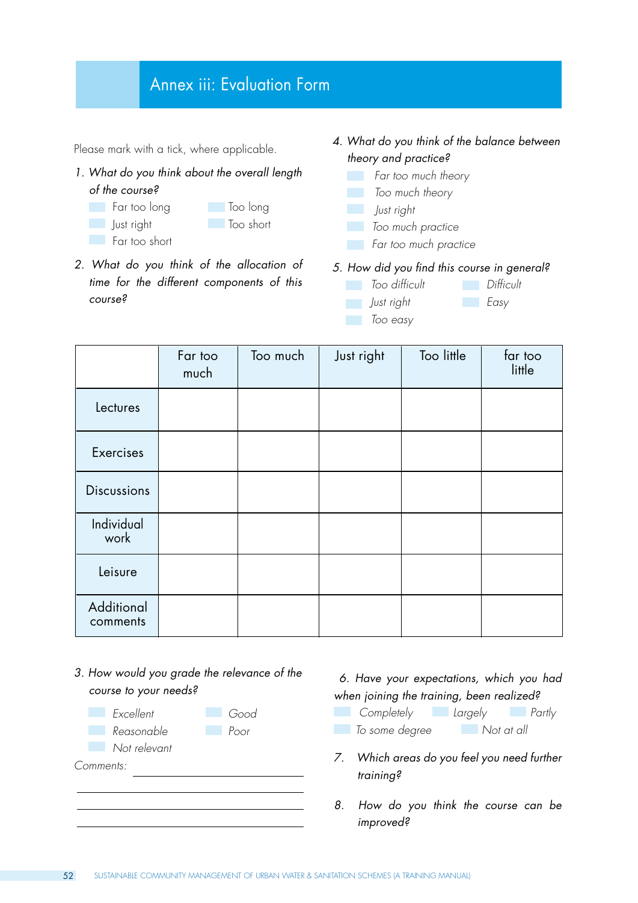# Annex iii: Evaluation Form

Please mark with a tick, where applicable.

1. *What do you think about the overall length of the course?*
   - Far too long
   - Too long
   - Just right
   - Too short
   - Far too short

2. *What do you think of the allocation of time for the different components of this course?*

3. *How would you grade the relevance of the course to your needs?*
   - *Excellent*
   - *Good*
   - *Reasonable*
   - *Poor*
   - *Not relevant*

   *Comments:* ______________________________

4. *What do you think of the balance between theory and practice?*
   - *Far too much theory*
   - *Too much theory*
   - *Just right*
   - *Too much practice*
   - *Far too much practice*

5. *How did you find this course in general?*
   - *Too difficult*
   - *Difficult*
   - *Just right*
   - *Easy*
   - *Too easy*

| | Far too much | Too much | Just right | Too little | far too little |
|---|---|---|---|---|---|
| Lectures | | | | | |
| Exercises | | | | | |
| Discussions | | | | | |
| Individual work | | | | | |
| Leisure | | | | | |
| Additional comments | | | | | |

6. *Have your expectations, which you had when joining the training, been realized?*
   - *Completely*
   - *Largely*
   - *Partly*
   - *To some degree*
   - *Not at all*

7. *Which areas do you feel you need further training?*

8. *How do you think the course can be improved?*